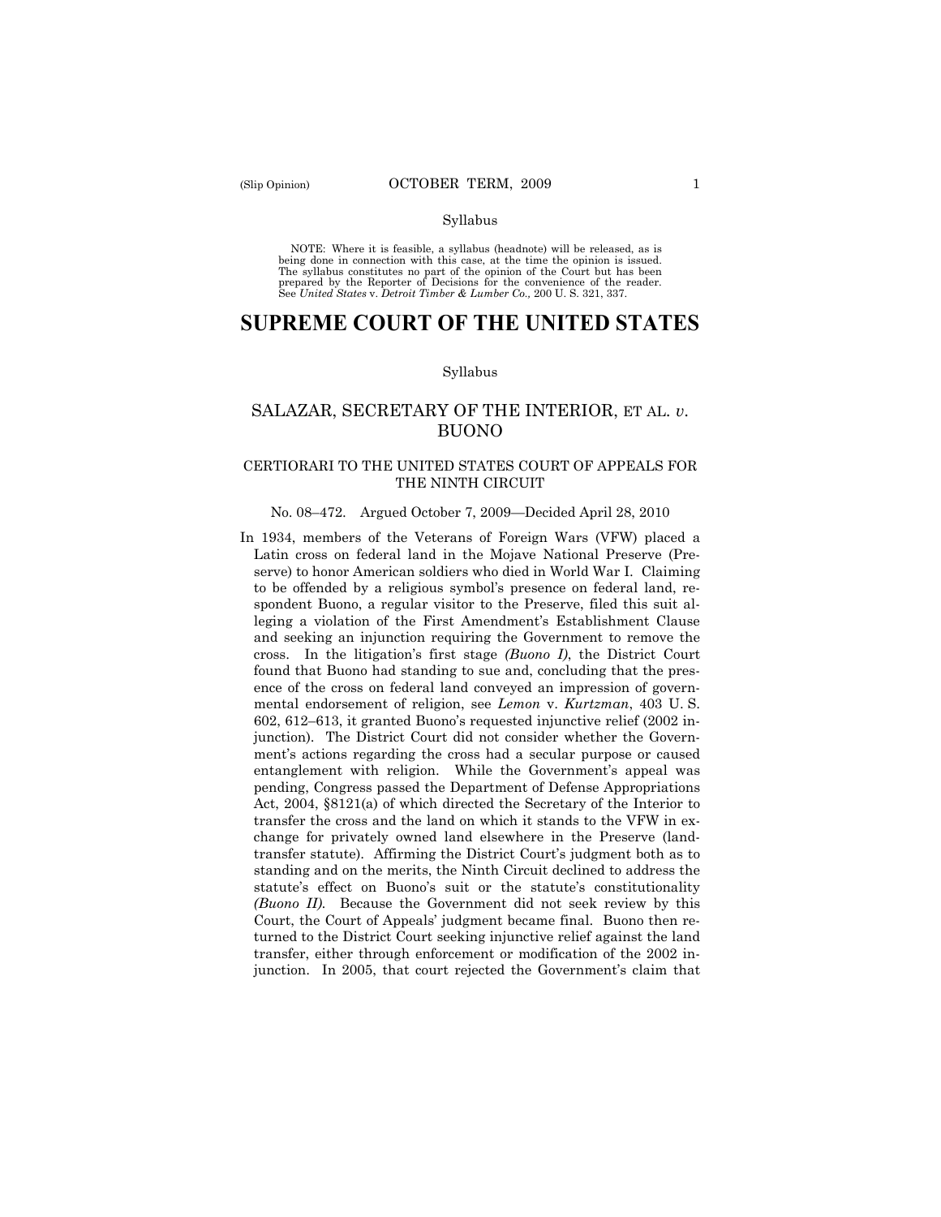Syllabus

NOTE: Where it is feasible, a syllabus (headnote) will be released, as is being done in connection with this case, at the time the opinion is issued. The syllabus constitutes no part of the opinion of the Court but has been prepared by the Reporter of Decisions for the convenience of the reader. See *United States* v. *Detroit Timber & Lumber Co.,* 200 U. S. 321, 337.

# SUPREME COURT OF THE UNITED STATES

Syllabus

## SALAZAR, SECRETARY OF THE INTERIOR, ET AL. *v.* BUONO

### CERTIORARI TO THE UNITED STATES COURT OF APPEALS FOR THE NINTH CIRCUIT

No. 08–472. Argued October 7, 2009—Decided April 28, 2010

In 1934, members of the Veterans of Foreign Wars (VFW) placed a Latin cross on federal land in the Mojave National Preserve (Preserve) to honor American soldiers who died in World War I. Claiming to be offended by a religious symbol's presence on federal land, respondent Buono, a regular visitor to the Preserve, filed this suit alleging a violation of the First Amendment's Establishment Clause and seeking an injunction requiring the Government to remove the cross. In the litigation's first stage *(Buono I)*, the District Court found that Buono had standing to sue and, concluding that the presence of the cross on federal land conveyed an impression of governmental endorsement of religion, see *Lemon* v. *Kurtzman*, 403 U. S. 602, 612–613, it granted Buono's requested injunctive relief (2002 injunction). The District Court did not consider whether the Government's actions regarding the cross had a secular purpose or caused entanglement with religion. While the Government's appeal was pending, Congress passed the Department of Defense Appropriations Act, 2004, §8121(a) of which directed the Secretary of the Interior to transfer the cross and the land on which it stands to the VFW in exchange for privately owned land elsewhere in the Preserve (land-transfer statute). Affirming the District Court's judgment both as to standing and on the merits, the Ninth Circuit declined to address the statute's effect on Buono's suit or the statute's constitutionality *(Buono II)*. Because the Government did not seek review by this Court, the Court of Appeals' judgment became final. Buono then returned to the District Court seeking injunctive relief against the land transfer, either through enforcement or modification of the 2002 injunction. In 2005, that court rejected the Government's claim that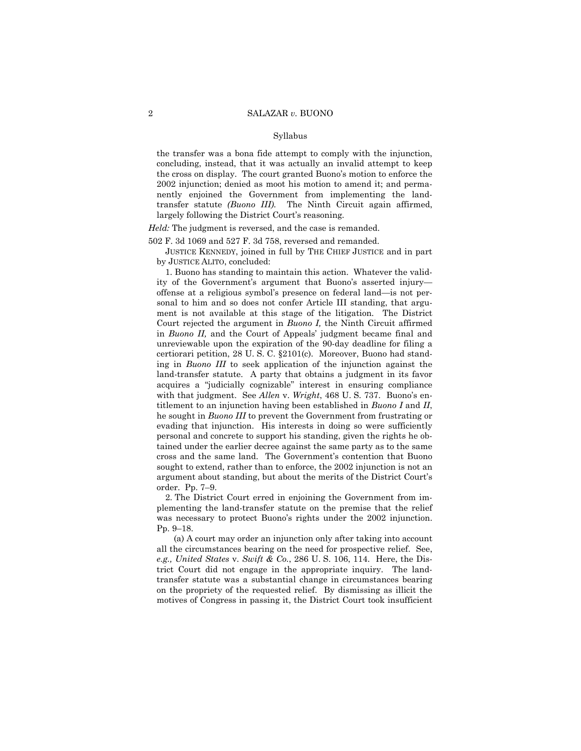Syllabus

the transfer was a bona fide attempt to comply with the injunction, concluding, instead, that it was actually an invalid attempt to keep the cross on display. The court granted Buono's motion to enforce the 2002 injunction; denied as moot his motion to amend it; and permanently enjoined the Government from implementing the land-transfer statute *(Buono III)*. The Ninth Circuit again affirmed, largely following the District Court's reasoning.

*Held:* The judgment is reversed, and the case is remanded.

502 F. 3d 1069 and 527 F. 3d 758, reversed and remanded.

JUSTICE KENNEDY, joined in full by THE CHIEF JUSTICE and in part by JUSTICE ALITO, concluded:

1. Buono has standing to maintain this action. Whatever the validity of the Government's argument that Buono's asserted injury—offense at a religious symbol's presence on federal land—is not personal to him and so does not confer Article III standing, that argument is not available at this stage of the litigation. The District Court rejected the argument in *Buono I,* the Ninth Circuit affirmed in *Buono II,* and the Court of Appeals' judgment became final and unreviewable upon the expiration of the 90-day deadline for filing a certiorari petition, 28 U. S. C. §2101(c). Moreover, Buono had standing in *Buono III* to seek application of the injunction against the land-transfer statute. A party that obtains a judgment in its favor acquires a "judicially cognizable" interest in ensuring compliance with that judgment. See *Allen* v. *Wright*, 468 U. S. 737. Buono's entitlement to an injunction having been established in *Buono I* and *II*, he sought in *Buono III* to prevent the Government from frustrating or evading that injunction. His interests in doing so were sufficiently personal and concrete to support his standing, given the rights he obtained under the earlier decree against the same party as to the same cross and the same land. The Government's contention that Buono sought to extend, rather than to enforce, the 2002 injunction is not an argument about standing, but about the merits of the District Court's order. Pp. 7–9.

2. The District Court erred in enjoining the Government from implementing the land-transfer statute on the premise that the relief was necessary to protect Buono's rights under the 2002 injunction. Pp. 9–18.

(a) A court may order an injunction only after taking into account all the circumstances bearing on the need for prospective relief. See, *e.g., United States* v. *Swift & Co.*, 286 U. S. 106, 114. Here, the District Court did not engage in the appropriate inquiry. The land-transfer statute was a substantial change in circumstances bearing on the propriety of the requested relief. By dismissing as illicit the motives of Congress in passing it, the District Court took insufficient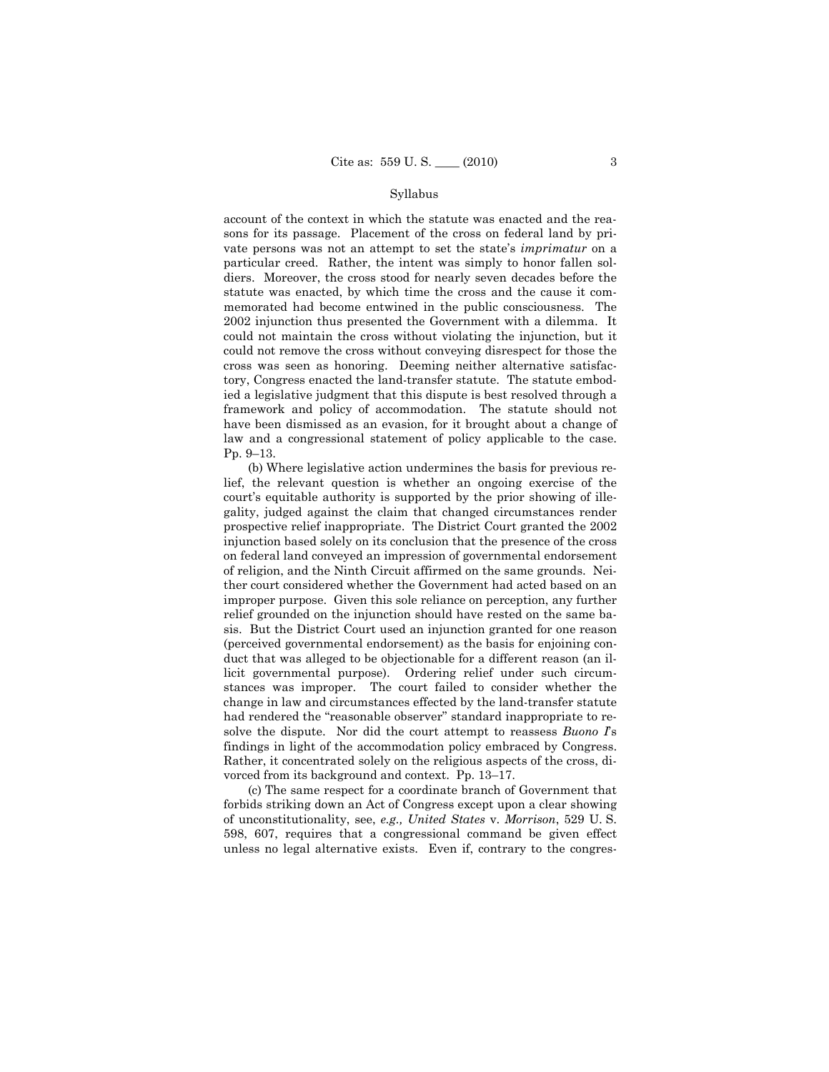account of the context in which the statute was enacted and the reasons for its passage. Placement of the cross on federal land by private persons was not an attempt to set the state's *imprimatur* on a particular creed. Rather, the intent was simply to honor fallen soldiers. Moreover, the cross stood for nearly seven decades before the statute was enacted, by which time the cross and the cause it commemorated had become entwined in the public consciousness. The 2002 injunction thus presented the Government with a dilemma. It could not maintain the cross without violating the injunction, but it could not remove the cross without conveying disrespect for those the cross was seen as honoring. Deeming neither alternative satisfactory, Congress enacted the land-transfer statute. The statute embodied a legislative judgment that this dispute is best resolved through a framework and policy of accommodation. The statute should not have been dismissed as an evasion, for it brought about a change of law and a congressional statement of policy applicable to the case. Pp. 9–13.

(b) Where legislative action undermines the basis for previous relief, the relevant question is whether an ongoing exercise of the court's equitable authority is supported by the prior showing of illegality, judged against the claim that changed circumstances render prospective relief inappropriate. The District Court granted the 2002 injunction based solely on its conclusion that the presence of the cross on federal land conveyed an impression of governmental endorsement of religion, and the Ninth Circuit affirmed on the same grounds. Neither court considered whether the Government had acted based on an improper purpose. Given this sole reliance on perception, any further relief grounded on the injunction should have rested on the same basis. But the District Court used an injunction granted for one reason (perceived governmental endorsement) as the basis for enjoining conduct that was alleged to be objectionable for a different reason (an illicit governmental purpose). Ordering relief under such circumstances was improper. The court failed to consider whether the change in law and circumstances effected by the land-transfer statute had rendered the "reasonable observer" standard inappropriate to resolve the dispute. Nor did the court attempt to reassess *Buono I*'s findings in light of the accommodation policy embraced by Congress. Rather, it concentrated solely on the religious aspects of the cross, divorced from its background and context. Pp. 13–17.

(c) The same respect for a coordinate branch of Government that forbids striking down an Act of Congress except upon a clear showing of unconstitutionality, see, *e.g., United States* v. *Morrison*, 529 U. S. 598, 607, requires that a congressional command be given effect unless no legal alternative exists. Even if, contrary to the congres-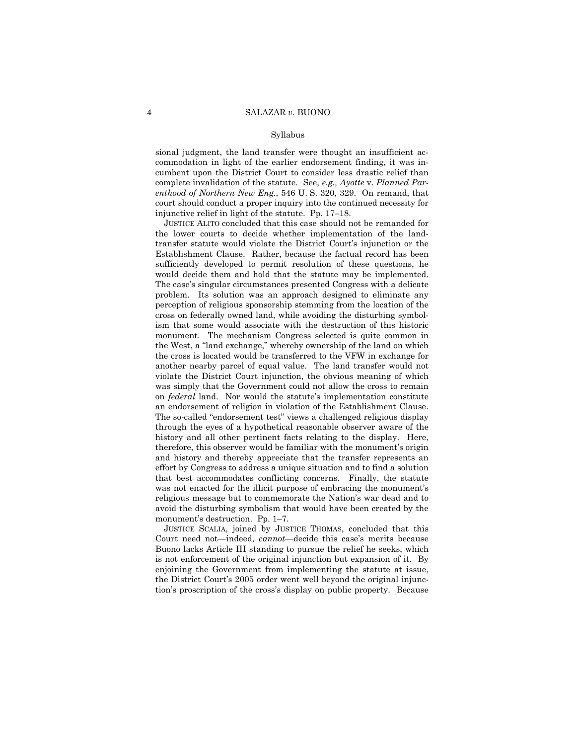sional judgment, the land transfer were thought an insufficient accommodation in light of the earlier endorsement finding, it was incumbent upon the District Court to consider less drastic relief than complete invalidation of the statute. See, *e.g., Ayotte* v. *Planned Parenthood of Northern New Eng.*, 546 U. S. 320, 329. On remand, that court should conduct a proper inquiry into the continued necessity for injunctive relief in light of the statute. Pp. 17–18.

JUSTICE ALITO concluded that this case should not be remanded for the lower courts to decide whether implementation of the land-transfer statute would violate the District Court's injunction or the Establishment Clause. Rather, because the factual record has been sufficiently developed to permit resolution of these questions, he would decide them and hold that the statute may be implemented. The case's singular circumstances presented Congress with a delicate problem. Its solution was an approach designed to eliminate any perception of religious sponsorship stemming from the location of the cross on federally owned land, while avoiding the disturbing symbolism that some would associate with the destruction of this historic monument. The mechanism Congress selected is quite common in the West, a "land exchange," whereby ownership of the land on which the cross is located would be transferred to the VFW in exchange for another nearby parcel of equal value. The land transfer would not violate the District Court injunction, the obvious meaning of which was simply that the Government could not allow the cross to remain on *federal* land. Nor would the statute's implementation constitute an endorsement of religion in violation of the Establishment Clause. The so-called "endorsement test" views a challenged religious display through the eyes of a hypothetical reasonable observer aware of the history and all other pertinent facts relating to the display. Here, therefore, this observer would be familiar with the monument's origin and history and thereby appreciate that the transfer represents an effort by Congress to address a unique situation and to find a solution that best accommodates conflicting concerns. Finally, the statute was not enacted for the illicit purpose of embracing the monument's religious message but to commemorate the Nation's war dead and to avoid the disturbing symbolism that would have been created by the monument's destruction. Pp. 1–7.

JUSTICE SCALIA, joined by JUSTICE THOMAS, concluded that this Court need not—indeed, *cannot*—decide this case's merits because Buono lacks Article III standing to pursue the relief he seeks, which is not enforcement of the original injunction but expansion of it. By enjoining the Government from implementing the statute at issue, the District Court's 2005 order went well beyond the original injunction's proscription of the cross's display on public property. Because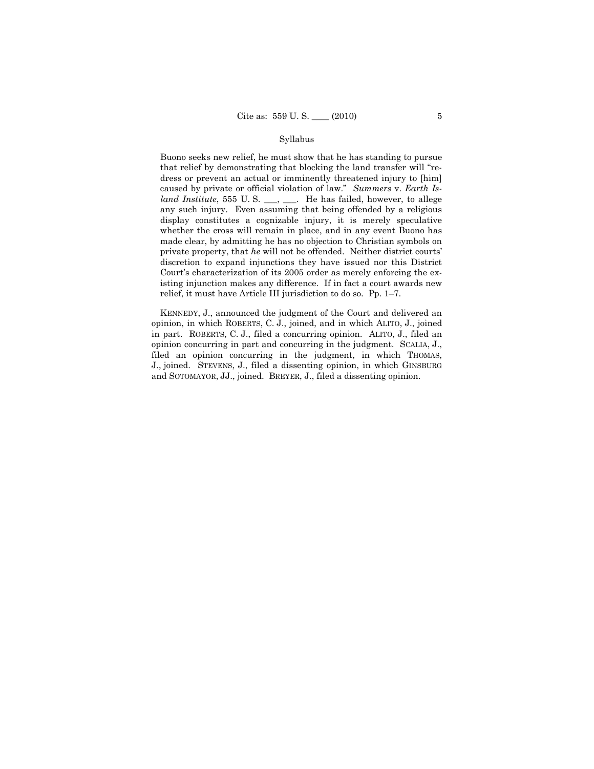Buono seeks new relief, he must show that he has standing to pursue that relief by demonstrating that blocking the land transfer will "redress or prevent an actual or imminently threatened injury to [him] caused by private or official violation of law." *Summers* v. *Earth Island Institute*, 555 U. S. ___, ___. He has failed, however, to allege any such injury. Even assuming that being offended by a religious display constitutes a cognizable injury, it is merely speculative whether the cross will remain in place, and in any event Buono has made clear, by admitting he has no objection to Christian symbols on private property, that *he* will not be offended. Neither district courts' discretion to expand injunctions they have issued nor this District Court's characterization of its 2005 order as merely enforcing the existing injunction makes any difference. If in fact a court awards new relief, it must have Article III jurisdiction to do so. Pp. 1–7.

KENNEDY, J., announced the judgment of the Court and delivered an opinion, in which ROBERTS, C. J., joined, and in which ALITO, J., joined in part. ROBERTS, C. J., filed a concurring opinion. ALITO, J., filed an opinion concurring in part and concurring in the judgment. SCALIA, J., filed an opinion concurring in the judgment, in which THOMAS, J., joined. STEVENS, J., filed a dissenting opinion, in which GINSBURG and SOTOMAYOR, JJ., joined. BREYER, J., filed a dissenting opinion.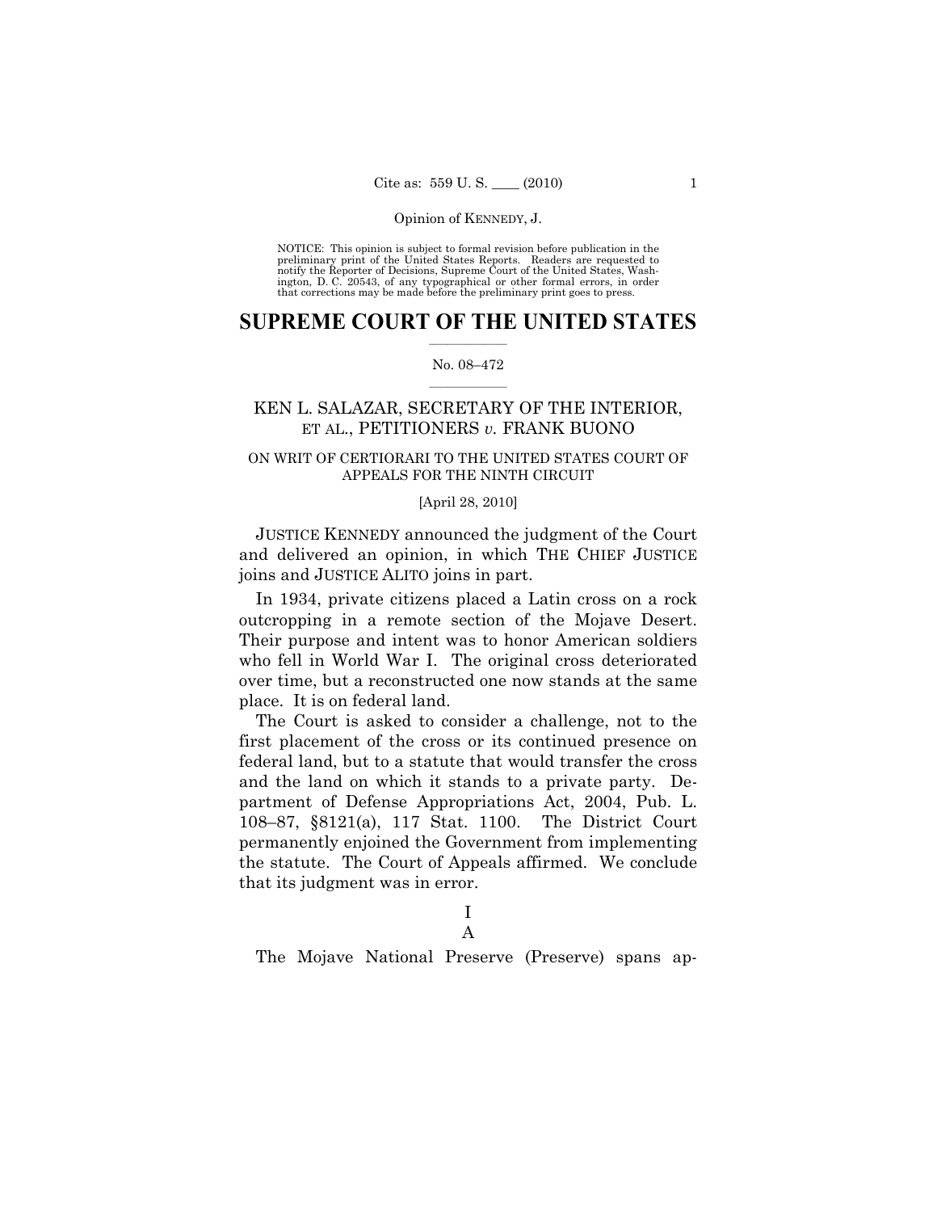NOTICE: This opinion is subject to formal revision before publication in the preliminary print of the United States Reports. Readers are requested to notify the Reporter of Decisions, Supreme Court of the United States, Washington, D. C. 20543, of any typographical or other formal errors, in order that corrections may be made before the preliminary print goes to press.

# SUPREME COURT OF THE UNITED STATES

No. 08–472

KEN L. SALAZAR, SECRETARY OF THE INTERIOR, ET AL., PETITIONERS *v.* FRANK BUONO

ON WRIT OF CERTIORARI TO THE UNITED STATES COURT OF APPEALS FOR THE NINTH CIRCUIT

[April 28, 2010]

JUSTICE KENNEDY announced the judgment of the Court and delivered an opinion, in which THE CHIEF JUSTICE joins and JUSTICE ALITO joins in part.

In 1934, private citizens placed a Latin cross on a rock outcropping in a remote section of the Mojave Desert. Their purpose and intent was to honor American soldiers who fell in World War I. The original cross deteriorated over time, but a reconstructed one now stands at the same place. It is on federal land.

The Court is asked to consider a challenge, not to the first placement of the cross or its continued presence on federal land, but to a statute that would transfer the cross and the land on which it stands to a private party. Department of Defense Appropriations Act, 2004, Pub. L. 108–87, §8121(a), 117 Stat. 1100. The District Court permanently enjoined the Government from implementing the statute. The Court of Appeals affirmed. We conclude that its judgment was in error.

## I

### A

The Mojave National Preserve (Preserve) spans ap-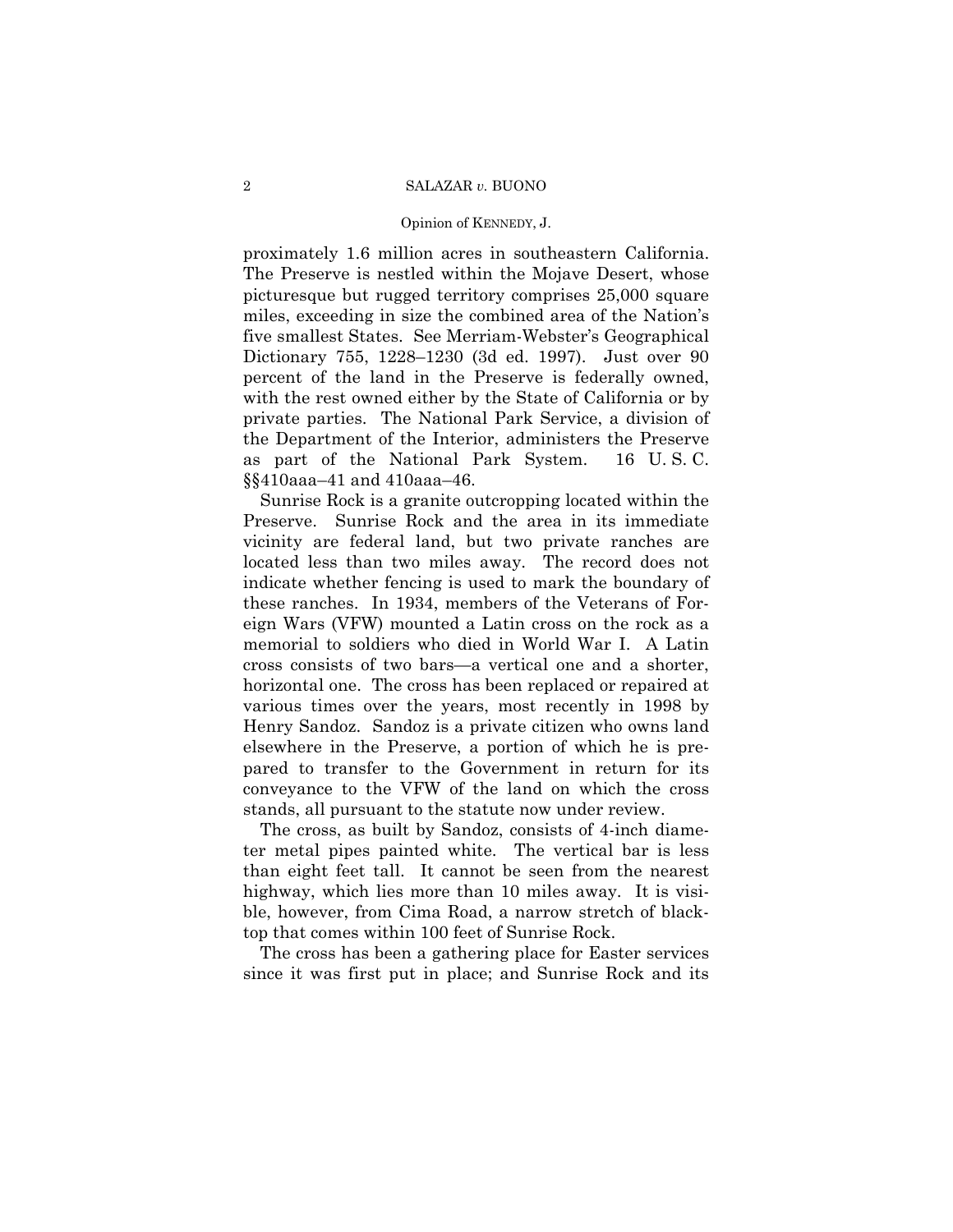proximately 1.6 million acres in southeastern California. The Preserve is nestled within the Mojave Desert, whose picturesque but rugged territory comprises 25,000 square miles, exceeding in size the combined area of the Nation's five smallest States. See Merriam-Webster's Geographical Dictionary 755, 1228–1230 (3d ed. 1997). Just over 90 percent of the land in the Preserve is federally owned, with the rest owned either by the State of California or by private parties. The National Park Service, a division of the Department of the Interior, administers the Preserve as part of the National Park System. 16 U. S. C. §§410aaa–41 and 410aaa–46.

Sunrise Rock is a granite outcropping located within the Preserve. Sunrise Rock and the area in its immediate vicinity are federal land, but two private ranches are located less than two miles away. The record does not indicate whether fencing is used to mark the boundary of these ranches. In 1934, members of the Veterans of Foreign Wars (VFW) mounted a Latin cross on the rock as a memorial to soldiers who died in World War I. A Latin cross consists of two bars—a vertical one and a shorter, horizontal one. The cross has been replaced or repaired at various times over the years, most recently in 1998 by Henry Sandoz. Sandoz is a private citizen who owns land elsewhere in the Preserve, a portion of which he is prepared to transfer to the Government in return for its conveyance to the VFW of the land on which the cross stands, all pursuant to the statute now under review.

The cross, as built by Sandoz, consists of 4-inch diameter metal pipes painted white. The vertical bar is less than eight feet tall. It cannot be seen from the nearest highway, which lies more than 10 miles away. It is visible, however, from Cima Road, a narrow stretch of blacktop that comes within 100 feet of Sunrise Rock.

The cross has been a gathering place for Easter services since it was first put in place; and Sunrise Rock and its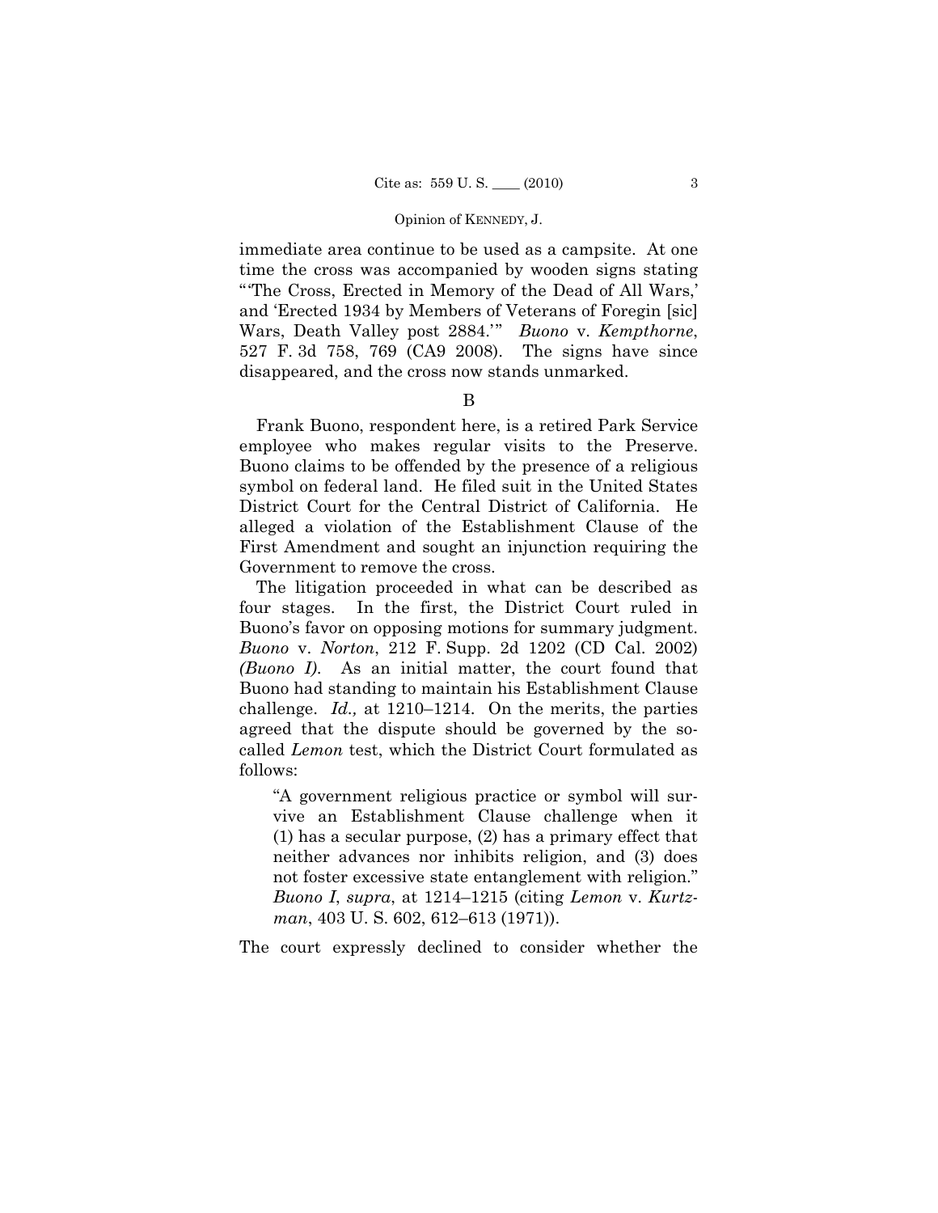immediate area continue to be used as a campsite. At one time the cross was accompanied by wooden signs stating "'The Cross, Erected in Memory of the Dead of All Wars,' and 'Erected 1934 by Members of Veterans of Foregin [sic] Wars, Death Valley post 2884.'" *Buono* v. *Kempthorne*, 527 F. 3d 758, 769 (CA9 2008). The signs have since disappeared, and the cross now stands unmarked.

B

Frank Buono, respondent here, is a retired Park Service employee who makes regular visits to the Preserve. Buono claims to be offended by the presence of a religious symbol on federal land. He filed suit in the United States District Court for the Central District of California. He alleged a violation of the Establishment Clause of the First Amendment and sought an injunction requiring the Government to remove the cross.

The litigation proceeded in what can be described as four stages. In the first, the District Court ruled in Buono's favor on opposing motions for summary judgment. *Buono* v. *Norton*, 212 F. Supp. 2d 1202 (CD Cal. 2002) *(Buono I)*. As an initial matter, the court found that Buono had standing to maintain his Establishment Clause challenge. *Id.,* at 1210–1214. On the merits, the parties agreed that the dispute should be governed by the so-called *Lemon* test, which the District Court formulated as follows:

> "A government religious practice or symbol will survive an Establishment Clause challenge when it (1) has a secular purpose, (2) has a primary effect that neither advances nor inhibits religion, and (3) does not foster excessive state entanglement with religion." *Buono I*, *supra*, at 1214–1215 (citing *Lemon* v. *Kurtzman*, 403 U. S. 602, 612–613 (1971)).

The court expressly declined to consider whether the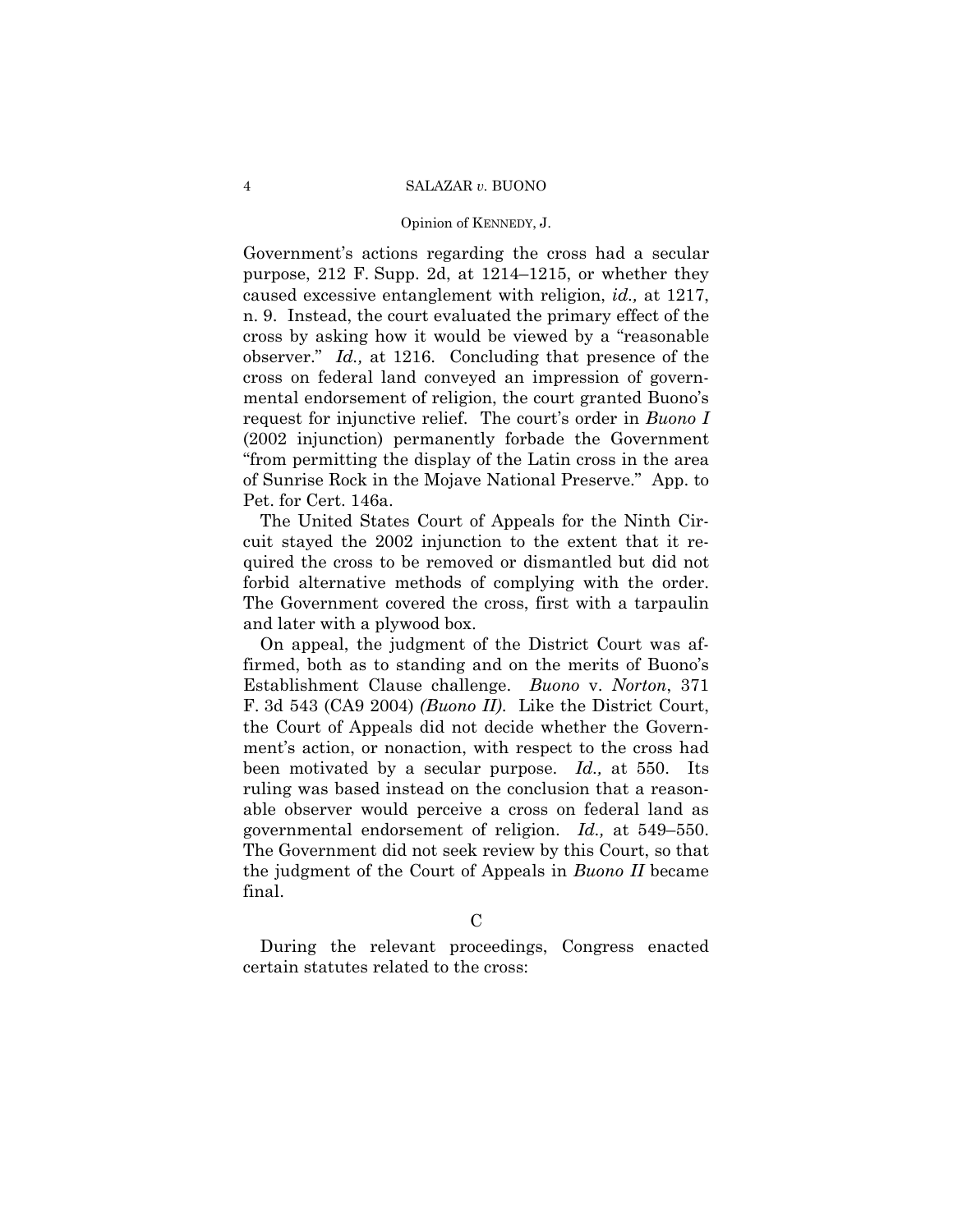Government's actions regarding the cross had a secular purpose, 212 F. Supp. 2d, at 1214–1215, or whether they caused excessive entanglement with religion, *id.,* at 1217, n. 9. Instead, the court evaluated the primary effect of the cross by asking how it would be viewed by a "reasonable observer." *Id.,* at 1216. Concluding that presence of the cross on federal land conveyed an impression of governmental endorsement of religion, the court granted Buono's request for injunctive relief. The court's order in *Buono I* (2002 injunction) permanently forbade the Government "from permitting the display of the Latin cross in the area of Sunrise Rock in the Mojave National Preserve." App. to Pet. for Cert. 146a.

The United States Court of Appeals for the Ninth Circuit stayed the 2002 injunction to the extent that it required the cross to be removed or dismantled but did not forbid alternative methods of complying with the order. The Government covered the cross, first with a tarpaulin and later with a plywood box.

On appeal, the judgment of the District Court was affirmed, both as to standing and on the merits of Buono's Establishment Clause challenge. *Buono* v. *Norton*, 371 F. 3d 543 (CA9 2004) *(Buono II)*. Like the District Court, the Court of Appeals did not decide whether the Government's action, or nonaction, with respect to the cross had been motivated by a secular purpose. *Id.,* at 550. Its ruling was based instead on the conclusion that a reasonable observer would perceive a cross on federal land as governmental endorsement of religion. *Id.,* at 549–550. The Government did not seek review by this Court, so that the judgment of the Court of Appeals in *Buono II* became final.

### C

During the relevant proceedings, Congress enacted certain statutes related to the cross: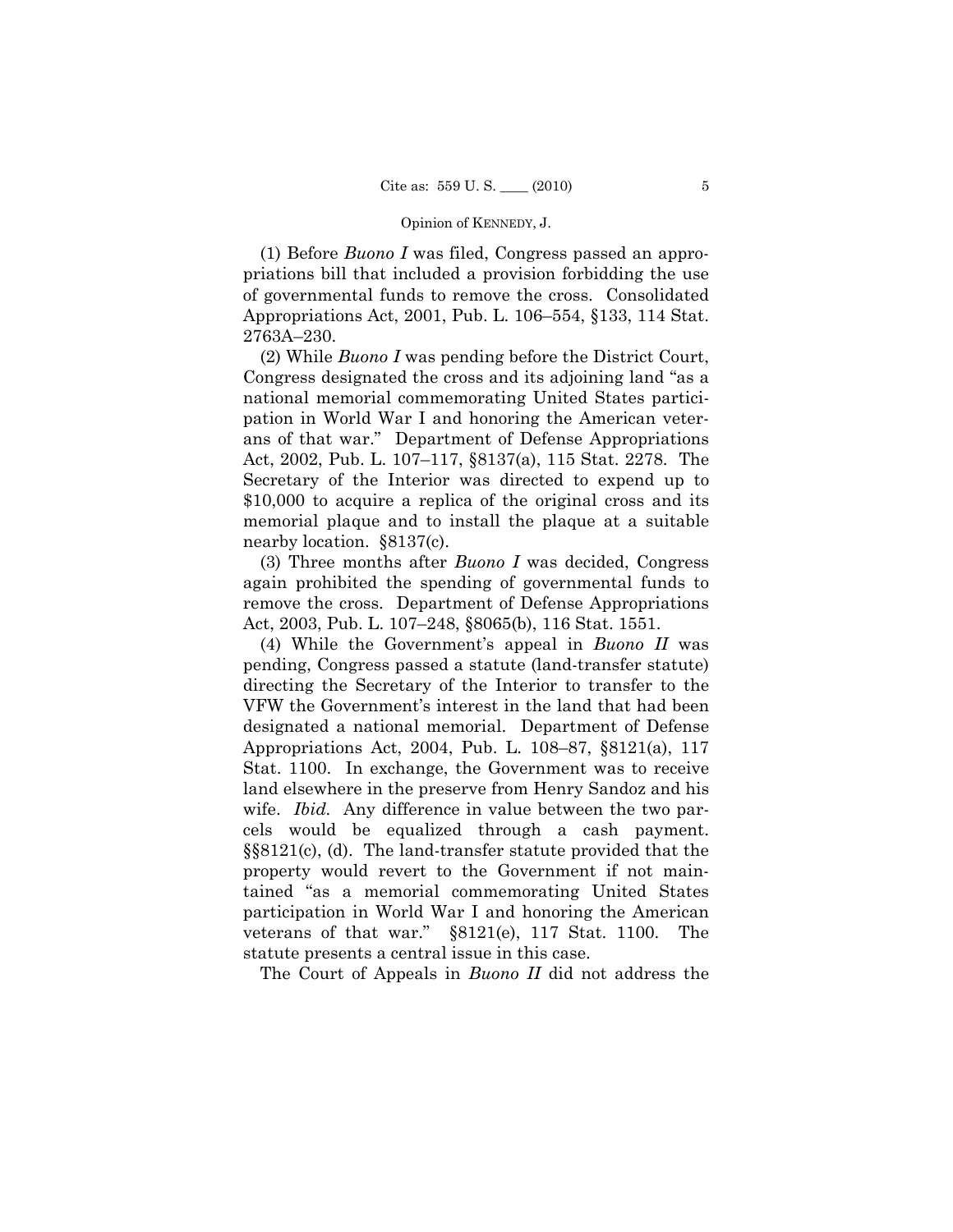(1) Before *Buono I* was filed, Congress passed an appropriations bill that included a provision forbidding the use of governmental funds to remove the cross. Consolidated Appropriations Act, 2001, Pub. L. 106–554, §133, 114 Stat. 2763A–230.

(2) While *Buono I* was pending before the District Court, Congress designated the cross and its adjoining land "as a national memorial commemorating United States participation in World War I and honoring the American veterans of that war." Department of Defense Appropriations Act, 2002, Pub. L. 107–117, §8137(a), 115 Stat. 2278. The Secretary of the Interior was directed to expend up to $10,000 to acquire a replica of the original cross and its memorial plaque and to install the plaque at a suitable nearby location. §8137(c).

(3) Three months after *Buono I* was decided, Congress again prohibited the spending of governmental funds to remove the cross. Department of Defense Appropriations Act, 2003, Pub. L. 107–248, §8065(b), 116 Stat. 1551.

(4) While the Government's appeal in *Buono II* was pending, Congress passed a statute (land-transfer statute) directing the Secretary of the Interior to transfer to the VFW the Government's interest in the land that had been designated a national memorial. Department of Defense Appropriations Act, 2004, Pub. L. 108–87, §8121(a), 117 Stat. 1100. In exchange, the Government was to receive land elsewhere in the preserve from Henry Sandoz and his wife. *Ibid.* Any difference in value between the two parcels would be equalized through a cash payment. §§8121(c), (d). The land-transfer statute provided that the property would revert to the Government if not maintained "as a memorial commemorating United States participation in World War I and honoring the American veterans of that war." §8121(e), 117 Stat. 1100. The statute presents a central issue in this case.

The Court of Appeals in *Buono II* did not address the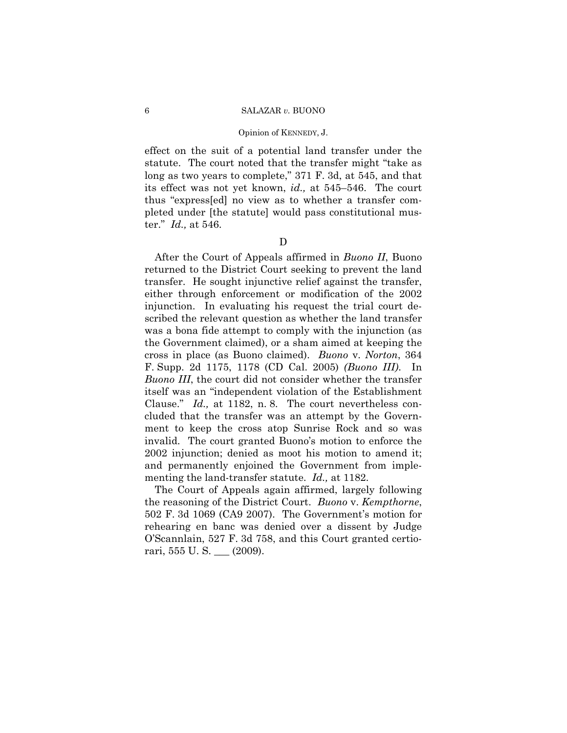effect on the suit of a potential land transfer under the statute. The court noted that the transfer might "take as long as two years to complete," 371 F. 3d, at 545, and that its effect was not yet known, *id.,* at 545–546. The court thus "express[ed] no view as to whether a transfer completed under [the statute] would pass constitutional muster." *Id.,* at 546.

D

After the Court of Appeals affirmed in *Buono II*, Buono returned to the District Court seeking to prevent the land transfer. He sought injunctive relief against the transfer, either through enforcement or modification of the 2002 injunction. In evaluating his request the trial court described the relevant question as whether the land transfer was a bona fide attempt to comply with the injunction (as the Government claimed), or a sham aimed at keeping the cross in place (as Buono claimed). *Buono* v. *Norton*, 364 F. Supp. 2d 1175, 1178 (CD Cal. 2005) *(Buono III)*. In *Buono III*, the court did not consider whether the transfer itself was an "independent violation of the Establishment Clause." *Id.,* at 1182, n. 8. The court nevertheless concluded that the transfer was an attempt by the Government to keep the cross atop Sunrise Rock and so was invalid. The court granted Buono's motion to enforce the 2002 injunction; denied as moot his motion to amend it; and permanently enjoined the Government from implementing the land-transfer statute. *Id.,* at 1182.

The Court of Appeals again affirmed, largely following the reasoning of the District Court. *Buono* v. *Kempthorne*, 502 F. 3d 1069 (CA9 2007). The Government's motion for rehearing en banc was denied over a dissent by Judge O'Scannlain, 527 F. 3d 758, and this Court granted certiorari, 555 U. S. ___ (2009).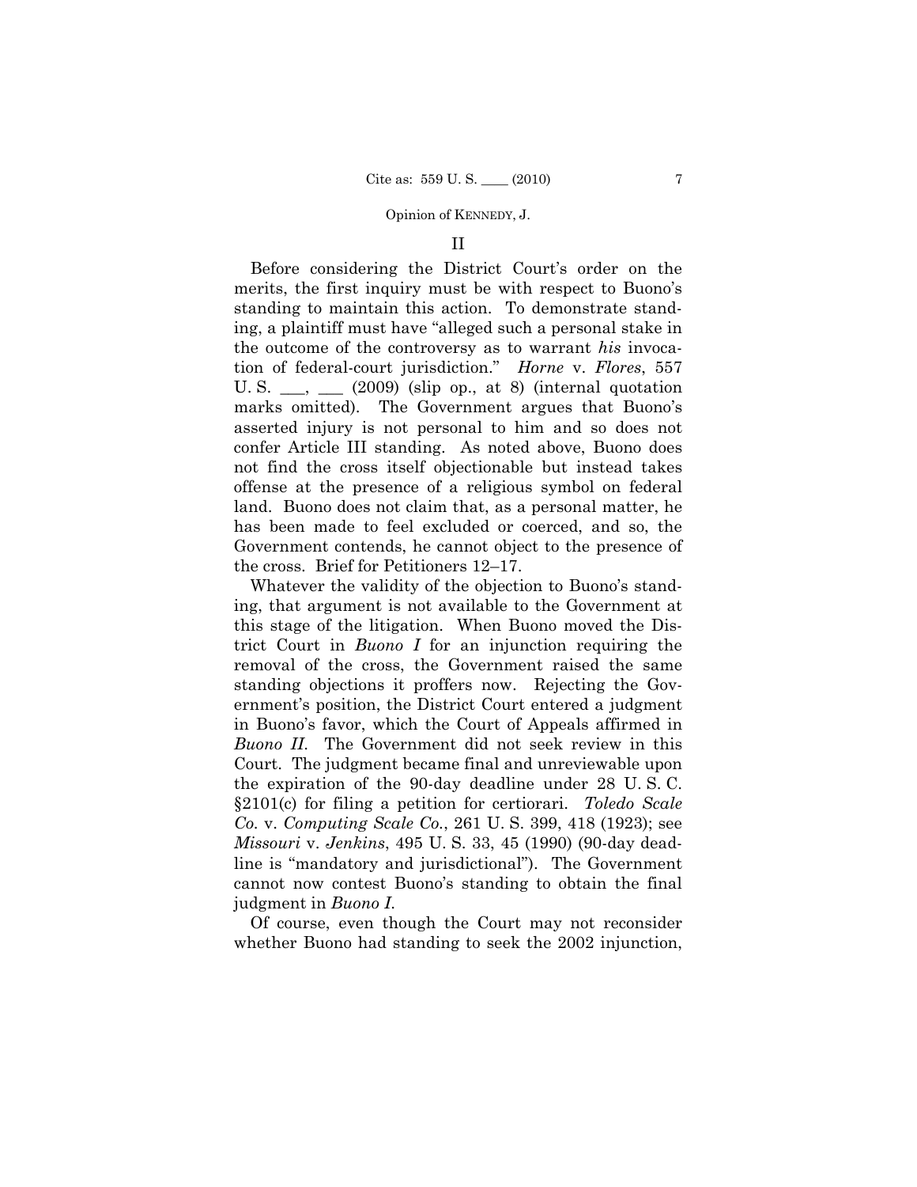## II

Before considering the District Court's order on the merits, the first inquiry must be with respect to Buono's standing to maintain this action. To demonstrate standing, a plaintiff must have "alleged such a personal stake in the outcome of the controversy as to warrant *his* invocation of federal-court jurisdiction." *Horne* v. *Flores*, 557 U. S. ___, ___ (2009) (slip op., at 8) (internal quotation marks omitted). The Government argues that Buono's asserted injury is not personal to him and so does not confer Article III standing. As noted above, Buono does not find the cross itself objectionable but instead takes offense at the presence of a religious symbol on federal land. Buono does not claim that, as a personal matter, he has been made to feel excluded or coerced, and so, the Government contends, he cannot object to the presence of the cross. Brief for Petitioners 12–17.

Whatever the validity of the objection to Buono's standing, that argument is not available to the Government at this stage of the litigation. When Buono moved the District Court in *Buono I* for an injunction requiring the removal of the cross, the Government raised the same standing objections it proffers now. Rejecting the Government's position, the District Court entered a judgment in Buono's favor, which the Court of Appeals affirmed in *Buono II*. The Government did not seek review in this Court. The judgment became final and unreviewable upon the expiration of the 90-day deadline under 28 U. S. C. §2101(c) for filing a petition for certiorari. *Toledo Scale Co.* v. *Computing Scale Co.*, 261 U. S. 399, 418 (1923); see *Missouri* v. *Jenkins*, 495 U. S. 33, 45 (1990) (90-day deadline is "mandatory and jurisdictional"). The Government cannot now contest Buono's standing to obtain the final judgment in *Buono I*.

Of course, even though the Court may not reconsider whether Buono had standing to seek the 2002 injunction,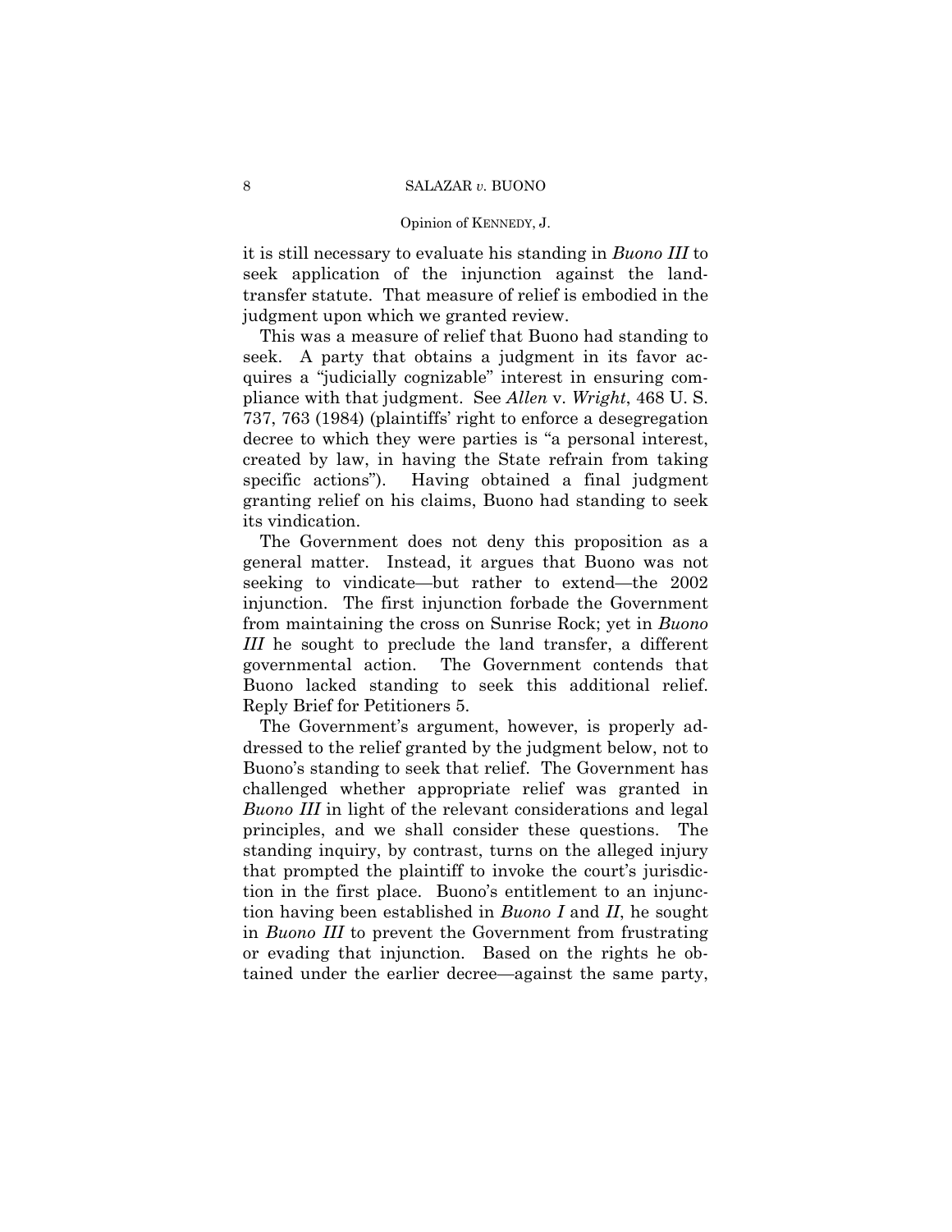it is still necessary to evaluate his standing in *Buono III* to seek application of the injunction against the land-transfer statute. That measure of relief is embodied in the judgment upon which we granted review.

This was a measure of relief that Buono had standing to seek. A party that obtains a judgment in its favor acquires a "judicially cognizable" interest in ensuring compliance with that judgment. See *Allen* v. *Wright*, 468 U. S. 737, 763 (1984) (plaintiffs' right to enforce a desegregation decree to which they were parties is "a personal interest, created by law, in having the State refrain from taking specific actions"). Having obtained a final judgment granting relief on his claims, Buono had standing to seek its vindication.

The Government does not deny this proposition as a general matter. Instead, it argues that Buono was not seeking to vindicate—but rather to extend—the 2002 injunction. The first injunction forbade the Government from maintaining the cross on Sunrise Rock; yet in *Buono III* he sought to preclude the land transfer, a different governmental action. The Government contends that Buono lacked standing to seek this additional relief. Reply Brief for Petitioners 5.

The Government's argument, however, is properly addressed to the relief granted by the judgment below, not to Buono's standing to seek that relief. The Government has challenged whether appropriate relief was granted in *Buono III* in light of the relevant considerations and legal principles, and we shall consider these questions. The standing inquiry, by contrast, turns on the alleged injury that prompted the plaintiff to invoke the court's jurisdiction in the first place. Buono's entitlement to an injunction having been established in *Buono I* and *II*, he sought in *Buono III* to prevent the Government from frustrating or evading that injunction. Based on the rights he obtained under the earlier decree—against the same party,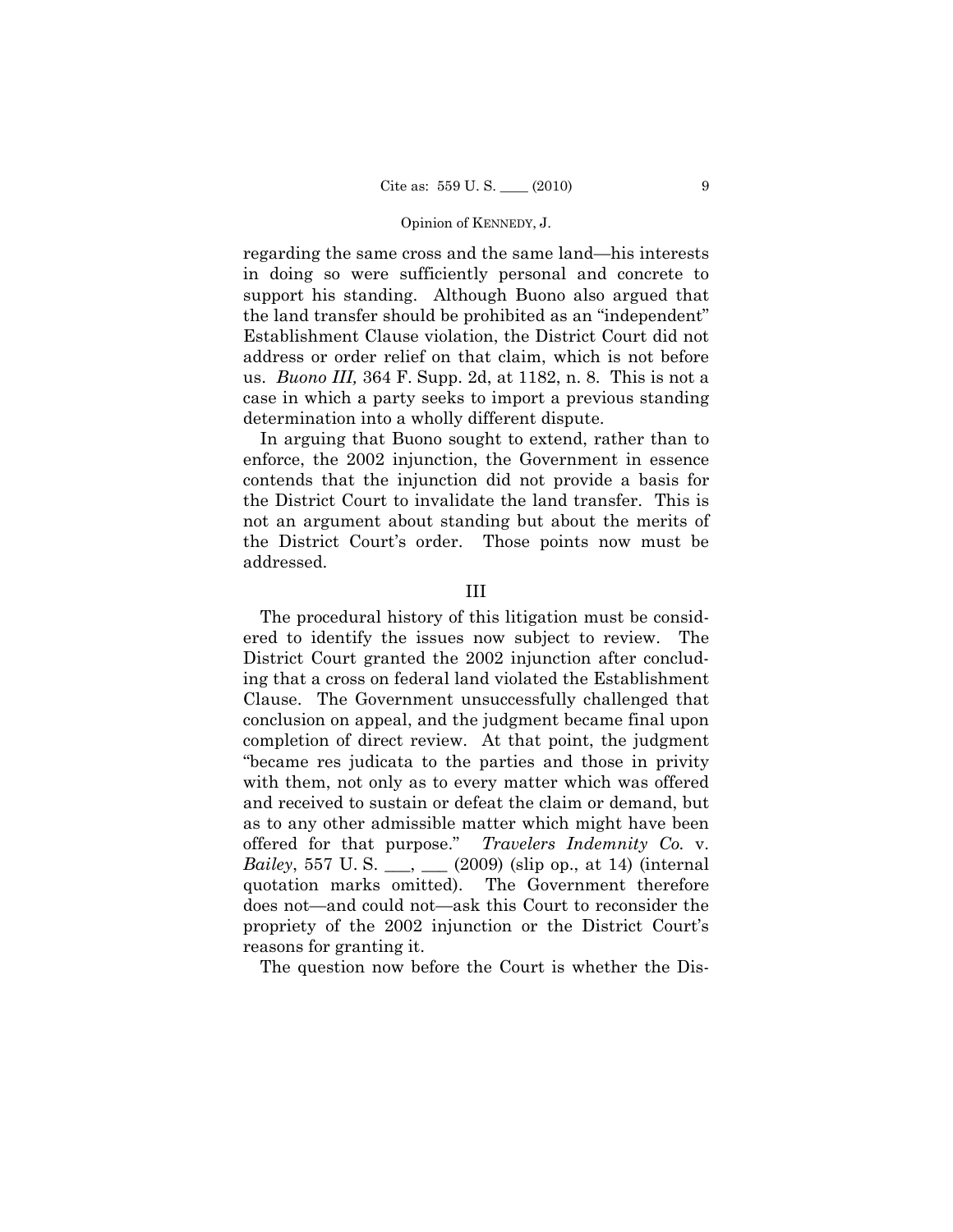regarding the same cross and the same land—his interests in doing so were sufficiently personal and concrete to support his standing. Although Buono also argued that the land transfer should be prohibited as an "independent" Establishment Clause violation, the District Court did not address or order relief on that claim, which is not before us. *Buono III,* 364 F. Supp. 2d, at 1182, n. 8. This is not a case in which a party seeks to import a previous standing determination into a wholly different dispute.

In arguing that Buono sought to extend, rather than to enforce, the 2002 injunction, the Government in essence contends that the injunction did not provide a basis for the District Court to invalidate the land transfer. This is not an argument about standing but about the merits of the District Court's order. Those points now must be addressed.

## III

The procedural history of this litigation must be considered to identify the issues now subject to review. The District Court granted the 2002 injunction after concluding that a cross on federal land violated the Establishment Clause. The Government unsuccessfully challenged that conclusion on appeal, and the judgment became final upon completion of direct review. At that point, the judgment "became res judicata to the parties and those in privity with them, not only as to every matter which was offered and received to sustain or defeat the claim or demand, but as to any other admissible matter which might have been offered for that purpose." *Travelers Indemnity Co.* v. *Bailey*, 557 U. S. ___, ___ (2009) (slip op., at 14) (internal quotation marks omitted). The Government therefore does not—and could not—ask this Court to reconsider the propriety of the 2002 injunction or the District Court's reasons for granting it.

The question now before the Court is whether the Dis-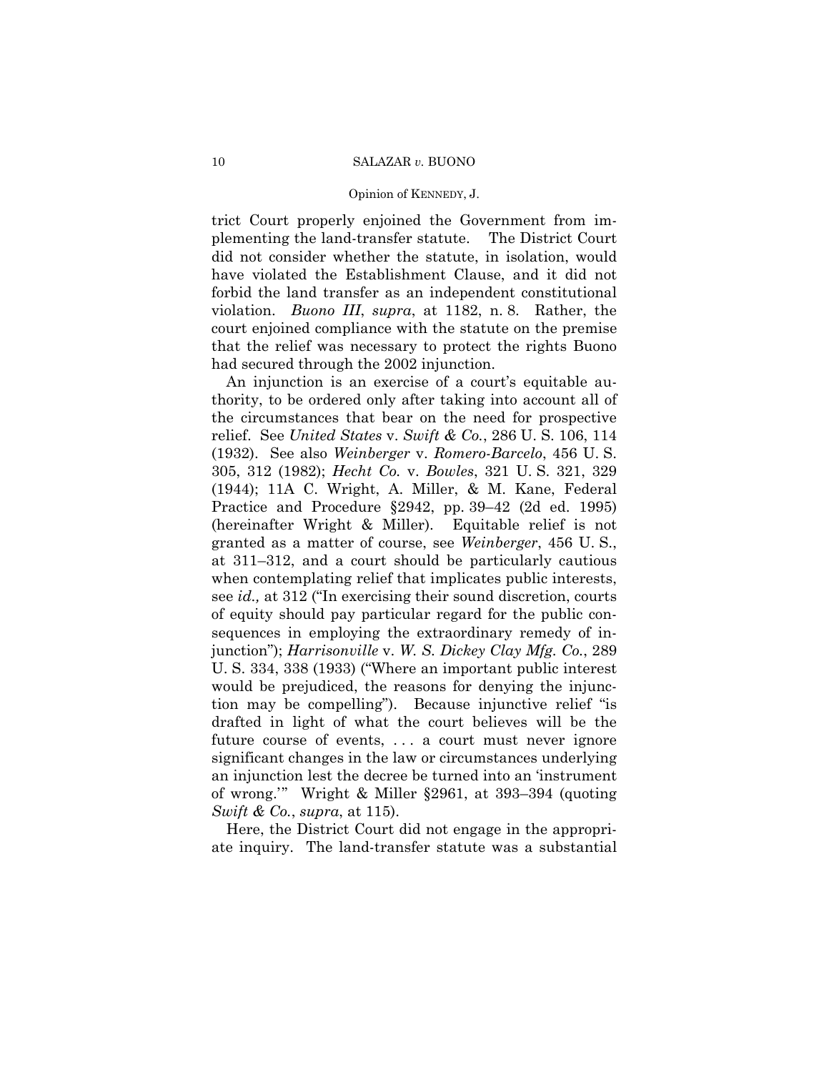trict Court properly enjoined the Government from implementing the land-transfer statute. The District Court did not consider whether the statute, in isolation, would have violated the Establishment Clause, and it did not forbid the land transfer as an independent constitutional violation. *Buono III*, *supra*, at 1182, n. 8. Rather, the court enjoined compliance with the statute on the premise that the relief was necessary to protect the rights Buono had secured through the 2002 injunction.

An injunction is an exercise of a court's equitable authority, to be ordered only after taking into account all of the circumstances that bear on the need for prospective relief. See *United States* v. *Swift & Co.*, 286 U. S. 106, 114 (1932). See also *Weinberger* v. *Romero-Barcelo*, 456 U. S. 305, 312 (1982); *Hecht Co.* v. *Bowles*, 321 U. S. 321, 329 (1944); 11A C. Wright, A. Miller, & M. Kane, Federal Practice and Procedure §2942, pp. 39–42 (2d ed. 1995) (hereinafter Wright & Miller). Equitable relief is not granted as a matter of course, see *Weinberger*, 456 U. S., at 311–312, and a court should be particularly cautious when contemplating relief that implicates public interests, see *id.,* at 312 ("In exercising their sound discretion, courts of equity should pay particular regard for the public consequences in employing the extraordinary remedy of injunction"); *Harrisonville* v. *W. S. Dickey Clay Mfg. Co.*, 289 U. S. 334, 338 (1933) ("Where an important public interest would be prejudiced, the reasons for denying the injunction may be compelling"). Because injunctive relief "is drafted in light of what the court believes will be the future course of events, . . . a court must never ignore significant changes in the law or circumstances underlying an injunction lest the decree be turned into an 'instrument of wrong.'" Wright & Miller §2961, at 393–394 (quoting *Swift & Co.*, *supra*, at 115).

Here, the District Court did not engage in the appropriate inquiry. The land-transfer statute was a substantial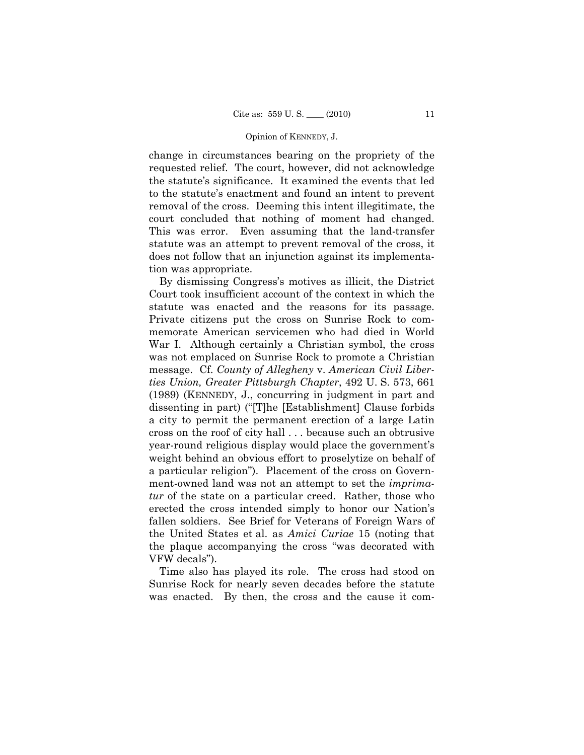change in circumstances bearing on the propriety of the requested relief. The court, however, did not acknowledge the statute's significance. It examined the events that led to the statute's enactment and found an intent to prevent removal of the cross. Deeming this intent illegitimate, the court concluded that nothing of moment had changed. This was error. Even assuming that the land-transfer statute was an attempt to prevent removal of the cross, it does not follow that an injunction against its implementation was appropriate.

By dismissing Congress's motives as illicit, the District Court took insufficient account of the context in which the statute was enacted and the reasons for its passage. Private citizens put the cross on Sunrise Rock to commemorate American servicemen who had died in World War I. Although certainly a Christian symbol, the cross was not emplaced on Sunrise Rock to promote a Christian message. Cf. *County of Allegheny* v. *American Civil Liberties Union, Greater Pittsburgh Chapter*, 492 U. S. 573, 661 (1989) (KENNEDY, J., concurring in judgment in part and dissenting in part) ("[T]he [Establishment] Clause forbids a city to permit the permanent erection of a large Latin cross on the roof of city hall . . . because such an obtrusive year-round religious display would place the government's weight behind an obvious effort to proselytize on behalf of a particular religion"). Placement of the cross on Government-owned land was not an attempt to set the *imprimatur* of the state on a particular creed. Rather, those who erected the cross intended simply to honor our Nation's fallen soldiers. See Brief for Veterans of Foreign Wars of the United States et al. as *Amici Curiae* 15 (noting that the plaque accompanying the cross "was decorated with VFW decals").

Time also has played its role. The cross had stood on Sunrise Rock for nearly seven decades before the statute was enacted. By then, the cross and the cause it com-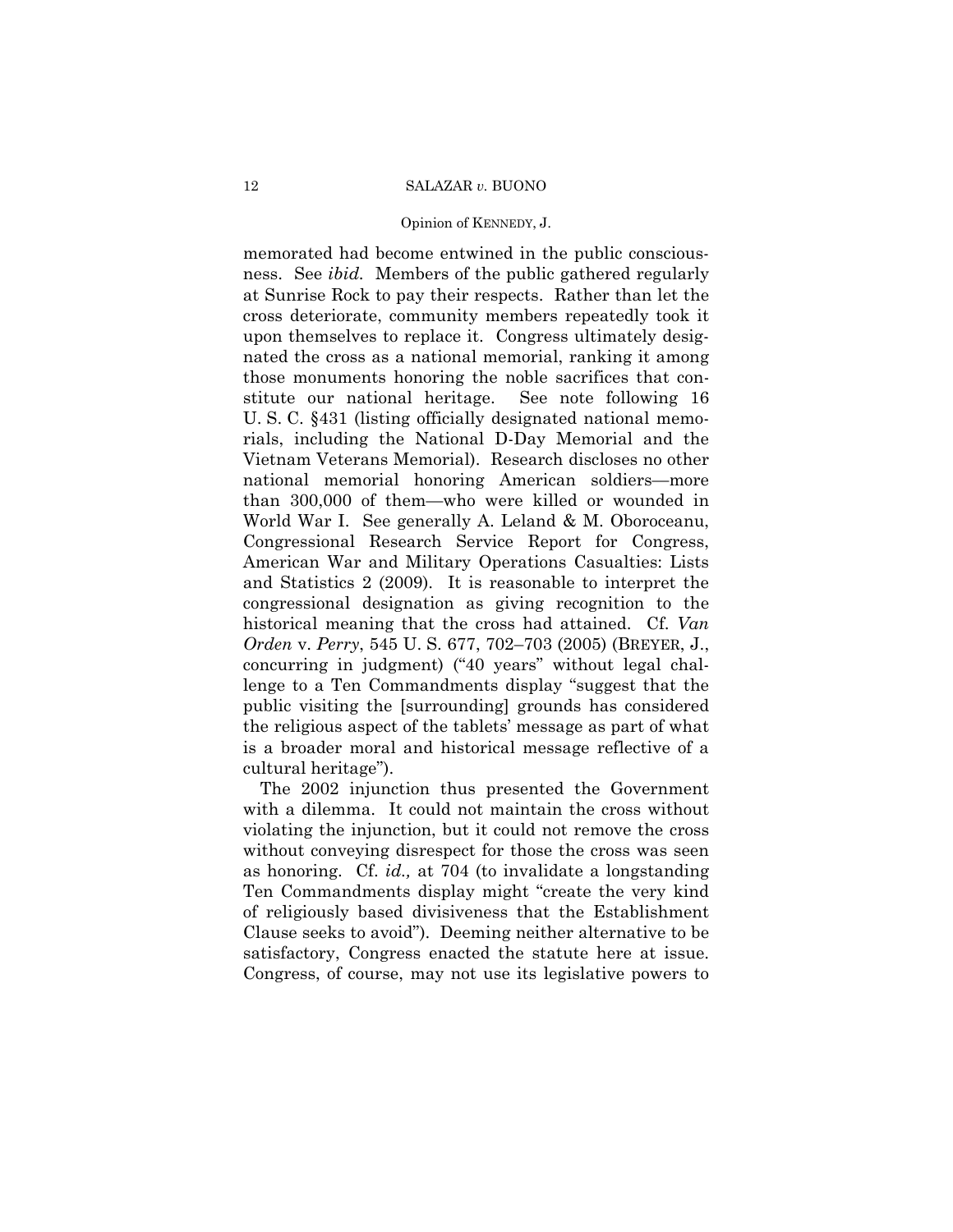memorated had become entwined in the public consciousness. See *ibid.* Members of the public gathered regularly at Sunrise Rock to pay their respects. Rather than let the cross deteriorate, community members repeatedly took it upon themselves to replace it. Congress ultimately designated the cross as a national memorial, ranking it among those monuments honoring the noble sacrifices that constitute our national heritage. See note following 16 U. S. C. §431 (listing officially designated national memorials, including the National D-Day Memorial and the Vietnam Veterans Memorial). Research discloses no other national memorial honoring American soldiers—more than 300,000 of them—who were killed or wounded in World War I. See generally A. Leland & M. Oboroceanu, Congressional Research Service Report for Congress, American War and Military Operations Casualties: Lists and Statistics 2 (2009). It is reasonable to interpret the congressional designation as giving recognition to the historical meaning that the cross had attained. Cf. *Van Orden* v. *Perry*, 545 U. S. 677, 702–703 (2005) (BREYER, J., concurring in judgment) ("40 years" without legal challenge to a Ten Commandments display "suggest that the public visiting the [surrounding] grounds has considered the religious aspect of the tablets' message as part of what is a broader moral and historical message reflective of a cultural heritage").

The 2002 injunction thus presented the Government with a dilemma. It could not maintain the cross without violating the injunction, but it could not remove the cross without conveying disrespect for those the cross was seen as honoring. Cf. *id.,* at 704 (to invalidate a longstanding Ten Commandments display might "create the very kind of religiously based divisiveness that the Establishment Clause seeks to avoid"). Deeming neither alternative to be satisfactory, Congress enacted the statute here at issue. Congress, of course, may not use its legislative powers to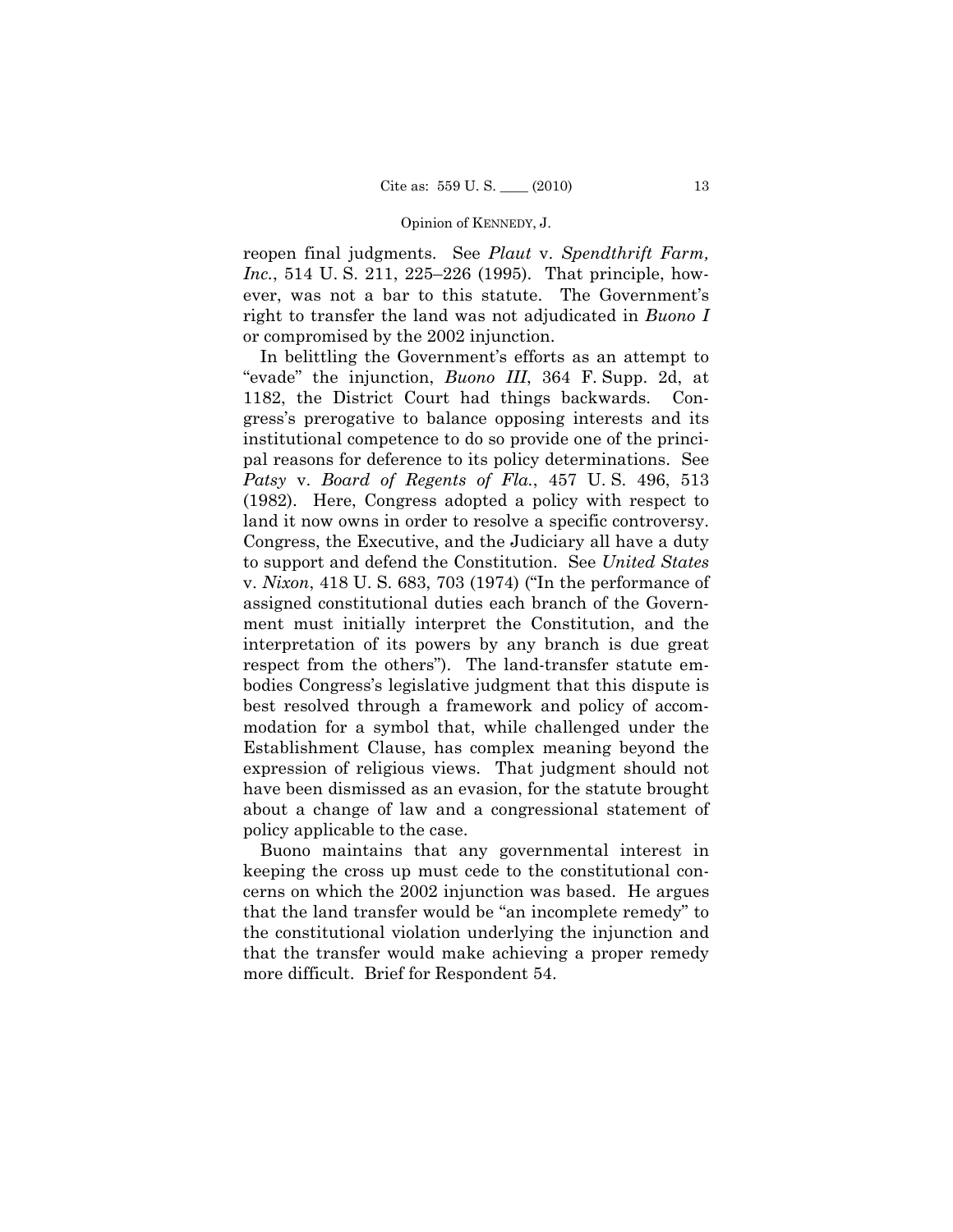reopen final judgments. See *Plaut* v. *Spendthrift Farm, Inc.*, 514 U. S. 211, 225–226 (1995). That principle, however, was not a bar to this statute. The Government's right to transfer the land was not adjudicated in *Buono I* or compromised by the 2002 injunction.

In belittling the Government's efforts as an attempt to "evade" the injunction, *Buono III*, 364 F. Supp. 2d, at 1182, the District Court had things backwards. Congress's prerogative to balance opposing interests and its institutional competence to do so provide one of the principal reasons for deference to its policy determinations. See *Patsy* v. *Board of Regents of Fla.*, 457 U. S. 496, 513 (1982). Here, Congress adopted a policy with respect to land it now owns in order to resolve a specific controversy. Congress, the Executive, and the Judiciary all have a duty to support and defend the Constitution. See *United States* v. *Nixon*, 418 U. S. 683, 703 (1974) ("In the performance of assigned constitutional duties each branch of the Government must initially interpret the Constitution, and the interpretation of its powers by any branch is due great respect from the others"). The land-transfer statute embodies Congress's legislative judgment that this dispute is best resolved through a framework and policy of accommodation for a symbol that, while challenged under the Establishment Clause, has complex meaning beyond the expression of religious views. That judgment should not have been dismissed as an evasion, for the statute brought about a change of law and a congressional statement of policy applicable to the case.

Buono maintains that any governmental interest in keeping the cross up must cede to the constitutional concerns on which the 2002 injunction was based. He argues that the land transfer would be "an incomplete remedy" to the constitutional violation underlying the injunction and that the transfer would make achieving a proper remedy more difficult. Brief for Respondent 54.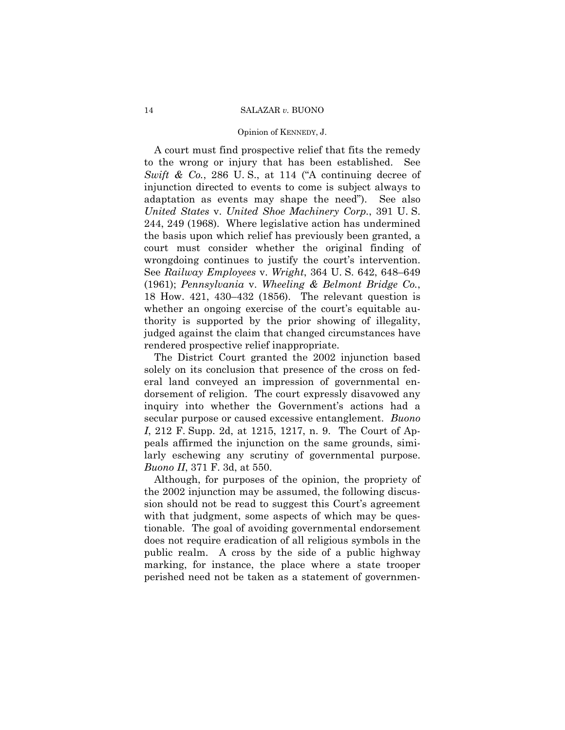A court must find prospective relief that fits the remedy to the wrong or injury that has been established. See *Swift & Co.*, 286 U. S., at 114 ("A continuing decree of injunction directed to events to come is subject always to adaptation as events may shape the need"). See also *United States* v. *United Shoe Machinery Corp.*, 391 U. S. 244, 249 (1968). Where legislative action has undermined the basis upon which relief has previously been granted, a court must consider whether the original finding of wrongdoing continues to justify the court's intervention. See *Railway Employees* v. *Wright*, 364 U. S. 642, 648–649 (1961); *Pennsylvania* v. *Wheeling & Belmont Bridge Co.*, 18 How. 421, 430–432 (1856). The relevant question is whether an ongoing exercise of the court's equitable authority is supported by the prior showing of illegality, judged against the claim that changed circumstances have rendered prospective relief inappropriate.

The District Court granted the 2002 injunction based solely on its conclusion that presence of the cross on federal land conveyed an impression of governmental endorsement of religion. The court expressly disavowed any inquiry into whether the Government's actions had a secular purpose or caused excessive entanglement. *Buono I*, 212 F. Supp. 2d, at 1215, 1217, n. 9. The Court of Appeals affirmed the injunction on the same grounds, similarly eschewing any scrutiny of governmental purpose. *Buono II*, 371 F. 3d, at 550.

Although, for purposes of the opinion, the propriety of the 2002 injunction may be assumed, the following discussion should not be read to suggest this Court's agreement with that judgment, some aspects of which may be questionable. The goal of avoiding governmental endorsement does not require eradication of all religious symbols in the public realm. A cross by the side of a public highway marking, for instance, the place where a state trooper perished need not be taken as a statement of governmen-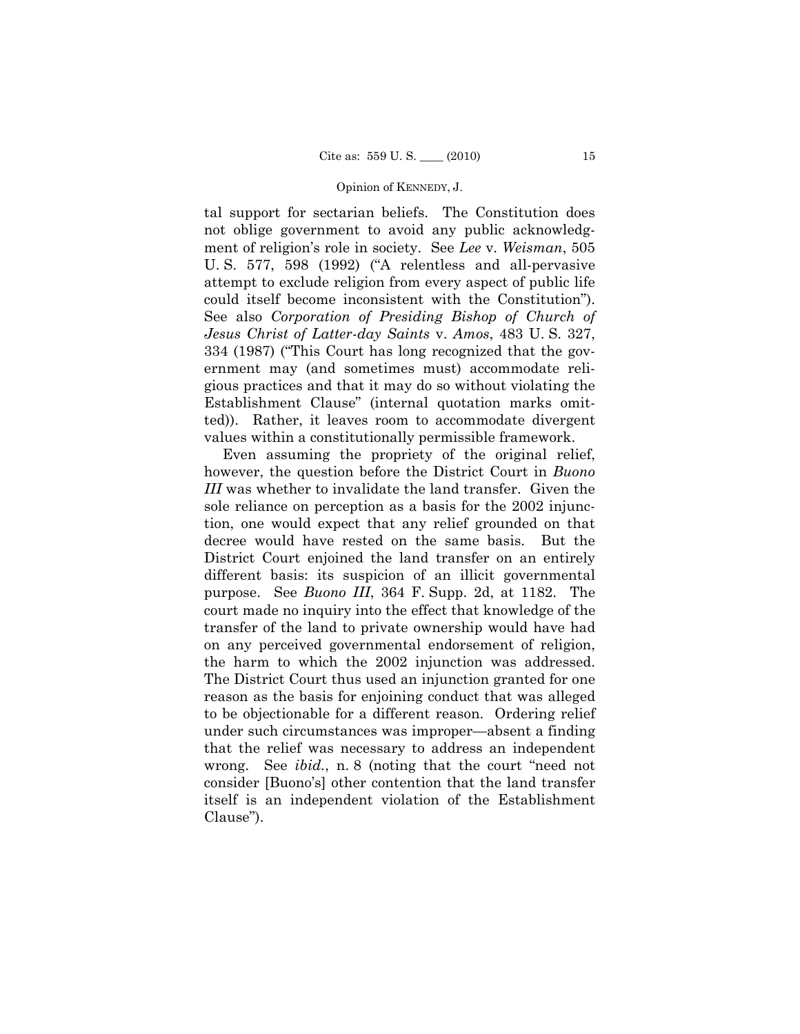tal support for sectarian beliefs. The Constitution does not oblige government to avoid any public acknowledgment of religion's role in society. See *Lee* v. *Weisman*, 505 U. S. 577, 598 (1992) ("A relentless and all-pervasive attempt to exclude religion from every aspect of public life could itself become inconsistent with the Constitution"). See also *Corporation of Presiding Bishop of Church of Jesus Christ of Latter-day Saints* v. *Amos*, 483 U. S. 327, 334 (1987) ("This Court has long recognized that the government may (and sometimes must) accommodate religious practices and that it may do so without violating the Establishment Clause" (internal quotation marks omitted)). Rather, it leaves room to accommodate divergent values within a constitutionally permissible framework.

Even assuming the propriety of the original relief, however, the question before the District Court in *Buono III* was whether to invalidate the land transfer. Given the sole reliance on perception as a basis for the 2002 injunction, one would expect that any relief grounded on that decree would have rested on the same basis. But the District Court enjoined the land transfer on an entirely different basis: its suspicion of an illicit governmental purpose. See *Buono III*, 364 F. Supp. 2d, at 1182. The court made no inquiry into the effect that knowledge of the transfer of the land to private ownership would have had on any perceived governmental endorsement of religion, the harm to which the 2002 injunction was addressed. The District Court thus used an injunction granted for one reason as the basis for enjoining conduct that was alleged to be objectionable for a different reason. Ordering relief under such circumstances was improper—absent a finding that the relief was necessary to address an independent wrong. See *ibid.*, n. 8 (noting that the court "need not consider [Buono's] other contention that the land transfer itself is an independent violation of the Establishment Clause").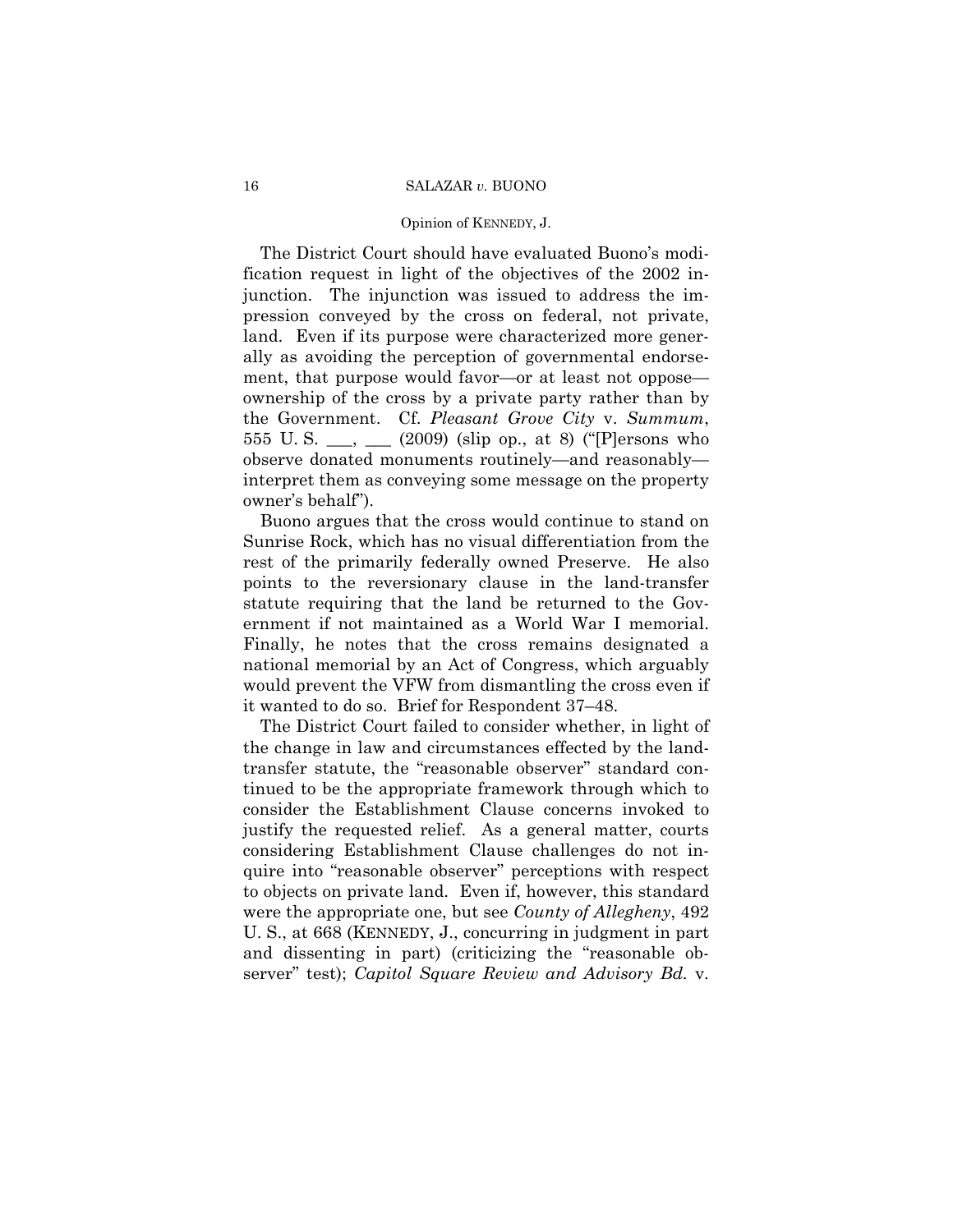The District Court should have evaluated Buono's modification request in light of the objectives of the 2002 injunction. The injunction was issued to address the impression conveyed by the cross on federal, not private, land. Even if its purpose were characterized more generally as avoiding the perception of governmental endorsement, that purpose would favor—or at least not oppose—ownership of the cross by a private party rather than by the Government. Cf. *Pleasant Grove City* v. *Summum*, 555 U. S. \_\_\_, \_\_\_ (2009) (slip op., at 8) ("[P]ersons who observe donated monuments routinely—and reasonably—interpret them as conveying some message on the property owner's behalf").

Buono argues that the cross would continue to stand on Sunrise Rock, which has no visual differentiation from the rest of the primarily federally owned Preserve. He also points to the reversionary clause in the land-transfer statute requiring that the land be returned to the Government if not maintained as a World War I memorial. Finally, he notes that the cross remains designated a national memorial by an Act of Congress, which arguably would prevent the VFW from dismantling the cross even if it wanted to do so. Brief for Respondent 37–48.

The District Court failed to consider whether, in light of the change in law and circumstances effected by the land-transfer statute, the "reasonable observer" standard continued to be the appropriate framework through which to consider the Establishment Clause concerns invoked to justify the requested relief. As a general matter, courts considering Establishment Clause challenges do not inquire into "reasonable observer" perceptions with respect to objects on private land. Even if, however, this standard were the appropriate one, but see *County of Allegheny*, 492 U. S., at 668 (KENNEDY, J., concurring in judgment in part and dissenting in part) (criticizing the "reasonable observer" test); *Capitol Square Review and Advisory Bd.* v.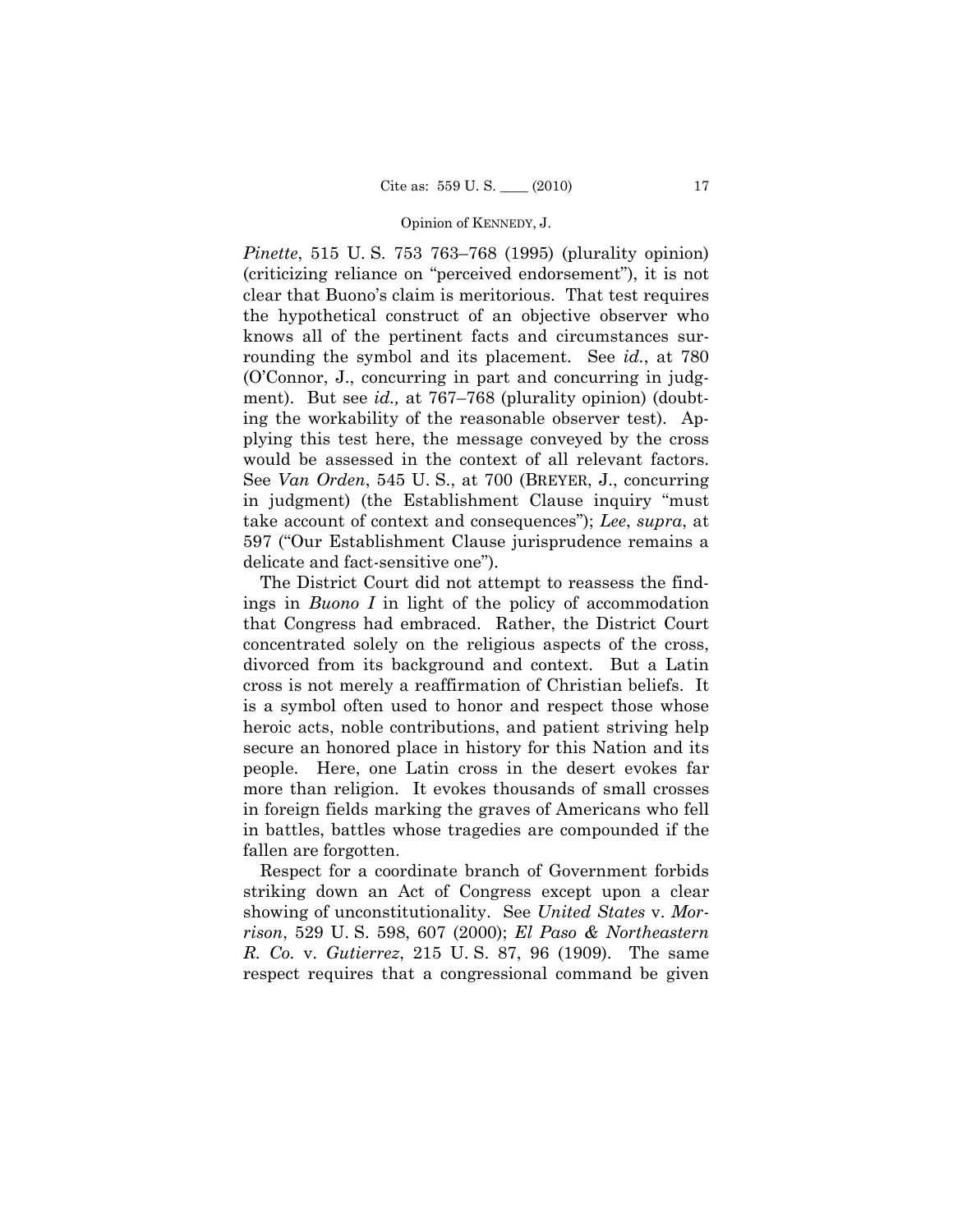*Pinette*, 515 U. S. 753 763–768 (1995) (plurality opinion) (criticizing reliance on "perceived endorsement"), it is not clear that Buono's claim is meritorious. That test requires the hypothetical construct of an objective observer who knows all of the pertinent facts and circumstances surrounding the symbol and its placement. See *id.*, at 780 (O'Connor, J., concurring in part and concurring in judgment). But see *id.,* at 767–768 (plurality opinion) (doubting the workability of the reasonable observer test). Applying this test here, the message conveyed by the cross would be assessed in the context of all relevant factors. See *Van Orden*, 545 U. S., at 700 (BREYER, J., concurring in judgment) (the Establishment Clause inquiry "must take account of context and consequences"); *Lee*, *supra*, at 597 ("Our Establishment Clause jurisprudence remains a delicate and fact-sensitive one").

The District Court did not attempt to reassess the findings in *Buono I* in light of the policy of accommodation that Congress had embraced. Rather, the District Court concentrated solely on the religious aspects of the cross, divorced from its background and context. But a Latin cross is not merely a reaffirmation of Christian beliefs. It is a symbol often used to honor and respect those whose heroic acts, noble contributions, and patient striving help secure an honored place in history for this Nation and its people. Here, one Latin cross in the desert evokes far more than religion. It evokes thousands of small crosses in foreign fields marking the graves of Americans who fell in battles, battles whose tragedies are compounded if the fallen are forgotten.

Respect for a coordinate branch of Government forbids striking down an Act of Congress except upon a clear showing of unconstitutionality. See *United States* v. *Morrison*, 529 U. S. 598, 607 (2000); *El Paso & Northeastern R. Co.* v. *Gutierrez*, 215 U. S. 87, 96 (1909). The same respect requires that a congressional command be given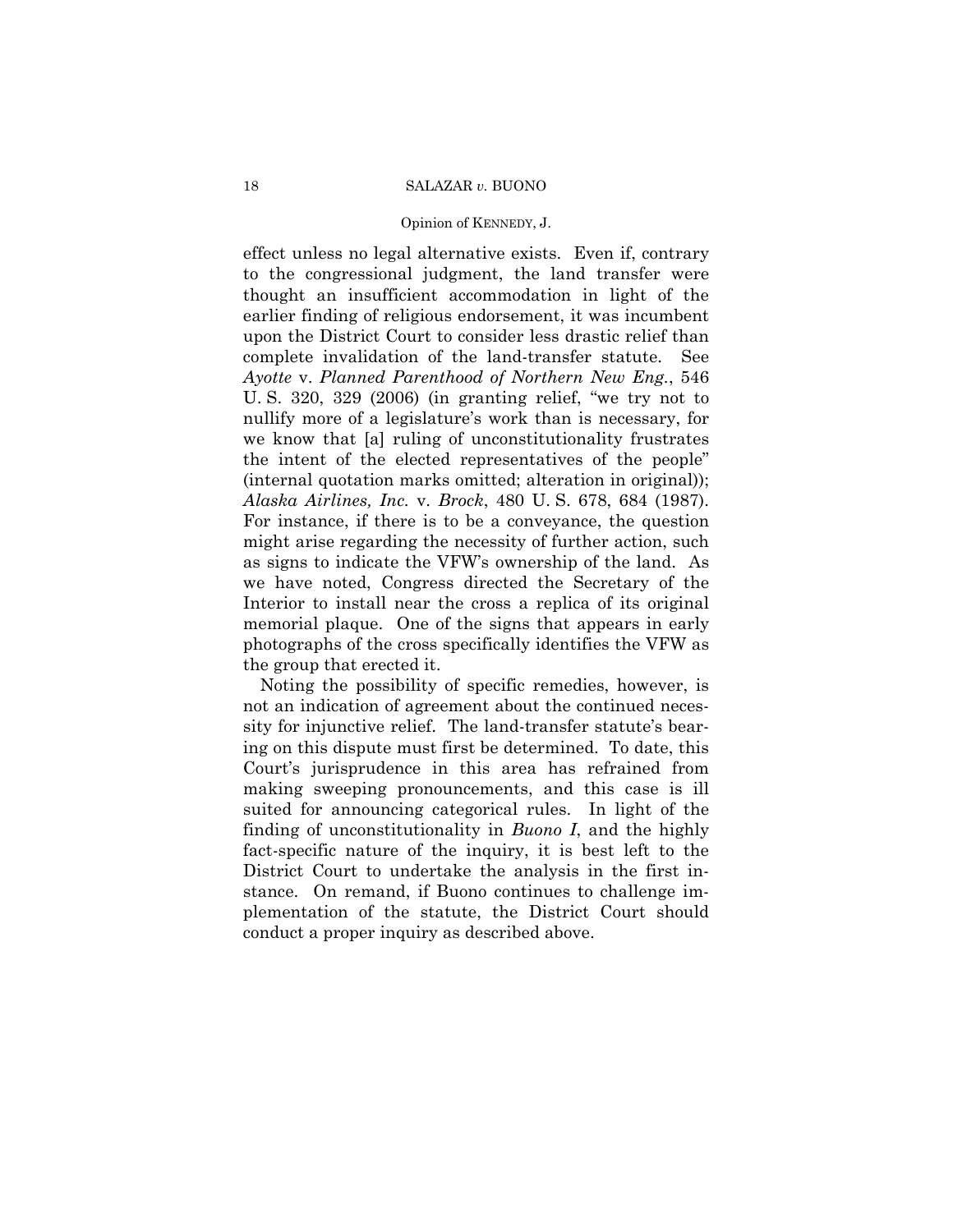effect unless no legal alternative exists. Even if, contrary to the congressional judgment, the land transfer were thought an insufficient accommodation in light of the earlier finding of religious endorsement, it was incumbent upon the District Court to consider less drastic relief than complete invalidation of the land-transfer statute. See *Ayotte* v. *Planned Parenthood of Northern New Eng.*, 546 U. S. 320, 329 (2006) (in granting relief, "we try not to nullify more of a legislature's work than is necessary, for we know that [a] ruling of unconstitutionality frustrates the intent of the elected representatives of the people" (internal quotation marks omitted; alteration in original)); *Alaska Airlines, Inc.* v. *Brock*, 480 U. S. 678, 684 (1987). For instance, if there is to be a conveyance, the question might arise regarding the necessity of further action, such as signs to indicate the VFW's ownership of the land. As we have noted, Congress directed the Secretary of the Interior to install near the cross a replica of its original memorial plaque. One of the signs that appears in early photographs of the cross specifically identifies the VFW as the group that erected it.

Noting the possibility of specific remedies, however, is not an indication of agreement about the continued necessity for injunctive relief. The land-transfer statute's bearing on this dispute must first be determined. To date, this Court's jurisprudence in this area has refrained from making sweeping pronouncements, and this case is ill suited for announcing categorical rules. In light of the finding of unconstitutionality in *Buono I*, and the highly fact-specific nature of the inquiry, it is best left to the District Court to undertake the analysis in the first instance. On remand, if Buono continues to challenge implementation of the statute, the District Court should conduct a proper inquiry as described above.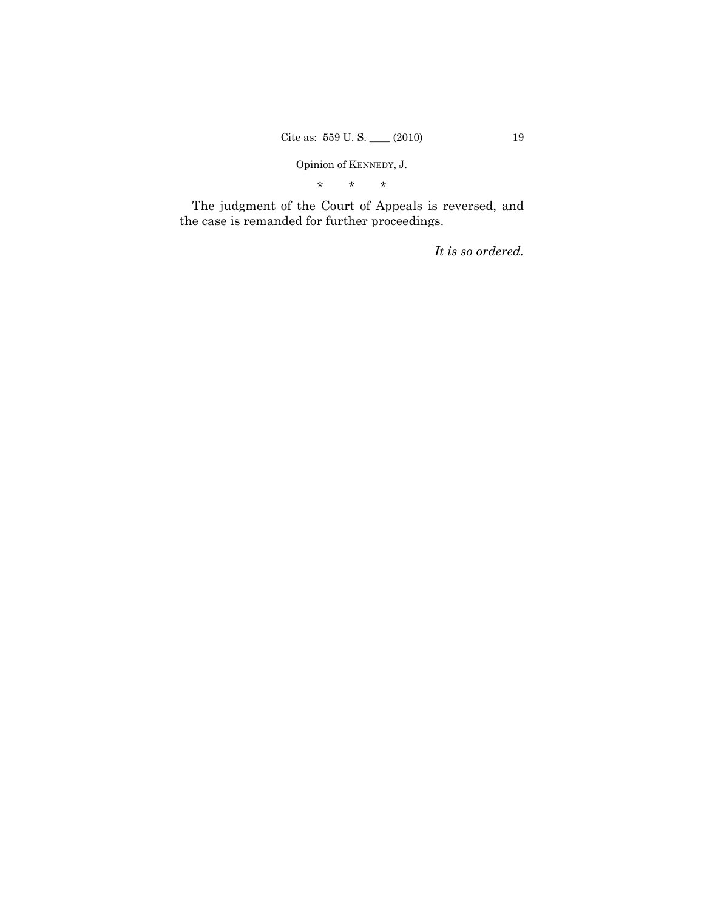\*    \*    \*

The judgment of the Court of Appeals is reversed, and the case is remanded for further proceedings.

*It is so ordered.*

*    *    *

The judgment of the Court of Appeals is reversed, and the case is remanded for further proceedings.

*It is so ordered.*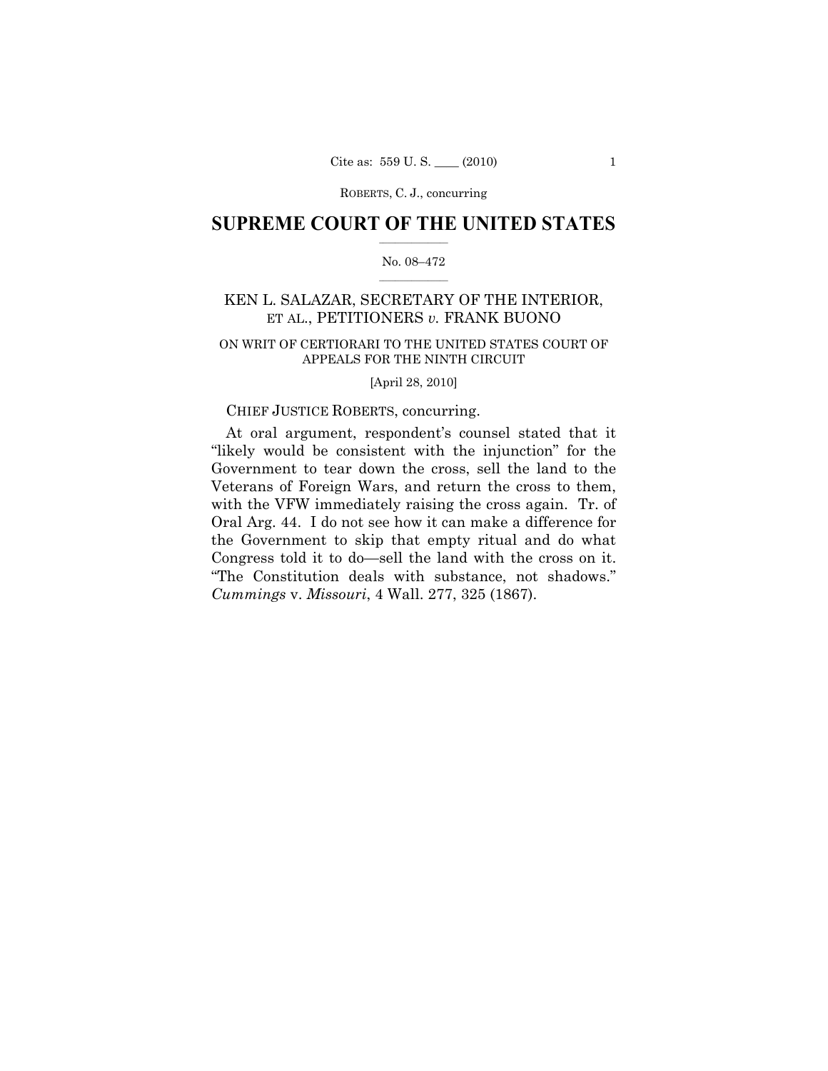# SUPREME COURT OF THE UNITED STATES

No. 08–472

KEN L. SALAZAR, SECRETARY OF THE INTERIOR, ET AL., PETITIONERS *v.* FRANK BUONO

ON WRIT OF CERTIORARI TO THE UNITED STATES COURT OF APPEALS FOR THE NINTH CIRCUIT

[April 28, 2010]

CHIEF JUSTICE ROBERTS, concurring.

At oral argument, respondent's counsel stated that it "likely would be consistent with the injunction" for the Government to tear down the cross, sell the land to the Veterans of Foreign Wars, and return the cross to them, with the VFW immediately raising the cross again. Tr. of Oral Arg. 44. I do not see how it can make a difference for the Government to skip that empty ritual and do what Congress told it to do—sell the land with the cross on it. "The Constitution deals with substance, not shadows." *Cummings* v. *Missouri*, 4 Wall. 277, 325 (1867).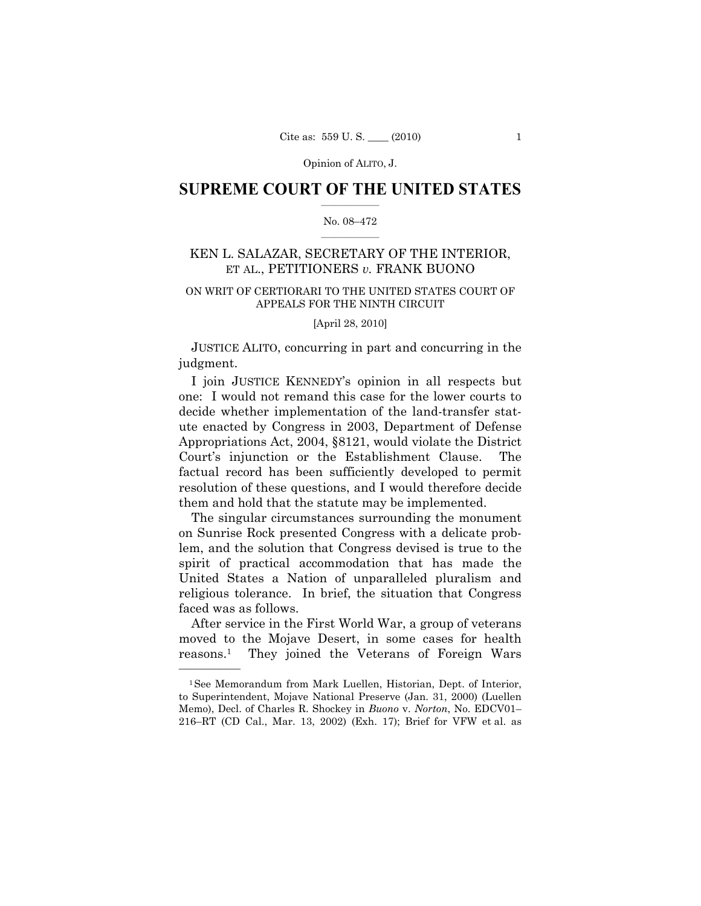Opinion of ALITO, J.

# SUPREME COURT OF THE UNITED STATES

No. 08–472

## KEN L. SALAZAR, SECRETARY OF THE INTERIOR, ET AL., PETITIONERS *v.* FRANK BUONO

ON WRIT OF CERTIORARI TO THE UNITED STATES COURT OF APPEALS FOR THE NINTH CIRCUIT

[April 28, 2010]

JUSTICE ALITO, concurring in part and concurring in the judgment.

I join JUSTICE KENNEDY's opinion in all respects but one: I would not remand this case for the lower courts to decide whether implementation of the land-transfer statute enacted by Congress in 2003, Department of Defense Appropriations Act, 2004, §8121, would violate the District Court's injunction or the Establishment Clause. The factual record has been sufficiently developed to permit resolution of these questions, and I would therefore decide them and hold that the statute may be implemented.

The singular circumstances surrounding the monument on Sunrise Rock presented Congress with a delicate problem, and the solution that Congress devised is true to the spirit of practical accommodation that has made the United States a Nation of unparalleled pluralism and religious tolerance. In brief, the situation that Congress faced was as follows.

After service in the First World War, a group of veterans moved to the Mojave Desert, in some cases for health reasons.[1] They joined the Veterans of Foreign Wars

---

[1] See Memorandum from Mark Luellen, Historian, Dept. of Interior, to Superintendent, Mojave National Preserve (Jan. 31, 2000) (Luellen Memo), Decl. of Charles R. Shockey in *Buono* v. *Norton*, No. EDCV01–216–RT (CD Cal., Mar. 13, 2002) (Exh. 17); Brief for VFW et al. as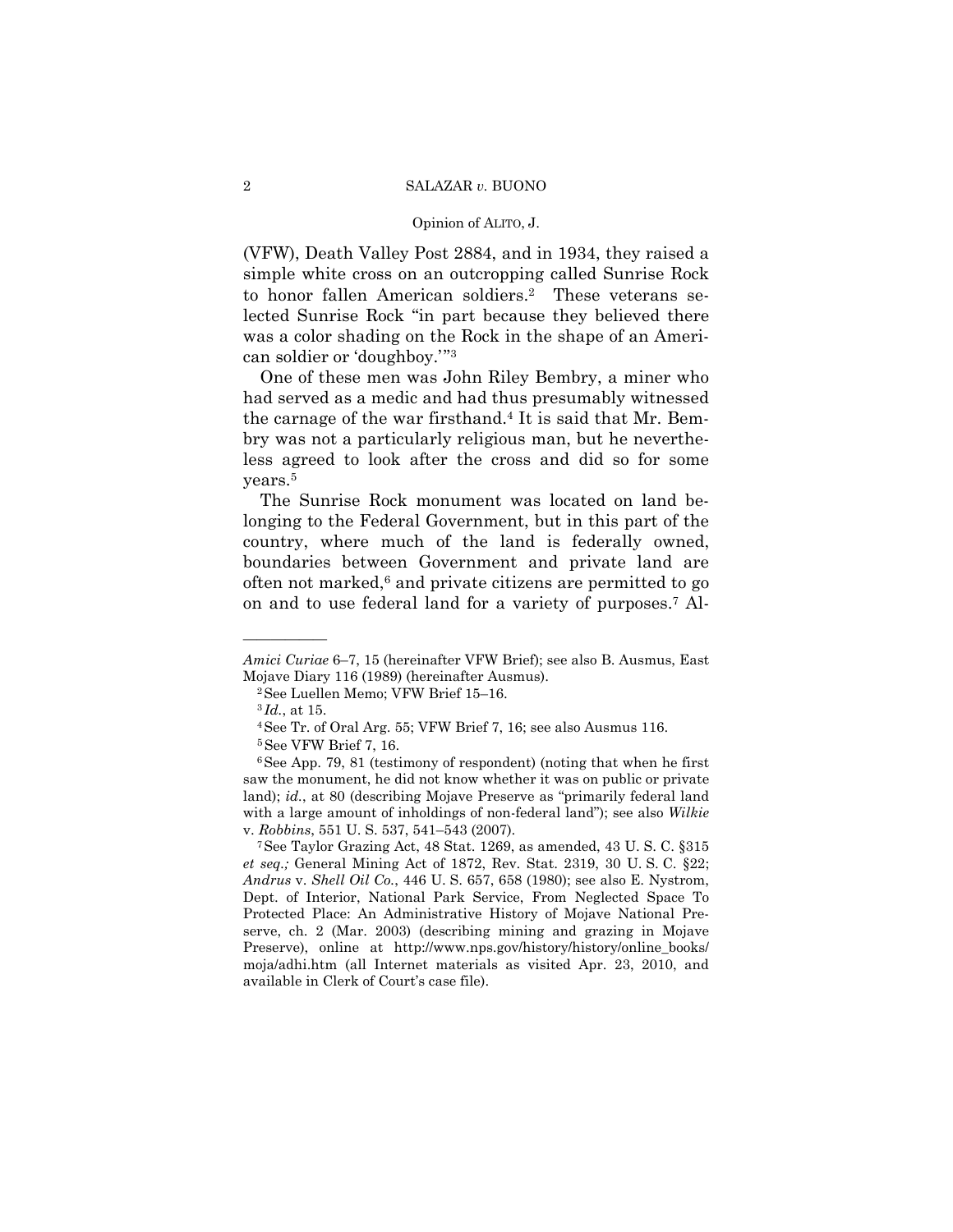(VFW), Death Valley Post 2884, and in 1934, they raised a simple white cross on an outcropping called Sunrise Rock to honor fallen American soldiers.[2] These veterans selected Sunrise Rock "in part because they believed there was a color shading on the Rock in the shape of an American soldier or 'doughboy.'"[3]

One of these men was John Riley Bembry, a miner who had served as a medic and had thus presumably witnessed the carnage of the war firsthand.[4] It is said that Mr. Bembry was not a particularly religious man, but he nevertheless agreed to look after the cross and did so for some years.[5]

The Sunrise Rock monument was located on land belonging to the Federal Government, but in this part of the country, where much of the land is federally owned, boundaries between Government and private land are often not marked,[6] and private citizens are permitted to go on and to use federal land for a variety of purposes.[7] Al-

---

*Amici Curiae* 6–7, 15 (hereinafter VFW Brief); see also B. Ausmus, East Mojave Diary 116 (1989) (hereinafter Ausmus).

[2] See Luellen Memo; VFW Brief 15–16.

[3] *Id.*, at 15.

[4] See Tr. of Oral Arg. 55; VFW Brief 7, 16; see also Ausmus 116.

[5] See VFW Brief 7, 16.

[6] See App. 79, 81 (testimony of respondent) (noting that when he first saw the monument, he did not know whether it was on public or private land); *id.*, at 80 (describing Mojave Preserve as "primarily federal land with a large amount of inholdings of non-federal land"); see also *Wilkie* v. *Robbins*, 551 U. S. 537, 541–543 (2007).

[7] See Taylor Grazing Act, 48 Stat. 1269, as amended, 43 U. S. C. §315 *et seq.;* General Mining Act of 1872, Rev. Stat. 2319, 30 U. S. C. §22; *Andrus* v. *Shell Oil Co.*, 446 U. S. 657, 658 (1980); see also E. Nystrom, Dept. of Interior, National Park Service, From Neglected Space To Protected Place: An Administrative History of Mojave National Preserve, ch. 2 (Mar. 2003) (describing mining and grazing in Mojave Preserve), online at http://www.nps.gov/history/history/online_books/moja/adhi.htm (all Internet materials as visited Apr. 23, 2010, and available in Clerk of Court's case file).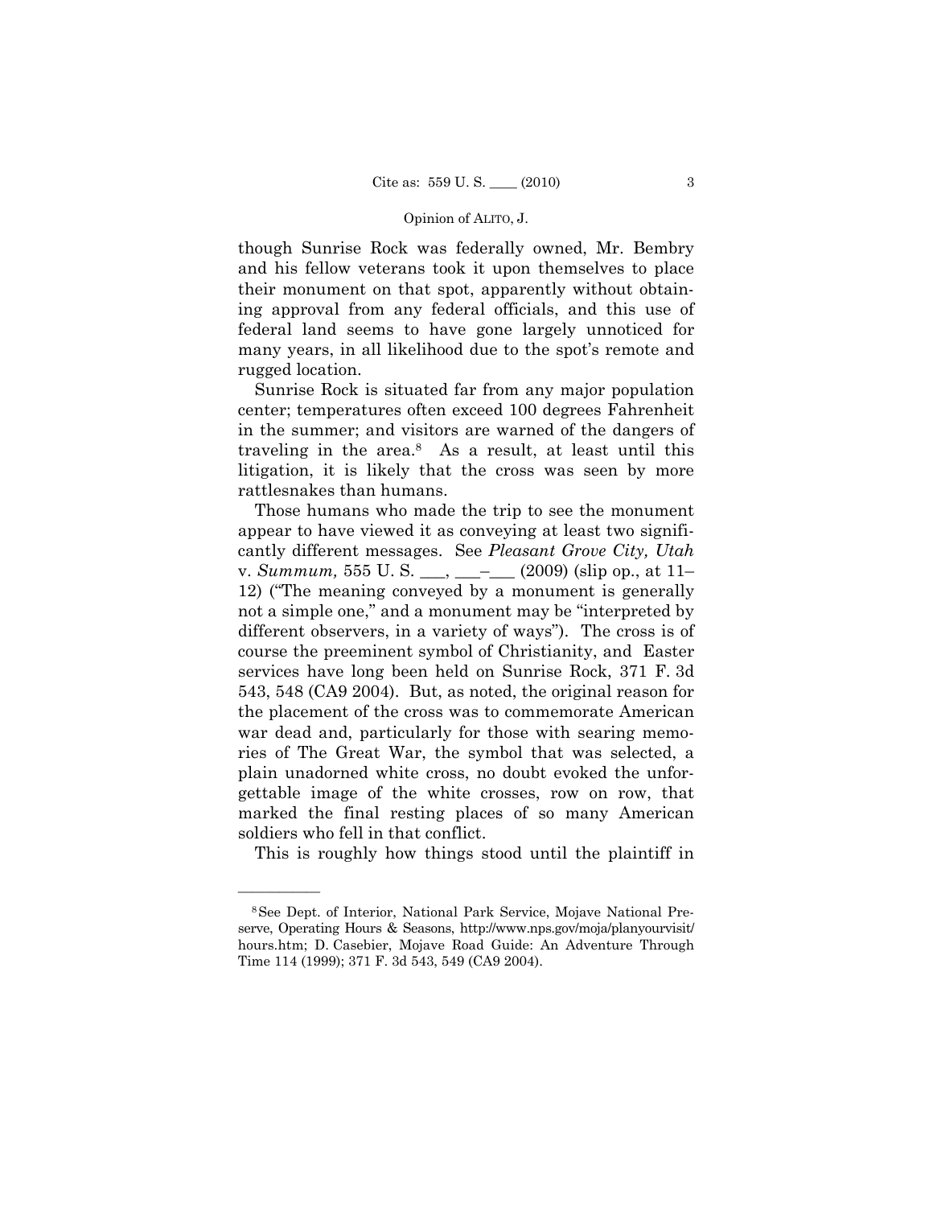though Sunrise Rock was federally owned, Mr. Bembry and his fellow veterans took it upon themselves to place their monument on that spot, apparently without obtaining approval from any federal officials, and this use of federal land seems to have gone largely unnoticed for many years, in all likelihood due to the spot's remote and rugged location.

Sunrise Rock is situated far from any major population center; temperatures often exceed 100 degrees Fahrenheit in the summer; and visitors are warned of the dangers of traveling in the area.[8] As a result, at least until this litigation, it is likely that the cross was seen by more rattlesnakes than humans.

Those humans who made the trip to see the monument appear to have viewed it as conveying at least two significantly different messages. See *Pleasant Grove City, Utah* v. *Summum,* 555 U. S. ___, ___–___ (2009) (slip op., at 11–12) ("The meaning conveyed by a monument is generally not a simple one," and a monument may be "interpreted by different observers, in a variety of ways"). The cross is of course the preeminent symbol of Christianity, and Easter services have long been held on Sunrise Rock, 371 F. 3d 543, 548 (CA9 2004). But, as noted, the original reason for the placement of the cross was to commemorate American war dead and, particularly for those with searing memories of The Great War, the symbol that was selected, a plain unadorned white cross, no doubt evoked the unforgettable image of the white crosses, row on row, that marked the final resting places of so many American soldiers who fell in that conflict.

This is roughly how things stood until the plaintiff in

---

[8] See Dept. of Interior, National Park Service, Mojave National Preserve, Operating Hours & Seasons, http://www.nps.gov/moja/planyourvisit/hours.htm; D. Casebier, Mojave Road Guide: An Adventure Through Time 114 (1999); 371 F. 3d 543, 549 (CA9 2004).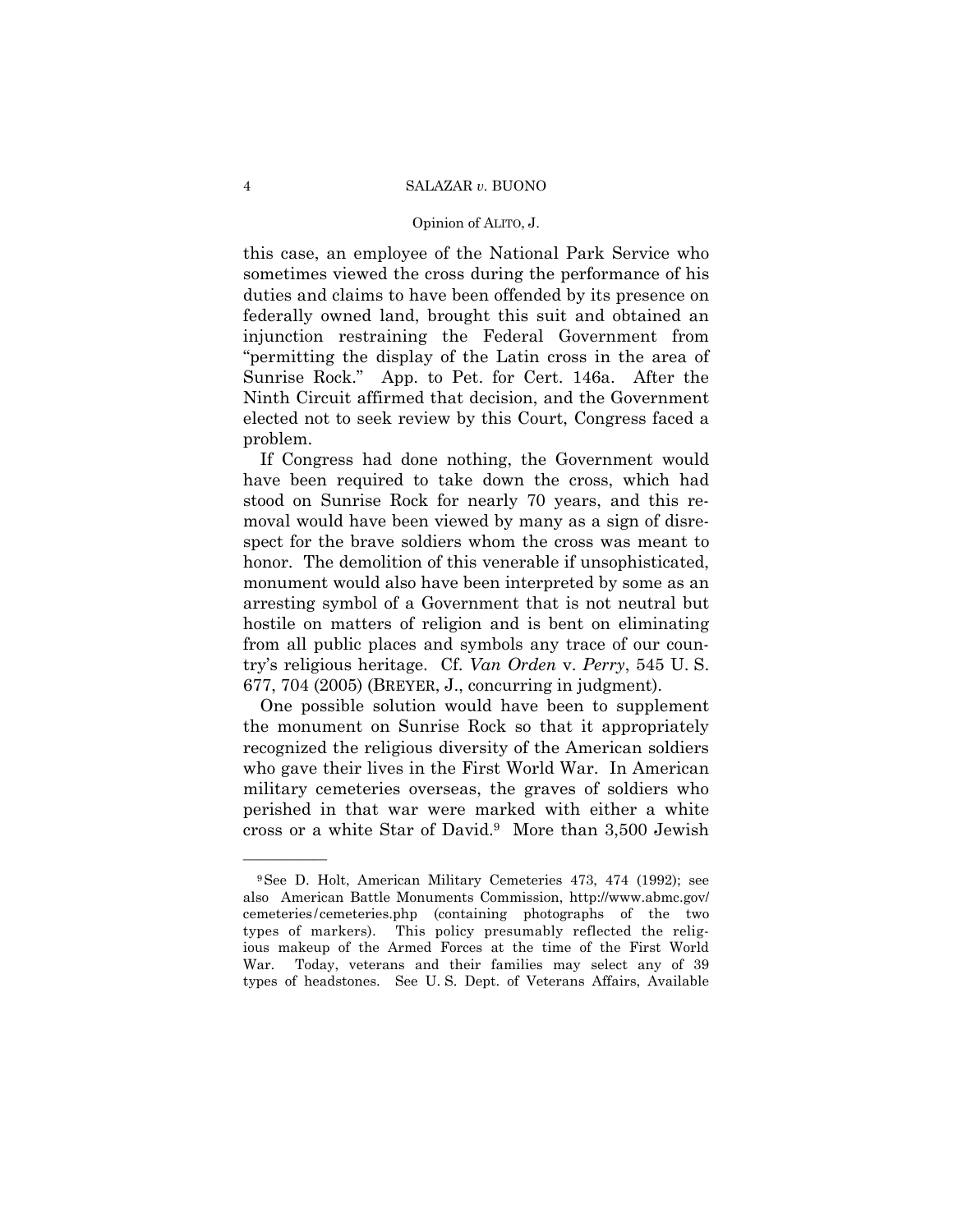this case, an employee of the National Park Service who sometimes viewed the cross during the performance of his duties and claims to have been offended by its presence on federally owned land, brought this suit and obtained an injunction restraining the Federal Government from "permitting the display of the Latin cross in the area of Sunrise Rock." App. to Pet. for Cert. 146a. After the Ninth Circuit affirmed that decision, and the Government elected not to seek review by this Court, Congress faced a problem.

If Congress had done nothing, the Government would have been required to take down the cross, which had stood on Sunrise Rock for nearly 70 years, and this removal would have been viewed by many as a sign of disrespect for the brave soldiers whom the cross was meant to honor. The demolition of this venerable if unsophisticated, monument would also have been interpreted by some as an arresting symbol of a Government that is not neutral but hostile on matters of religion and is bent on eliminating from all public places and symbols any trace of our country's religious heritage. Cf. *Van Orden* v. *Perry*, 545 U. S. 677, 704 (2005) (BREYER, J., concurring in judgment).

One possible solution would have been to supplement the monument on Sunrise Rock so that it appropriately recognized the religious diversity of the American soldiers who gave their lives in the First World War. In American military cemeteries overseas, the graves of soldiers who perished in that war were marked with either a white cross or a white Star of David.[9] More than 3,500 Jewish

---

[9] See D. Holt, American Military Cemeteries 473, 474 (1992); see also American Battle Monuments Commission, http://www.abmc.gov/cemeteries/cemeteries.php (containing photographs of the two types of markers). This policy presumably reflected the religious makeup of the Armed Forces at the time of the First World War. Today, veterans and their families may select any of 39 types of headstones. See U. S. Dept. of Veterans Affairs, Available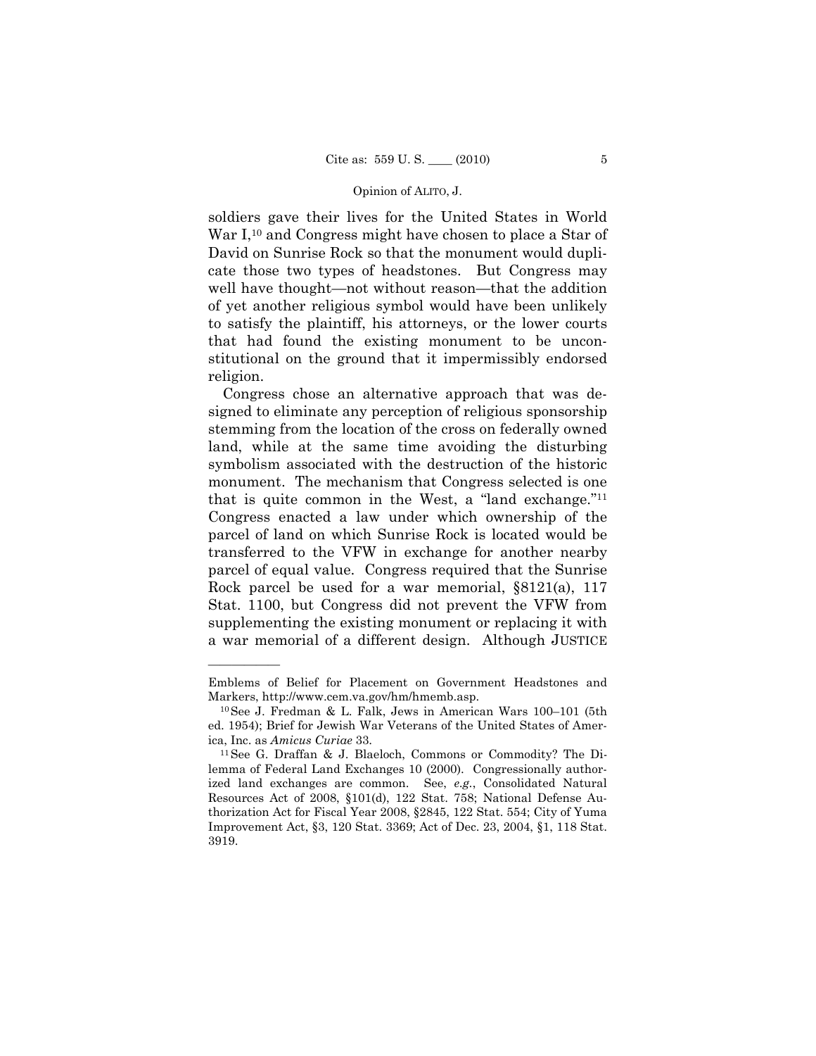soldiers gave their lives for the United States in World War I,[10] and Congress might have chosen to place a Star of David on Sunrise Rock so that the monument would duplicate those two types of headstones. But Congress may well have thought—not without reason—that the addition of yet another religious symbol would have been unlikely to satisfy the plaintiff, his attorneys, or the lower courts that had found the existing monument to be unconstitutional on the ground that it impermissibly endorsed religion.

Congress chose an alternative approach that was designed to eliminate any perception of religious sponsorship stemming from the location of the cross on federally owned land, while at the same time avoiding the disturbing symbolism associated with the destruction of the historic monument. The mechanism that Congress selected is one that is quite common in the West, a "land exchange."[11] Congress enacted a law under which ownership of the parcel of land on which Sunrise Rock is located would be transferred to the VFW in exchange for another nearby parcel of equal value. Congress required that the Sunrise Rock parcel be used for a war memorial, §8121(a), 117 Stat. 1100, but Congress did not prevent the VFW from supplementing the existing monument or replacing it with a war memorial of a different design. Although JUSTICE

---

Emblems of Belief for Placement on Government Headstones and Markers, http://www.cem.va.gov/hm/hmemb.asp.

[10] See J. Fredman & L. Falk, Jews in American Wars 100–101 (5th ed. 1954); Brief for Jewish War Veterans of the United States of America, Inc. as *Amicus Curiae* 33.

[11] See G. Draffan & J. Blaeloch, Commons or Commodity? The Dilemma of Federal Land Exchanges 10 (2000). Congressionally authorized land exchanges are common. See, *e.g.*, Consolidated Natural Resources Act of 2008, §101(d), 122 Stat. 758; National Defense Authorization Act for Fiscal Year 2008, §2845, 122 Stat. 554; City of Yuma Improvement Act, §3, 120 Stat. 3369; Act of Dec. 23, 2004, §1, 118 Stat. 3919.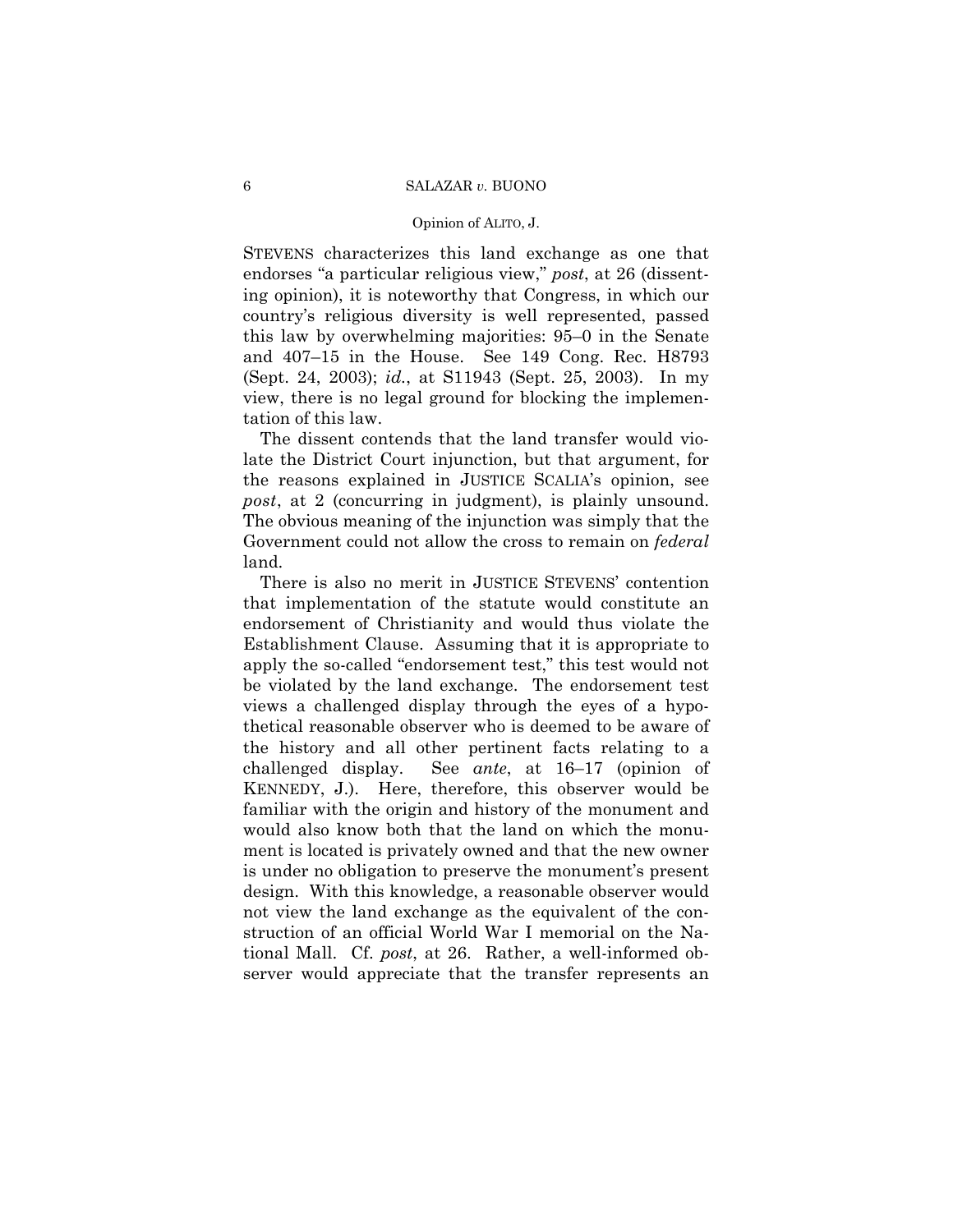STEVENS characterizes this land exchange as one that endorses "a particular religious view," *post*, at 26 (dissenting opinion), it is noteworthy that Congress, in which our country's religious diversity is well represented, passed this law by overwhelming majorities: 95–0 in the Senate and 407–15 in the House. See 149 Cong. Rec. H8793 (Sept. 24, 2003); *id.*, at S11943 (Sept. 25, 2003). In my view, there is no legal ground for blocking the implementation of this law.

The dissent contends that the land transfer would violate the District Court injunction, but that argument, for the reasons explained in JUSTICE SCALIA's opinion, see *post*, at 2 (concurring in judgment), is plainly unsound. The obvious meaning of the injunction was simply that the Government could not allow the cross to remain on *federal* land.

There is also no merit in JUSTICE STEVENS' contention that implementation of the statute would constitute an endorsement of Christianity and would thus violate the Establishment Clause. Assuming that it is appropriate to apply the so-called "endorsement test," this test would not be violated by the land exchange. The endorsement test views a challenged display through the eyes of a hypothetical reasonable observer who is deemed to be aware of the history and all other pertinent facts relating to a challenged display. See *ante*, at 16–17 (opinion of KENNEDY, J.). Here, therefore, this observer would be familiar with the origin and history of the monument and would also know both that the land on which the monument is located is privately owned and that the new owner is under no obligation to preserve the monument's present design. With this knowledge, a reasonable observer would not view the land exchange as the equivalent of the construction of an official World War I memorial on the National Mall. Cf. *post*, at 26. Rather, a well-informed observer would appreciate that the transfer represents an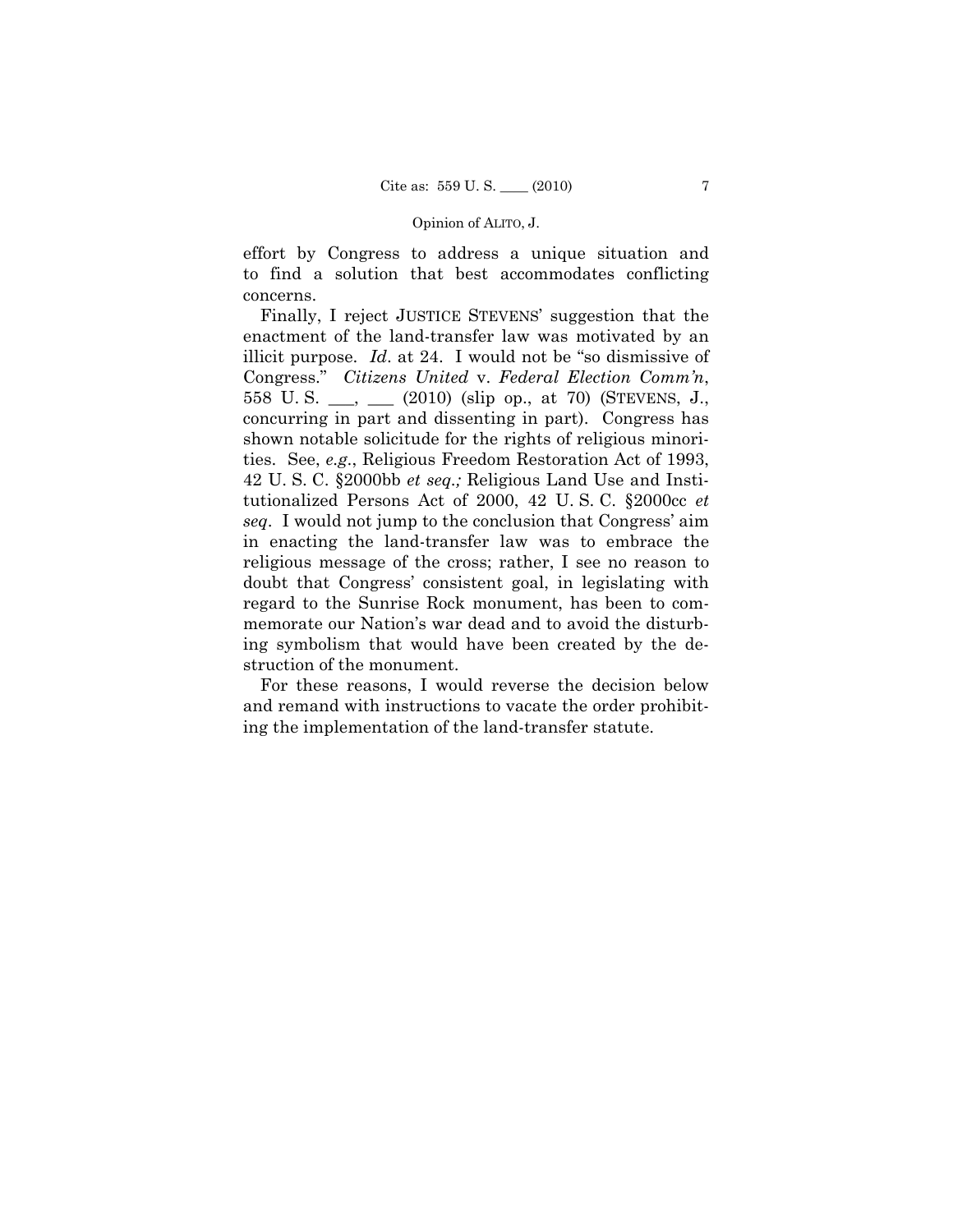effort by Congress to address a unique situation and to find a solution that best accommodates conflicting concerns.

Finally, I reject JUSTICE STEVENS' suggestion that the enactment of the land-transfer law was motivated by an illicit purpose. *Id*. at 24. I would not be "so dismissive of Congress." *Citizens United* v. *Federal Election Comm'n*, 558 U. S. \_\_\_, \_\_\_ (2010) (slip op., at 70) (STEVENS, J., concurring in part and dissenting in part). Congress has shown notable solicitude for the rights of religious minorities. See, *e.g.*, Religious Freedom Restoration Act of 1993, 42 U. S. C. §2000bb *et seq.;* Religious Land Use and Institutionalized Persons Act of 2000, 42 U. S. C. §2000cc *et seq*. I would not jump to the conclusion that Congress' aim in enacting the land-transfer law was to embrace the religious message of the cross; rather, I see no reason to doubt that Congress' consistent goal, in legislating with regard to the Sunrise Rock monument, has been to commemorate our Nation's war dead and to avoid the disturbing symbolism that would have been created by the destruction of the monument.

For these reasons, I would reverse the decision below and remand with instructions to vacate the order prohibiting the implementation of the land-transfer statute.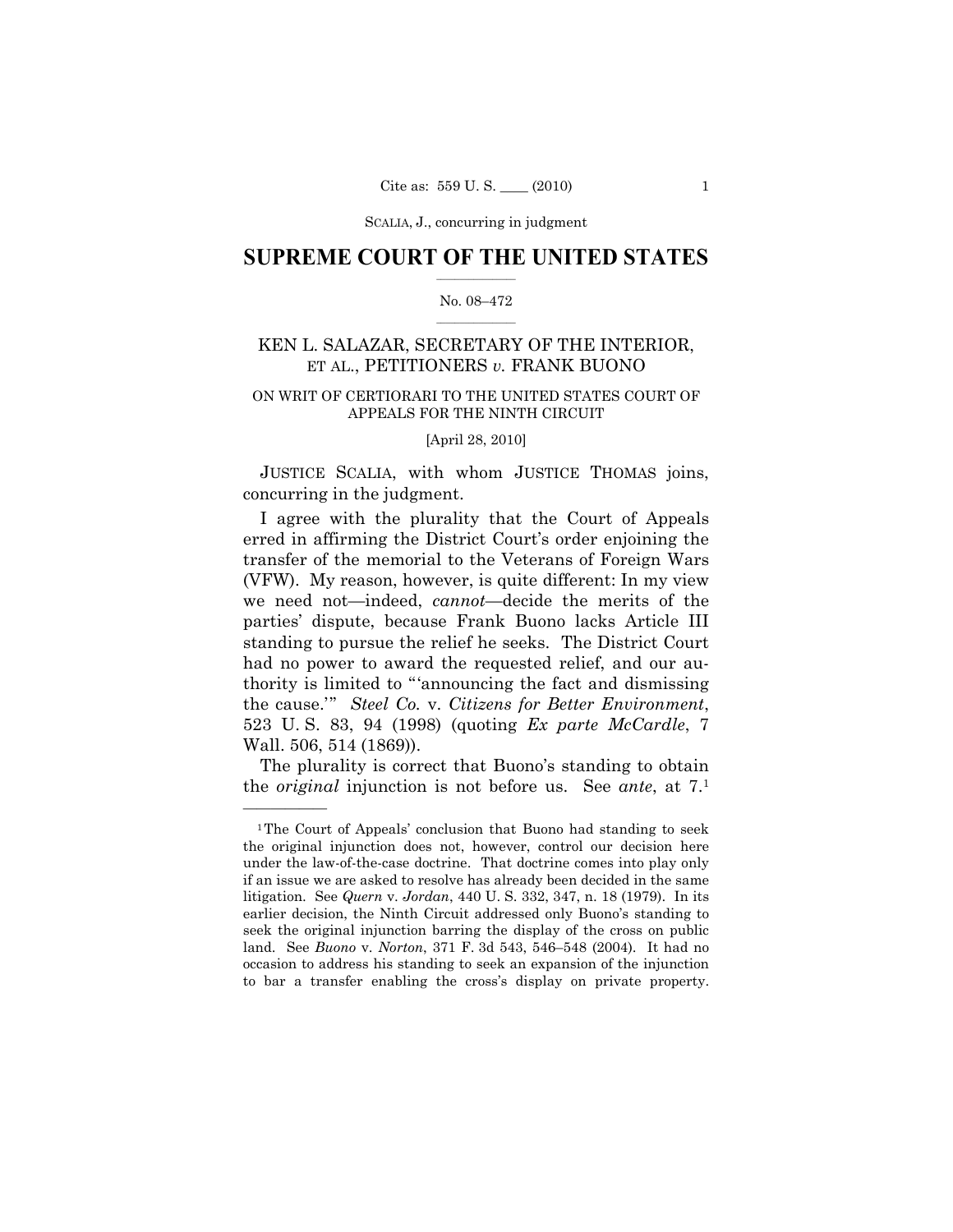SCALIA, J., concurring in judgment

## SUPREME COURT OF THE UNITED STATES

No. 08–472

### KEN L. SALAZAR, SECRETARY OF THE INTERIOR, ET AL., PETITIONERS *v.* FRANK BUONO

ON WRIT OF CERTIORARI TO THE UNITED STATES COURT OF APPEALS FOR THE NINTH CIRCUIT

[April 28, 2010]

JUSTICE SCALIA, with whom JUSTICE THOMAS joins, concurring in the judgment.

I agree with the plurality that the Court of Appeals erred in affirming the District Court's order enjoining the transfer of the memorial to the Veterans of Foreign Wars (VFW). My reason, however, is quite different: In my view we need not—indeed, *cannot*—decide the merits of the parties' dispute, because Frank Buono lacks Article III standing to pursue the relief he seeks. The District Court had no power to award the requested relief, and our authority is limited to "'announcing the fact and dismissing the cause.'" *Steel Co.* v. *Citizens for Better Environment*, 523 U. S. 83, 94 (1998) (quoting *Ex parte McCardle*, 7 Wall. 506, 514 (1869)).

The plurality is correct that Buono's standing to obtain the *original* injunction is not before us. See *ante*, at 7.[1]

---

[1] The Court of Appeals' conclusion that Buono had standing to seek the original injunction does not, however, control our decision here under the law-of-the-case doctrine. That doctrine comes into play only if an issue we are asked to resolve has already been decided in the same litigation. See *Quern* v. *Jordan*, 440 U. S. 332, 347, n. 18 (1979). In its earlier decision, the Ninth Circuit addressed only Buono's standing to seek the original injunction barring the display of the cross on public land. See *Buono* v. *Norton*, 371 F. 3d 543, 546–548 (2004). It had no occasion to address his standing to seek an expansion of the injunction to bar a transfer enabling the cross's display on private property.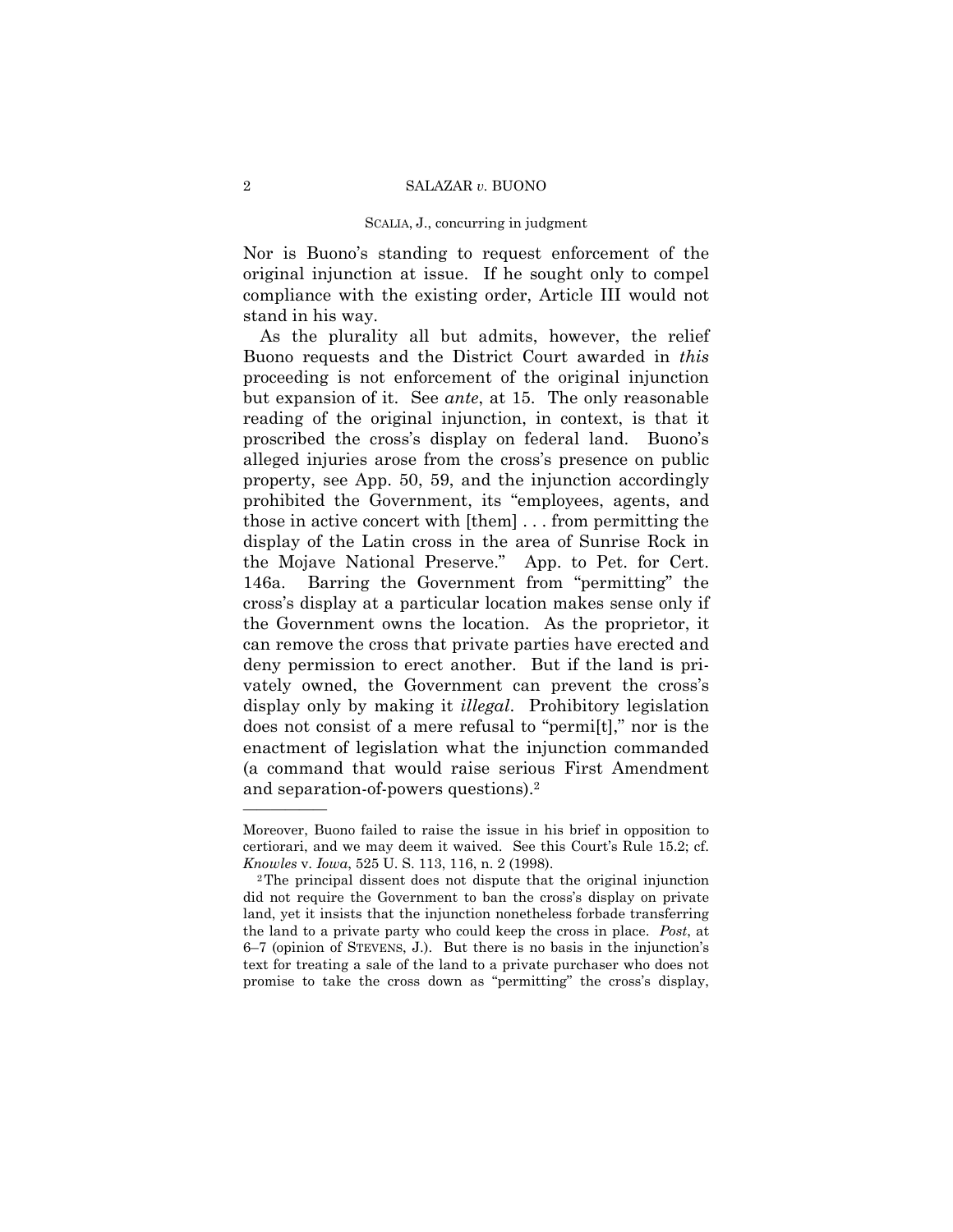Nor is Buono's standing to request enforcement of the original injunction at issue. If he sought only to compel compliance with the existing order, Article III would not stand in his way.

As the plurality all but admits, however, the relief Buono requests and the District Court awarded in *this* proceeding is not enforcement of the original injunction but expansion of it. See *ante*, at 15. The only reasonable reading of the original injunction, in context, is that it proscribed the cross's display on federal land. Buono's alleged injuries arose from the cross's presence on public property, see App. 50, 59, and the injunction accordingly prohibited the Government, its "employees, agents, and those in active concert with [them] . . . from permitting the display of the Latin cross in the area of Sunrise Rock in the Mojave National Preserve." App. to Pet. for Cert. 146a. Barring the Government from "permitting" the cross's display at a particular location makes sense only if the Government owns the location. As the proprietor, it can remove the cross that private parties have erected and deny permission to erect another. But if the land is privately owned, the Government can prevent the cross's display only by making it *illegal*. Prohibitory legislation does not consist of a mere refusal to "permi[t]," nor is the enactment of legislation what the injunction commanded (a command that would raise serious First Amendment and separation-of-powers questions).[2]

---

Moreover, Buono failed to raise the issue in his brief in opposition to certiorari, and we may deem it waived. See this Court's Rule 15.2; cf. *Knowles* v. *Iowa*, 525 U. S. 113, 116, n. 2 (1998).

[2] The principal dissent does not dispute that the original injunction did not require the Government to ban the cross's display on private land, yet it insists that the injunction nonetheless forbade transferring the land to a private party who could keep the cross in place. *Post*, at 6–7 (opinion of STEVENS, J.). But there is no basis in the injunction's text for treating a sale of the land to a private purchaser who does not promise to take the cross down as "permitting" the cross's display,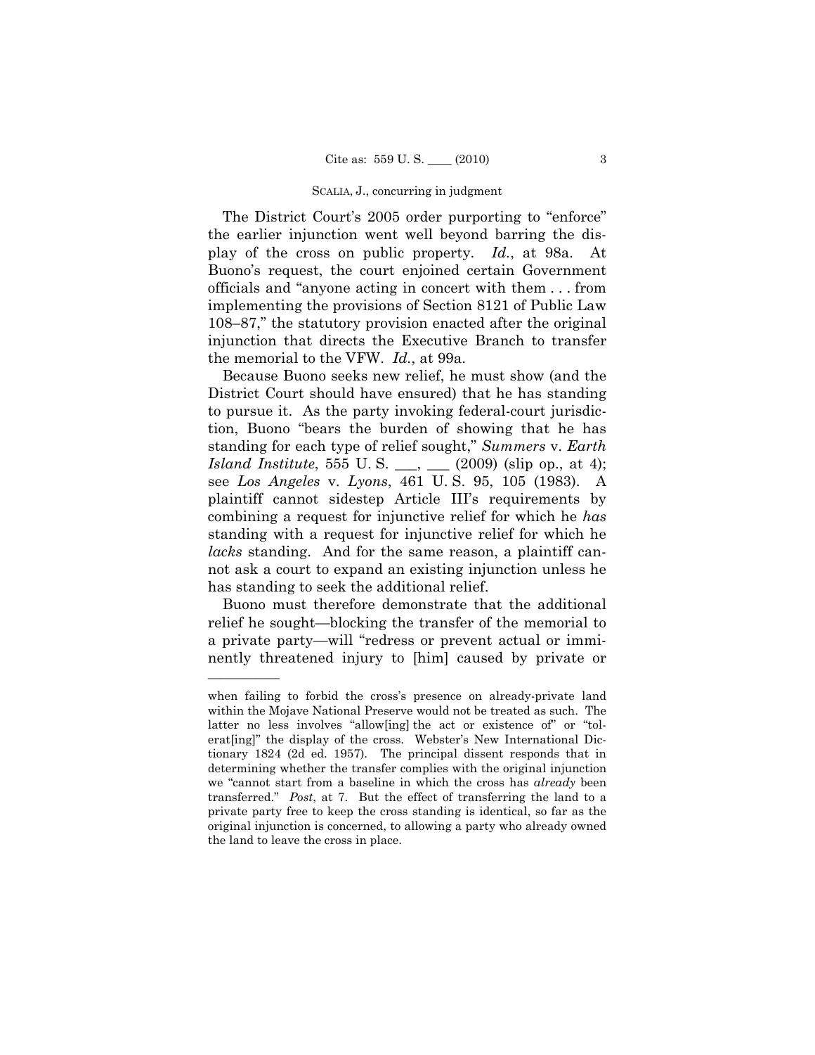The District Court's 2005 order purporting to "enforce" the earlier injunction went well beyond barring the display of the cross on public property. *Id.*, at 98a. At Buono's request, the court enjoined certain Government officials and "anyone acting in concert with them . . . from implementing the provisions of Section 8121 of Public Law 108–87," the statutory provision enacted after the original injunction that directs the Executive Branch to transfer the memorial to the VFW. *Id.*, at 99a.

Because Buono seeks new relief, he must show (and the District Court should have ensured) that he has standing to pursue it. As the party invoking federal-court jurisdiction, Buono "bears the burden of showing that he has standing for each type of relief sought," *Summers* v. *Earth Island Institute*, 555 U. S. ___, ___ (2009) (slip op., at 4); see *Los Angeles* v. *Lyons*, 461 U. S. 95, 105 (1983). A plaintiff cannot sidestep Article III's requirements by combining a request for injunctive relief for which he *has* standing with a request for injunctive relief for which he *lacks* standing. And for the same reason, a plaintiff cannot ask a court to expand an existing injunction unless he has standing to seek the additional relief.

Buono must therefore demonstrate that the additional relief he sought—blocking the transfer of the memorial to a private party—will "redress or prevent actual or imminently threatened injury to [him] caused by private or

---

when failing to forbid the cross's presence on already-private land within the Mojave National Preserve would not be treated as such. The latter no less involves "allow[ing] the act or existence of" or "tolerat[ing]" the display of the cross. Webster's New International Dictionary 1824 (2d ed. 1957). The principal dissent responds that in determining whether the transfer complies with the original injunction we "cannot start from a baseline in which the cross has *already* been transferred." *Post*, at 7. But the effect of transferring the land to a private party free to keep the cross standing is identical, so far as the original injunction is concerned, to allowing a party who already owned the land to leave the cross in place.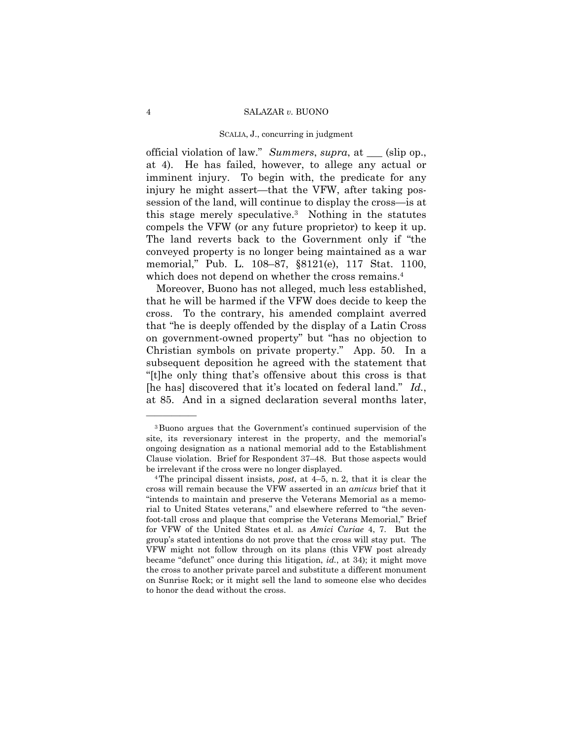official violation of law." *Summers*, *supra*, at ___ (slip op., at 4). He has failed, however, to allege any actual or imminent injury. To begin with, the predicate for any injury he might assert—that the VFW, after taking possession of the land, will continue to display the cross—is at this stage merely speculative.[3] Nothing in the statutes compels the VFW (or any future proprietor) to keep it up. The land reverts back to the Government only if "the conveyed property is no longer being maintained as a war memorial," Pub. L. 108–87, §8121(e), 117 Stat. 1100, which does not depend on whether the cross remains.[4]

Moreover, Buono has not alleged, much less established, that he will be harmed if the VFW does decide to keep the cross. To the contrary, his amended complaint averred that "he is deeply offended by the display of a Latin Cross on government-owned property" but "has no objection to Christian symbols on private property." App. 50. In a subsequent deposition he agreed with the statement that "[t]he only thing that's offensive about this cross is that [he has] discovered that it's located on federal land." *Id.*, at 85. And in a signed declaration several months later,

---

[3] Buono argues that the Government's continued supervision of the site, its reversionary interest in the property, and the memorial's ongoing designation as a national memorial add to the Establishment Clause violation. Brief for Respondent 37–48. But those aspects would be irrelevant if the cross were no longer displayed.

[4] The principal dissent insists, *post*, at 4–5, n. 2, that it is clear the cross will remain because the VFW asserted in an *amicus* brief that it "intends to maintain and preserve the Veterans Memorial as a memorial to United States veterans," and elsewhere referred to "the seven-foot-tall cross and plaque that comprise the Veterans Memorial," Brief for VFW of the United States et al. as *Amici Curiae* 4, 7. But the group's stated intentions do not prove that the cross will stay put. The VFW might not follow through on its plans (this VFW post already became "defunct" once during this litigation, *id.*, at 34); it might move the cross to another private parcel and substitute a different monument on Sunrise Rock; or it might sell the land to someone else who decides to honor the dead without the cross.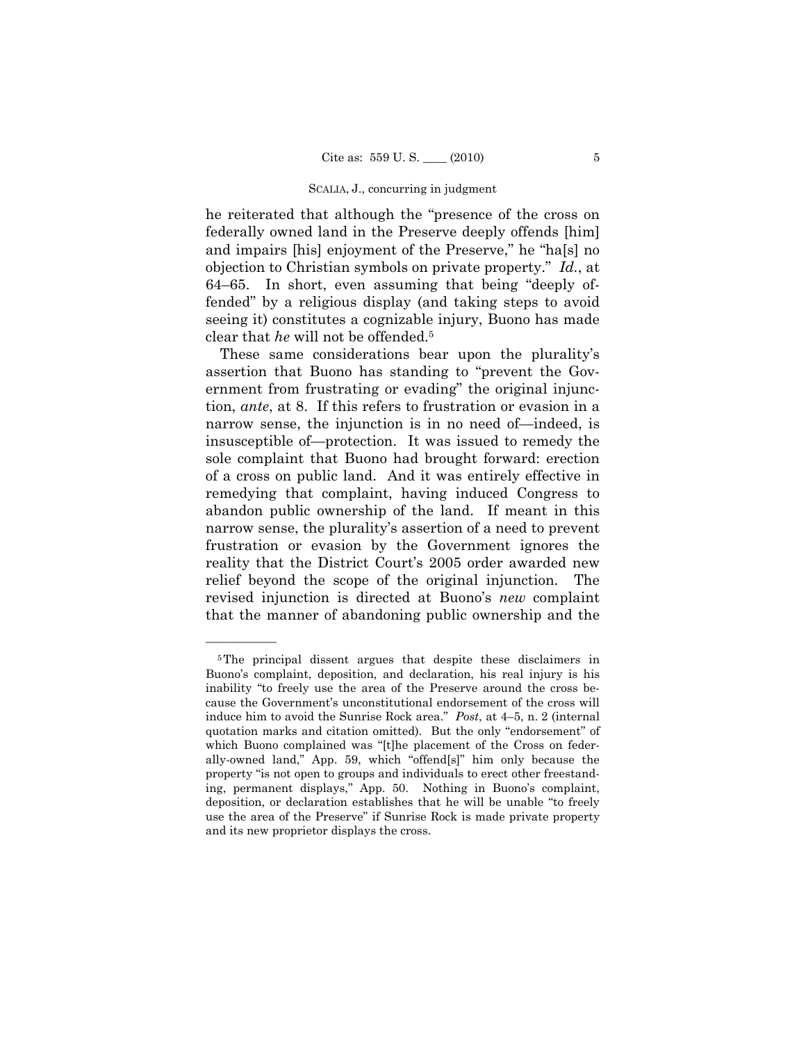he reiterated that although the "presence of the cross on federally owned land in the Preserve deeply offends [him] and impairs [his] enjoyment of the Preserve," he "ha[s] no objection to Christian symbols on private property." *Id.*, at 64–65. In short, even assuming that being "deeply offended" by a religious display (and taking steps to avoid seeing it) constitutes a cognizable injury, Buono has made clear that *he* will not be offended.[5]

These same considerations bear upon the plurality's assertion that Buono has standing to "prevent the Government from frustrating or evading" the original injunction, *ante*, at 8. If this refers to frustration or evasion in a narrow sense, the injunction is in no need of—indeed, is insusceptible of—protection. It was issued to remedy the sole complaint that Buono had brought forward: erection of a cross on public land. And it was entirely effective in remedying that complaint, having induced Congress to abandon public ownership of the land. If meant in this narrow sense, the plurality's assertion of a need to prevent frustration or evasion by the Government ignores the reality that the District Court's 2005 order awarded new relief beyond the scope of the original injunction. The revised injunction is directed at Buono's *new* complaint that the manner of abandoning public ownership and the

---

[5] The principal dissent argues that despite these disclaimers in Buono's complaint, deposition, and declaration, his real injury is his inability "to freely use the area of the Preserve around the cross because the Government's unconstitutional endorsement of the cross will induce him to avoid the Sunrise Rock area." *Post*, at 4–5, n. 2 (internal quotation marks and citation omitted). But the only "endorsement" of which Buono complained was "[t]he placement of the Cross on federally-owned land," App. 59, which "offend[s]" him only because the property "is not open to groups and individuals to erect other freestanding, permanent displays," App. 50. Nothing in Buono's complaint, deposition, or declaration establishes that he will be unable "to freely use the area of the Preserve" if Sunrise Rock is made private property and its new proprietor displays the cross.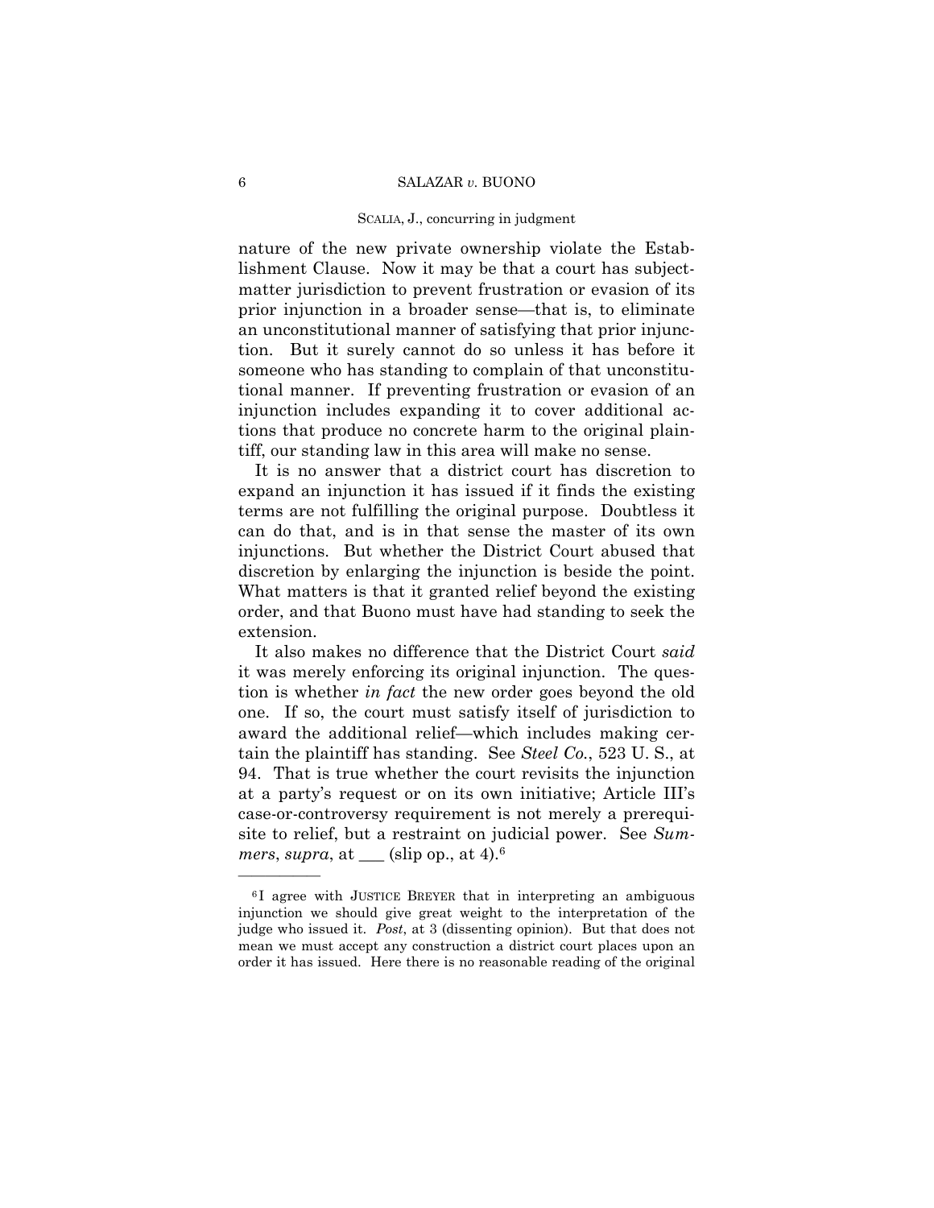nature of the new private ownership violate the Establishment Clause. Now it may be that a court has subject-matter jurisdiction to prevent frustration or evasion of its prior injunction in a broader sense—that is, to eliminate an unconstitutional manner of satisfying that prior injunction. But it surely cannot do so unless it has before it someone who has standing to complain of that unconstitutional manner. If preventing frustration or evasion of an injunction includes expanding it to cover additional actions that produce no concrete harm to the original plaintiff, our standing law in this area will make no sense.

It is no answer that a district court has discretion to expand an injunction it has issued if it finds the existing terms are not fulfilling the original purpose. Doubtless it can do that, and is in that sense the master of its own injunctions. But whether the District Court abused that discretion by enlarging the injunction is beside the point. What matters is that it granted relief beyond the existing order, and that Buono must have had standing to seek the extension.

It also makes no difference that the District Court *said* it was merely enforcing its original injunction. The question is whether *in fact* the new order goes beyond the old one. If so, the court must satisfy itself of jurisdiction to award the additional relief—which includes making certain the plaintiff has standing. See *Steel Co.*, 523 U. S., at 94. That is true whether the court revisits the injunction at a party's request or on its own initiative; Article III's case-or-controversy requirement is not merely a prerequisite to relief, but a restraint on judicial power. See *Summers*, *supra*, at ___ (slip op., at 4).[6]

---

[6] I agree with JUSTICE BREYER that in interpreting an ambiguous injunction we should give great weight to the interpretation of the judge who issued it. *Post*, at 3 (dissenting opinion). But that does not mean we must accept any construction a district court places upon an order it has issued. Here there is no reasonable reading of the original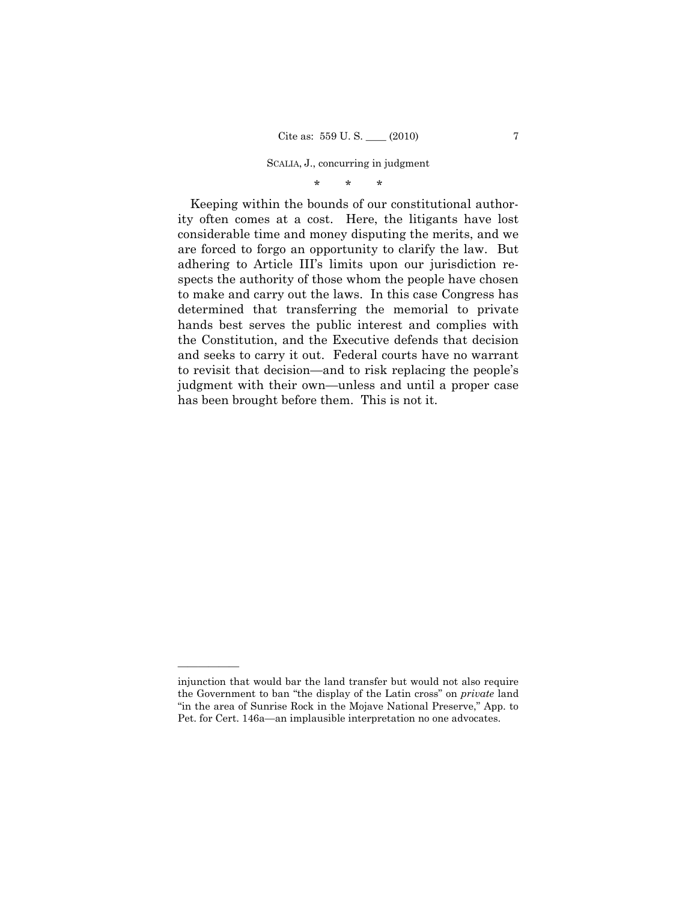\* \* \*

Keeping within the bounds of our constitutional authority often comes at a cost. Here, the litigants have lost considerable time and money disputing the merits, and we are forced to forgo an opportunity to clarify the law. But adhering to Article III's limits upon our jurisdiction respects the authority of those whom the people have chosen to make and carry out the laws. In this case Congress has determined that transferring the memorial to private hands best serves the public interest and complies with the Constitution, and the Executive defends that decision and seeks to carry it out. Federal courts have no warrant to revisit that decision—and to risk replacing the people's judgment with their own—unless and until a proper case has been brought before them. This is not it.

---

injunction that would bar the land transfer but would not also require the Government to ban "the display of the Latin cross" on *private* land "in the area of Sunrise Rock in the Mojave National Preserve," App. to Pet. for Cert. 146a—an implausible interpretation no one advocates.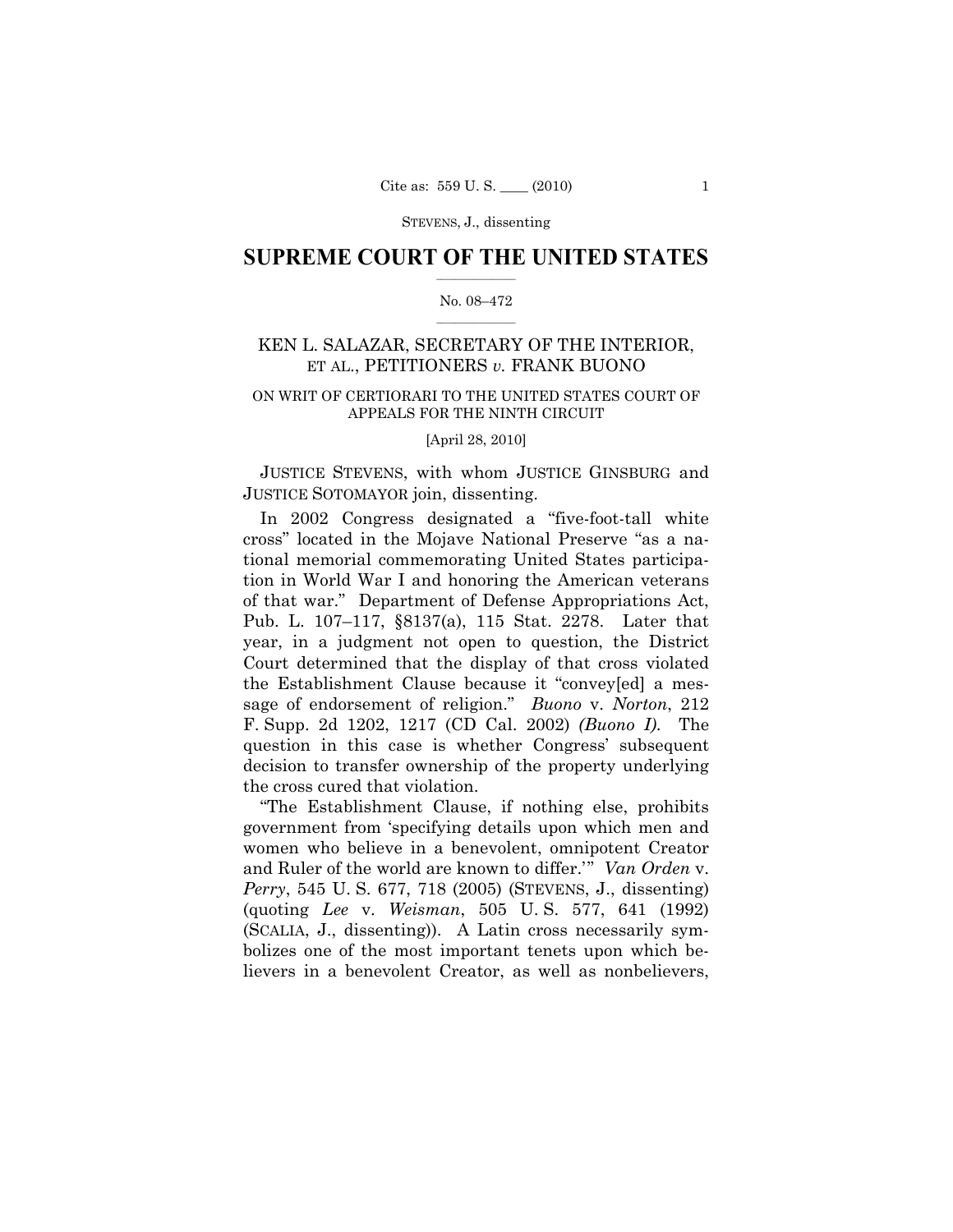# SUPREME COURT OF THE UNITED STATES

No. 08–472

KEN L. SALAZAR, SECRETARY OF THE INTERIOR, ET AL., PETITIONERS *v.* FRANK BUONO

ON WRIT OF CERTIORARI TO THE UNITED STATES COURT OF APPEALS FOR THE NINTH CIRCUIT

[April 28, 2010]

JUSTICE STEVENS, with whom JUSTICE GINSBURG and JUSTICE SOTOMAYOR join, dissenting.

In 2002 Congress designated a "five-foot-tall white cross" located in the Mojave National Preserve "as a national memorial commemorating United States participation in World War I and honoring the American veterans of that war." Department of Defense Appropriations Act, Pub. L. 107–117, §8137(a), 115 Stat. 2278. Later that year, in a judgment not open to question, the District Court determined that the display of that cross violated the Establishment Clause because it "convey[ed] a message of endorsement of religion." *Buono* v. *Norton*, 212 F. Supp. 2d 1202, 1217 (CD Cal. 2002) *(Buono I)*. The question in this case is whether Congress' subsequent decision to transfer ownership of the property underlying the cross cured that violation.

"The Establishment Clause, if nothing else, prohibits government from 'specifying details upon which men and women who believe in a benevolent, omnipotent Creator and Ruler of the world are known to differ.'" *Van Orden* v. *Perry*, 545 U. S. 677, 718 (2005) (STEVENS, J., dissenting) (quoting *Lee* v. *Weisman*, 505 U. S. 577, 641 (1992) (SCALIA, J., dissenting)). A Latin cross necessarily symbolizes one of the most important tenets upon which believers in a benevolent Creator, as well as nonbelievers,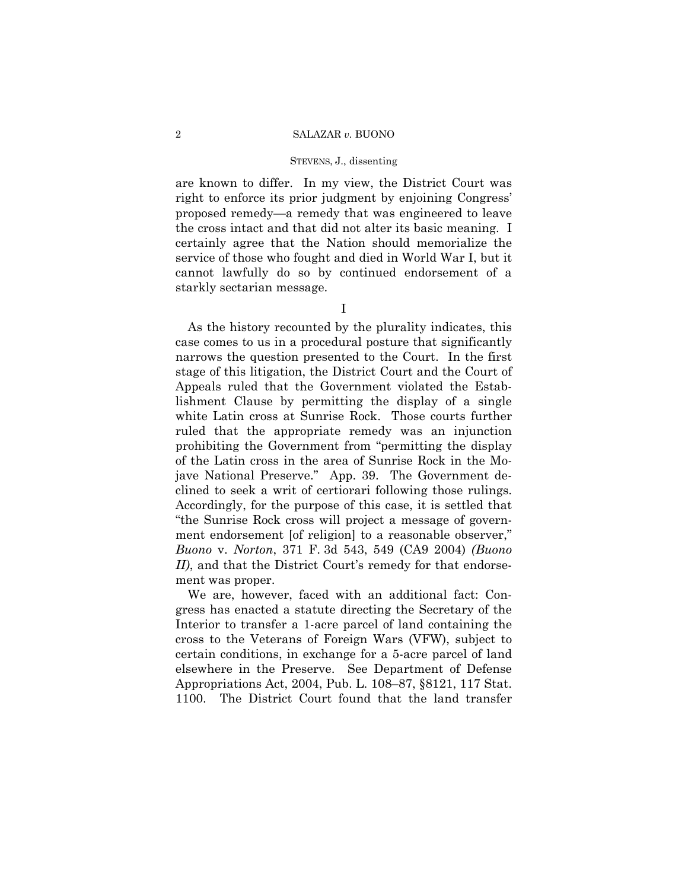are known to differ. In my view, the District Court was right to enforce its prior judgment by enjoining Congress' proposed remedy—a remedy that was engineered to leave the cross intact and that did not alter its basic meaning. I certainly agree that the Nation should memorialize the service of those who fought and died in World War I, but it cannot lawfully do so by continued endorsement of a starkly sectarian message.

I

As the history recounted by the plurality indicates, this case comes to us in a procedural posture that significantly narrows the question presented to the Court. In the first stage of this litigation, the District Court and the Court of Appeals ruled that the Government violated the Establishment Clause by permitting the display of a single white Latin cross at Sunrise Rock. Those courts further ruled that the appropriate remedy was an injunction prohibiting the Government from "permitting the display of the Latin cross in the area of Sunrise Rock in the Mojave National Preserve." App. 39. The Government declined to seek a writ of certiorari following those rulings. Accordingly, for the purpose of this case, it is settled that "the Sunrise Rock cross will project a message of government endorsement [of religion] to a reasonable observer," *Buono* v. *Norton*, 371 F. 3d 543, 549 (CA9 2004) *(Buono II)*, and that the District Court's remedy for that endorsement was proper.

We are, however, faced with an additional fact: Congress has enacted a statute directing the Secretary of the Interior to transfer a 1-acre parcel of land containing the cross to the Veterans of Foreign Wars (VFW), subject to certain conditions, in exchange for a 5-acre parcel of land elsewhere in the Preserve. See Department of Defense Appropriations Act, 2004, Pub. L. 108–87, §8121, 117 Stat. 1100. The District Court found that the land transfer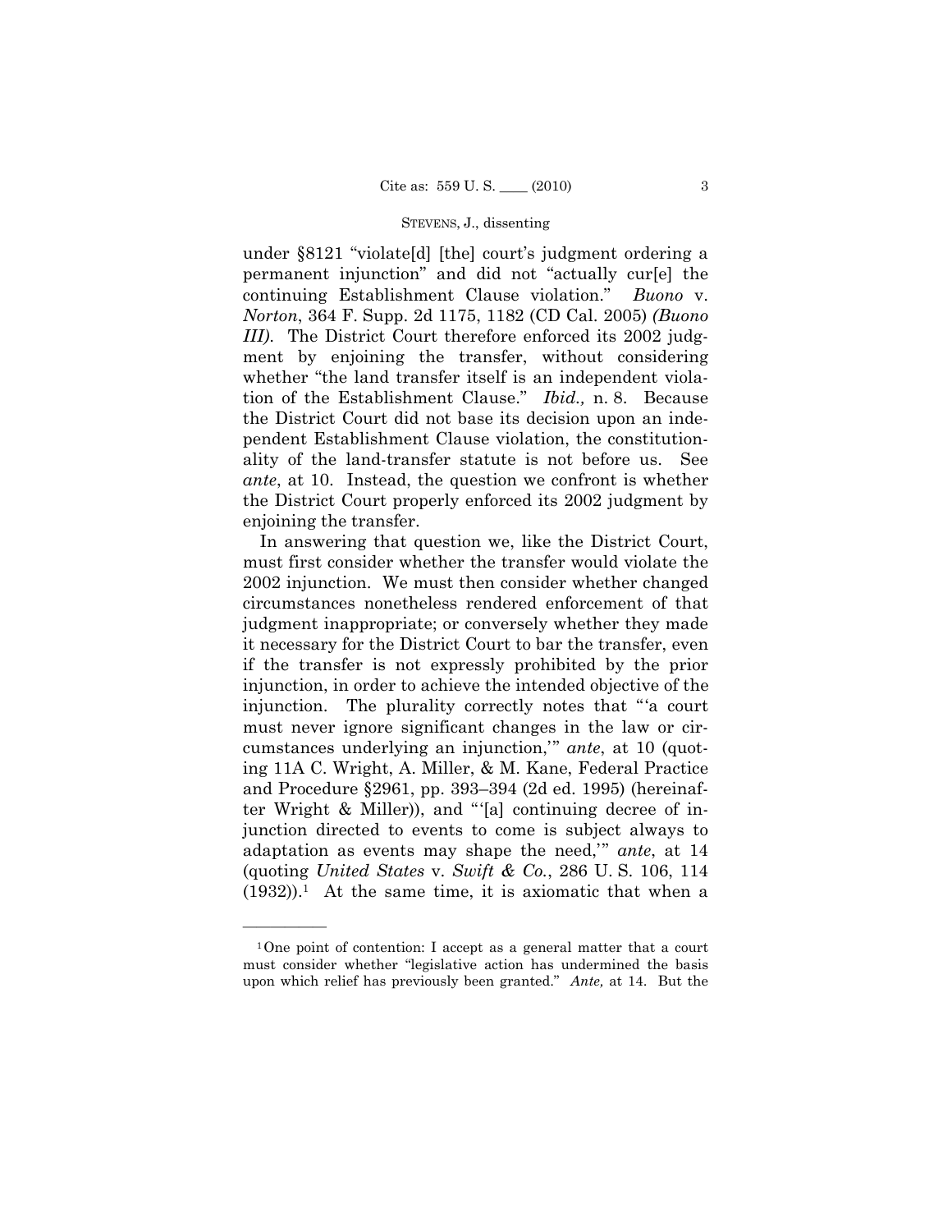under §8121 "violate[d] [the] court's judgment ordering a permanent injunction" and did not "actually cur[e] the continuing Establishment Clause violation." *Buono* v. *Norton*, 364 F. Supp. 2d 1175, 1182 (CD Cal. 2005) *(Buono III)*. The District Court therefore enforced its 2002 judgment by enjoining the transfer, without considering whether "the land transfer itself is an independent violation of the Establishment Clause." *Ibid.,* n. 8. Because the District Court did not base its decision upon an independent Establishment Clause violation, the constitutionality of the land-transfer statute is not before us. See *ante*, at 10. Instead, the question we confront is whether the District Court properly enforced its 2002 judgment by enjoining the transfer.

In answering that question we, like the District Court, must first consider whether the transfer would violate the 2002 injunction. We must then consider whether changed circumstances nonetheless rendered enforcement of that judgment inappropriate; or conversely whether they made it necessary for the District Court to bar the transfer, even if the transfer is not expressly prohibited by the prior injunction, in order to achieve the intended objective of the injunction. The plurality correctly notes that "'a court must never ignore significant changes in the law or circumstances underlying an injunction,'" *ante*, at 10 (quoting 11A C. Wright, A. Miller, & M. Kane, Federal Practice and Procedure §2961, pp. 393–394 (2d ed. 1995) (hereinafter Wright & Miller)), and "'[a] continuing decree of injunction directed to events to come is subject always to adaptation as events may shape the need,'" *ante*, at 14 (quoting *United States* v. *Swift & Co.*, 286 U. S. 106, 114 (1932)).[1] At the same time, it is axiomatic that when a

---

[1] One point of contention: I accept as a general matter that a court must consider whether "legislative action has undermined the basis upon which relief has previously been granted." *Ante,* at 14. But the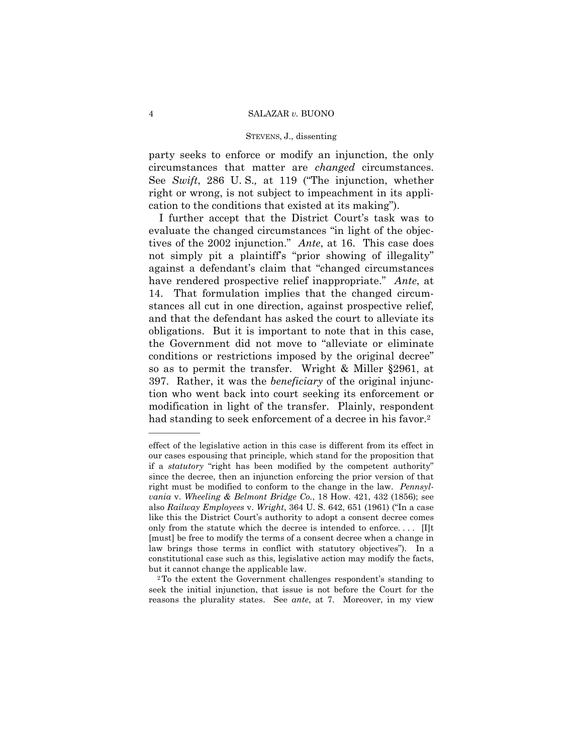party seeks to enforce or modify an injunction, the only circumstances that matter are *changed* circumstances. See *Swift*, 286 U. S., at 119 ("The injunction, whether right or wrong, is not subject to impeachment in its application to the conditions that existed at its making").

I further accept that the District Court's task was to evaluate the changed circumstances "in light of the objectives of the 2002 injunction." *Ante*, at 16. This case does not simply pit a plaintiff's "prior showing of illegality" against a defendant's claim that "changed circumstances have rendered prospective relief inappropriate." *Ante*, at 14. That formulation implies that the changed circumstances all cut in one direction, against prospective relief, and that the defendant has asked the court to alleviate its obligations. But it is important to note that in this case, the Government did not move to "alleviate or eliminate conditions or restrictions imposed by the original decree" so as to permit the transfer. Wright & Miller §2961, at 397. Rather, it was the *beneficiary* of the original injunction who went back into court seeking its enforcement or modification in light of the transfer. Plainly, respondent had standing to seek enforcement of a decree in his favor.[2]

---

effect of the legislative action in this case is different from its effect in our cases espousing that principle, which stand for the proposition that if a *statutory* "right has been modified by the competent authority" since the decree, then an injunction enforcing the prior version of that right must be modified to conform to the change in the law. *Pennsylvania* v. *Wheeling & Belmont Bridge Co.*, 18 How. 421, 432 (1856); see also *Railway Employees* v. *Wright*, 364 U. S. 642, 651 (1961) ("In a case like this the District Court's authority to adopt a consent decree comes only from the statute which the decree is intended to enforce. . . . [I]t [must] be free to modify the terms of a consent decree when a change in law brings those terms in conflict with statutory objectives"). In a constitutional case such as this, legislative action may modify the facts, but it cannot change the applicable law.

[2] To the extent the Government challenges respondent's standing to seek the initial injunction, that issue is not before the Court for the reasons the plurality states. See *ante*, at 7. Moreover, in my view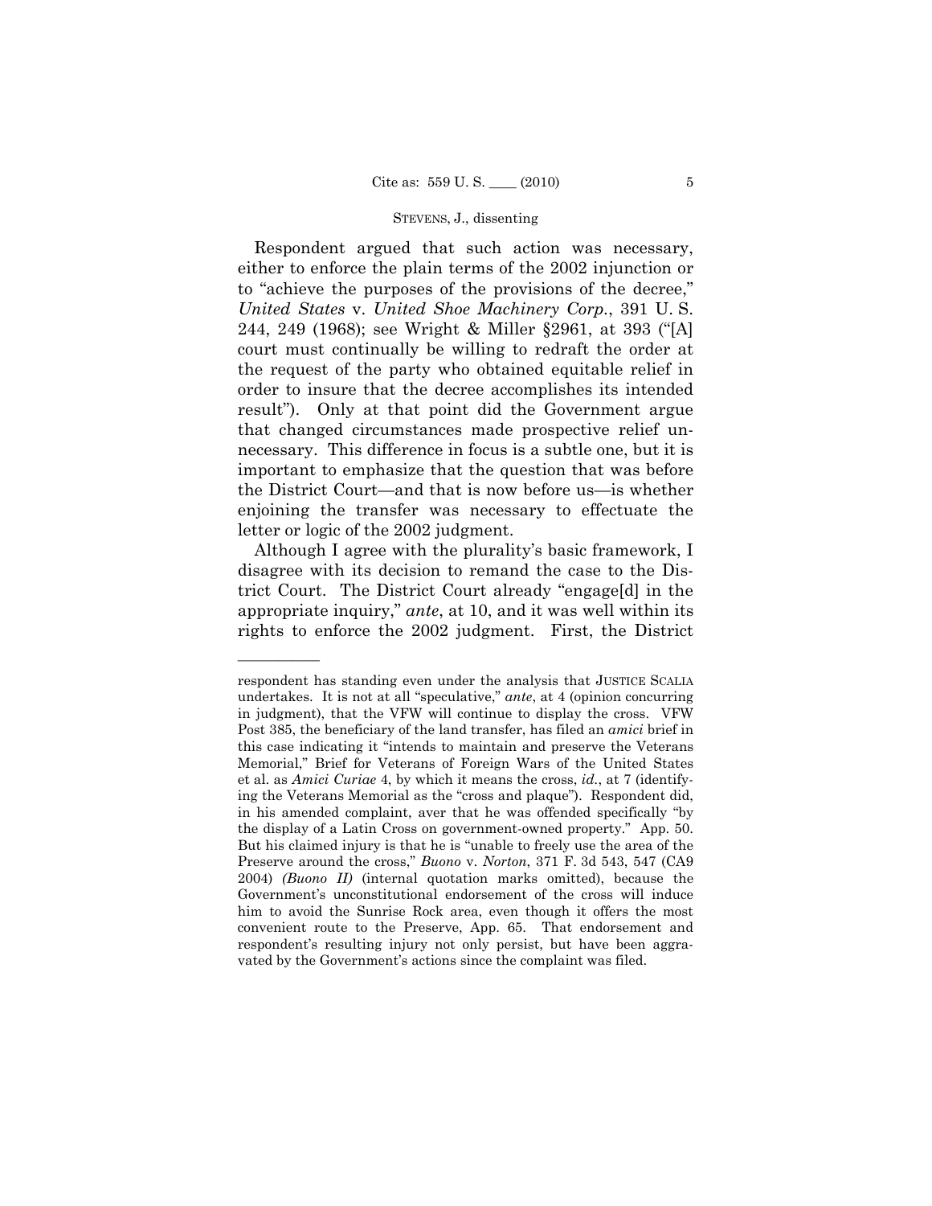Respondent argued that such action was necessary, either to enforce the plain terms of the 2002 injunction or to "achieve the purposes of the provisions of the decree," *United States* v. *United Shoe Machinery Corp.*, 391 U. S. 244, 249 (1968); see Wright & Miller §2961, at 393 ("[A] court must continually be willing to redraft the order at the request of the party who obtained equitable relief in order to insure that the decree accomplishes its intended result"). Only at that point did the Government argue that changed circumstances made prospective relief unnecessary. This difference in focus is a subtle one, but it is important to emphasize that the question that was before the District Court—and that is now before us—is whether enjoining the transfer was necessary to effectuate the letter or logic of the 2002 judgment.

Although I agree with the plurality's basic framework, I disagree with its decision to remand the case to the District Court. The District Court already "engage[d] in the appropriate inquiry," *ante*, at 10, and it was well within its rights to enforce the 2002 judgment. First, the District

---

respondent has standing even under the analysis that JUSTICE SCALIA undertakes. It is not at all "speculative," *ante*, at 4 (opinion concurring in judgment), that the VFW will continue to display the cross. VFW Post 385, the beneficiary of the land transfer, has filed an *amici* brief in this case indicating it "intends to maintain and preserve the Veterans Memorial," Brief for Veterans of Foreign Wars of the United States et al. as *Amici Curiae* 4, by which it means the cross, *id.*, at 7 (identifying the Veterans Memorial as the "cross and plaque"). Respondent did, in his amended complaint, aver that he was offended specifically "by the display of a Latin Cross on government-owned property." App. 50. But his claimed injury is that he is "unable to freely use the area of the Preserve around the cross," *Buono* v. *Norton*, 371 F. 3d 543, 547 (CA9 2004) *(Buono II)* (internal quotation marks omitted), because the Government's unconstitutional endorsement of the cross will induce him to avoid the Sunrise Rock area, even though it offers the most convenient route to the Preserve, App. 65. That endorsement and respondent's resulting injury not only persist, but have been aggravated by the Government's actions since the complaint was filed.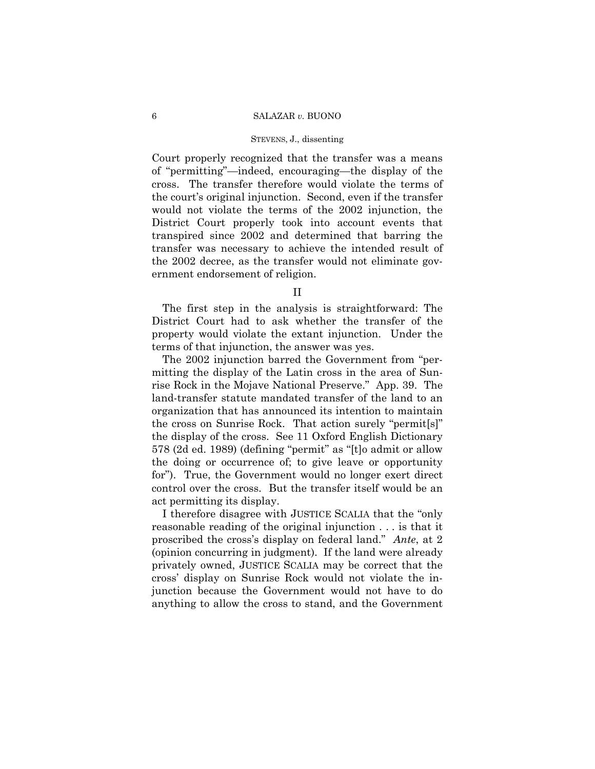Court properly recognized that the transfer was a means of "permitting"—indeed, encouraging—the display of the cross. The transfer therefore would violate the terms of the court's original injunction. Second, even if the transfer would not violate the terms of the 2002 injunction, the District Court properly took into account events that transpired since 2002 and determined that barring the transfer was necessary to achieve the intended result of the 2002 decree, as the transfer would not eliminate government endorsement of religion.

## II

The first step in the analysis is straightforward: The District Court had to ask whether the transfer of the property would violate the extant injunction. Under the terms of that injunction, the answer was yes.

The 2002 injunction barred the Government from "permitting the display of the Latin cross in the area of Sunrise Rock in the Mojave National Preserve." App. 39. The land-transfer statute mandated transfer of the land to an organization that has announced its intention to maintain the cross on Sunrise Rock. That action surely "permit[s]" the display of the cross. See 11 Oxford English Dictionary 578 (2d ed. 1989) (defining "permit" as "[t]o admit or allow the doing or occurrence of; to give leave or opportunity for"). True, the Government would no longer exert direct control over the cross. But the transfer itself would be an act permitting its display.

I therefore disagree with JUSTICE SCALIA that the "only reasonable reading of the original injunction . . . is that it proscribed the cross's display on federal land." *Ante*, at 2 (opinion concurring in judgment). If the land were already privately owned, JUSTICE SCALIA may be correct that the cross' display on Sunrise Rock would not violate the injunction because the Government would not have to do anything to allow the cross to stand, and the Government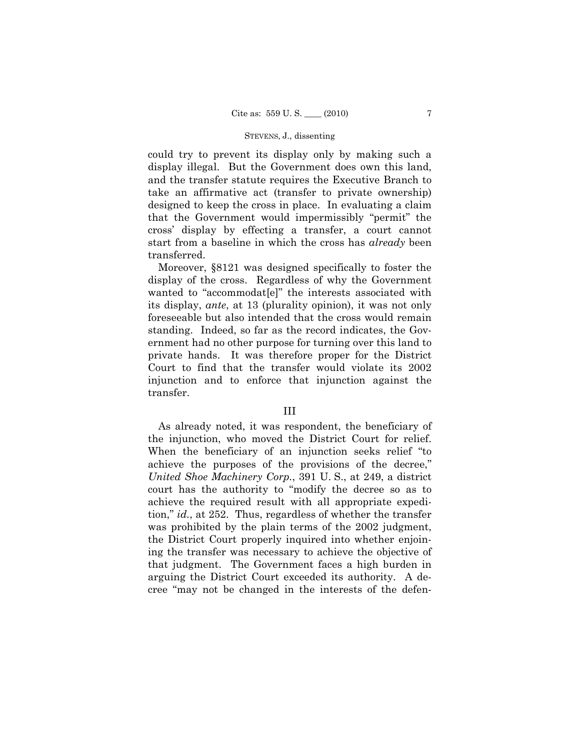could try to prevent its display only by making such a display illegal. But the Government does own this land, and the transfer statute requires the Executive Branch to take an affirmative act (transfer to private ownership) designed to keep the cross in place. In evaluating a claim that the Government would impermissibly "permit" the cross' display by effecting a transfer, a court cannot start from a baseline in which the cross has *already* been transferred.

Moreover, §8121 was designed specifically to foster the display of the cross. Regardless of why the Government wanted to "accommodat[e]" the interests associated with its display, *ante*, at 13 (plurality opinion), it was not only foreseeable but also intended that the cross would remain standing. Indeed, so far as the record indicates, the Government had no other purpose for turning over this land to private hands. It was therefore proper for the District Court to find that the transfer would violate its 2002 injunction and to enforce that injunction against the transfer.

## III

As already noted, it was respondent, the beneficiary of the injunction, who moved the District Court for relief. When the beneficiary of an injunction seeks relief "to achieve the purposes of the provisions of the decree," *United Shoe Machinery Corp.*, 391 U. S., at 249, a district court has the authority to "modify the decree so as to achieve the required result with all appropriate expedition," *id.*, at 252. Thus, regardless of whether the transfer was prohibited by the plain terms of the 2002 judgment, the District Court properly inquired into whether enjoining the transfer was necessary to achieve the objective of that judgment. The Government faces a high burden in arguing the District Court exceeded its authority. A decree "may not be changed in the interests of the defen-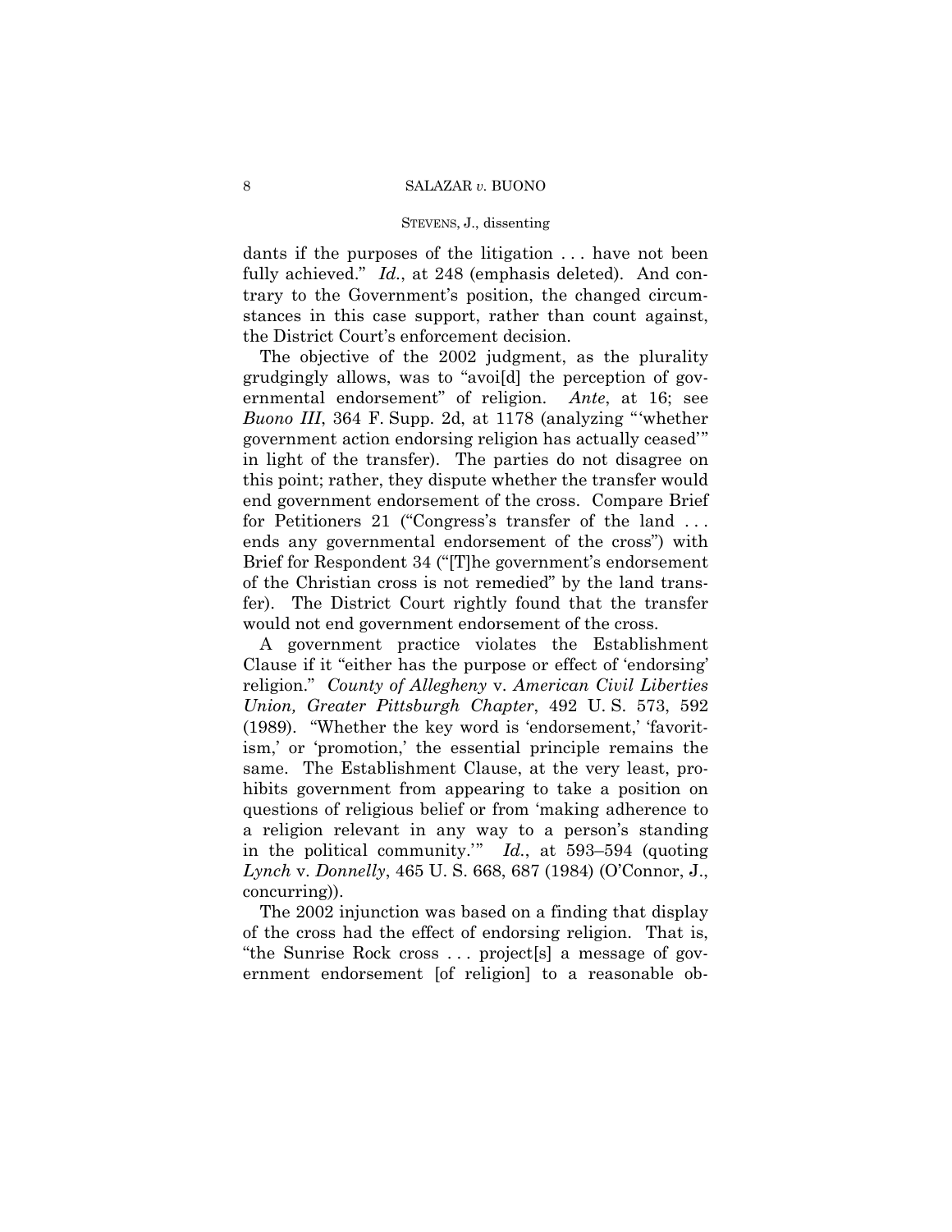dants if the purposes of the litigation . . . have not been fully achieved." *Id.*, at 248 (emphasis deleted). And contrary to the Government's position, the changed circumstances in this case support, rather than count against, the District Court's enforcement decision.

The objective of the 2002 judgment, as the plurality grudgingly allows, was to "avoi[d] the perception of governmental endorsement" of religion. *Ante*, at 16; see *Buono III*, 364 F. Supp. 2d, at 1178 (analyzing "'whether government action endorsing religion has actually ceased'" in light of the transfer). The parties do not disagree on this point; rather, they dispute whether the transfer would end government endorsement of the cross. Compare Brief for Petitioners 21 ("Congress's transfer of the land . . . ends any governmental endorsement of the cross") with Brief for Respondent 34 ("[T]he government's endorsement of the Christian cross is not remedied" by the land transfer). The District Court rightly found that the transfer would not end government endorsement of the cross.

A government practice violates the Establishment Clause if it "either has the purpose or effect of 'endorsing' religion." *County of Allegheny* v. *American Civil Liberties Union, Greater Pittsburgh Chapter*, 492 U. S. 573, 592 (1989). "Whether the key word is 'endorsement,' 'favoritism,' or 'promotion,' the essential principle remains the same. The Establishment Clause, at the very least, prohibits government from appearing to take a position on questions of religious belief or from 'making adherence to a religion relevant in any way to a person's standing in the political community.'" *Id.*, at 593–594 (quoting *Lynch* v. *Donnelly*, 465 U. S. 668, 687 (1984) (O'Connor, J., concurring)).

The 2002 injunction was based on a finding that display of the cross had the effect of endorsing religion. That is, "the Sunrise Rock cross . . . project[s] a message of government endorsement [of religion] to a reasonable ob-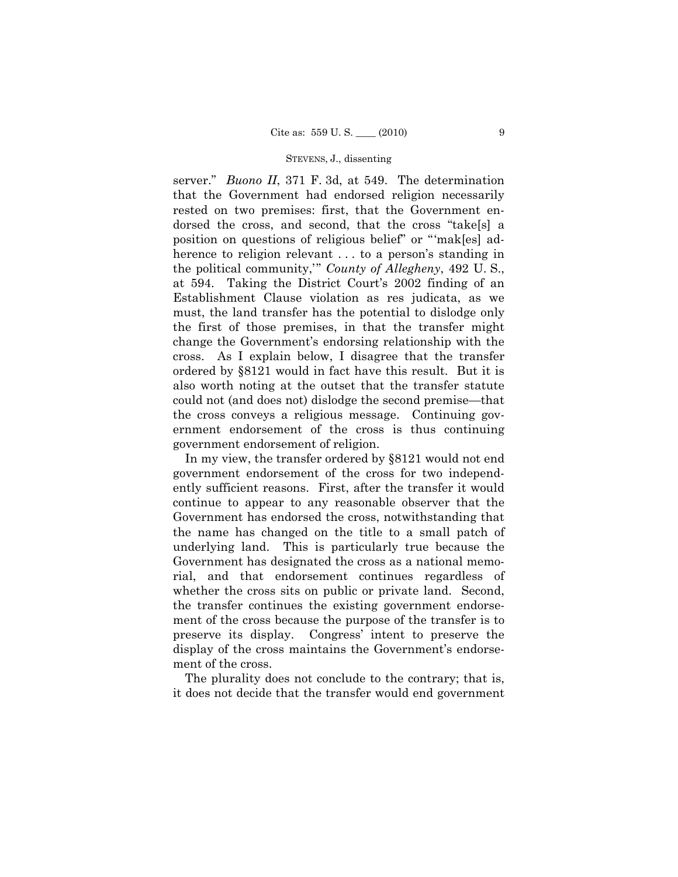server." *Buono II*, 371 F. 3d, at 549. The determination that the Government had endorsed religion necessarily rested on two premises: first, that the Government endorsed the cross, and second, that the cross "take[s] a position on questions of religious belief" or "'mak[es] adherence to religion relevant . . . to a person's standing in the political community,'" *County of Allegheny*, 492 U. S., at 594. Taking the District Court's 2002 finding of an Establishment Clause violation as res judicata, as we must, the land transfer has the potential to dislodge only the first of those premises, in that the transfer might change the Government's endorsing relationship with the cross. As I explain below, I disagree that the transfer ordered by §8121 would in fact have this result. But it is also worth noting at the outset that the transfer statute could not (and does not) dislodge the second premise—that the cross conveys a religious message. Continuing government endorsement of the cross is thus continuing government endorsement of religion.

In my view, the transfer ordered by §8121 would not end government endorsement of the cross for two independently sufficient reasons. First, after the transfer it would continue to appear to any reasonable observer that the Government has endorsed the cross, notwithstanding that the name has changed on the title to a small patch of underlying land. This is particularly true because the Government has designated the cross as a national memorial, and that endorsement continues regardless of whether the cross sits on public or private land. Second, the transfer continues the existing government endorsement of the cross because the purpose of the transfer is to preserve its display. Congress' intent to preserve the display of the cross maintains the Government's endorsement of the cross.

The plurality does not conclude to the contrary; that is, it does not decide that the transfer would end government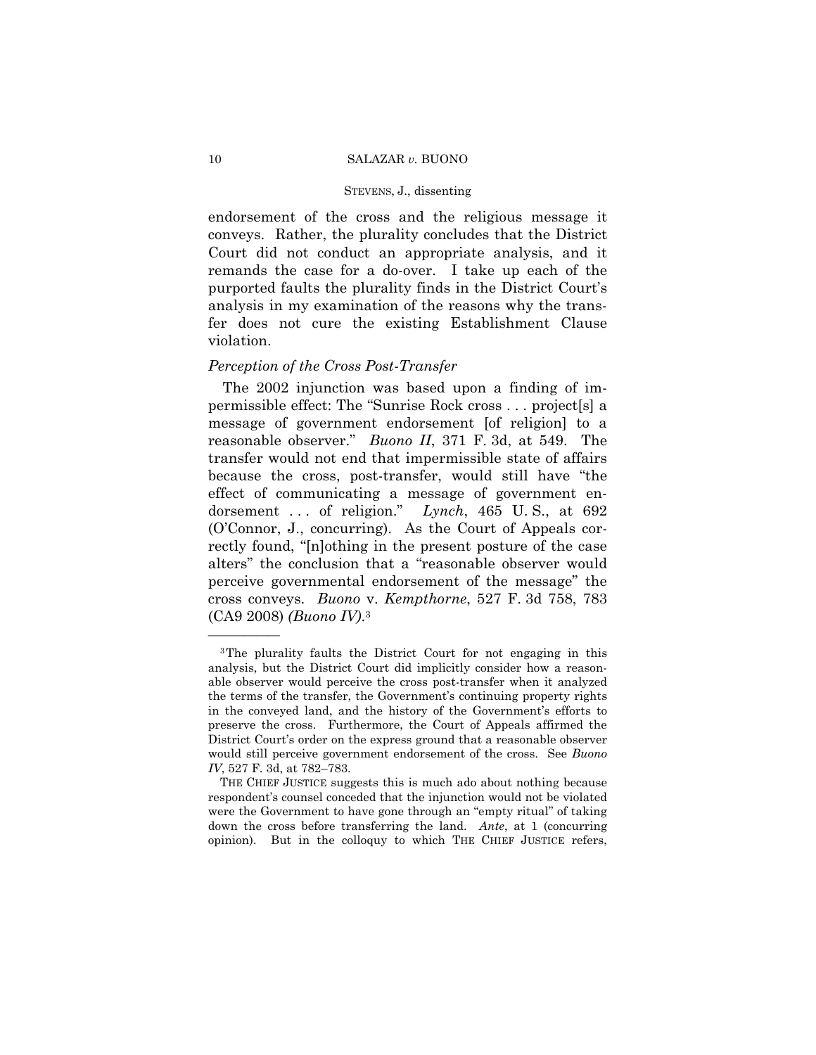endorsement of the cross and the religious message it conveys. Rather, the plurality concludes that the District Court did not conduct an appropriate analysis, and it remands the case for a do-over. I take up each of the purported faults the plurality finds in the District Court's analysis in my examination of the reasons why the transfer does not cure the existing Establishment Clause violation.

*Perception of the Cross Post-Transfer*

The 2002 injunction was based upon a finding of impermissible effect: The "Sunrise Rock cross . . . project[s] a message of government endorsement [of religion] to a reasonable observer." *Buono II*, 371 F. 3d, at 549. The transfer would not end that impermissible state of affairs because the cross, post-transfer, would still have "the effect of communicating a message of government endorsement . . . of religion." *Lynch*, 465 U. S., at 692 (O'Connor, J., concurring). As the Court of Appeals correctly found, "[n]othing in the present posture of the case alters" the conclusion that a "reasonable observer would perceive governmental endorsement of the message" the cross conveys. *Buono* v. *Kempthorne*, 527 F. 3d 758, 783 (CA9 2008) *(Buono IV)*.[3]

---

[3] The plurality faults the District Court for not engaging in this analysis, but the District Court did implicitly consider how a reasonable observer would perceive the cross post-transfer when it analyzed the terms of the transfer, the Government's continuing property rights in the conveyed land, and the history of the Government's efforts to preserve the cross. Furthermore, the Court of Appeals affirmed the District Court's order on the express ground that a reasonable observer would still perceive government endorsement of the cross. See *Buono IV*, 527 F. 3d, at 782–783.

THE CHIEF JUSTICE suggests this is much ado about nothing because respondent's counsel conceded that the injunction would not be violated were the Government to have gone through an "empty ritual" of taking down the cross before transferring the land. *Ante*, at 1 (concurring opinion). But in the colloquy to which THE CHIEF JUSTICE refers,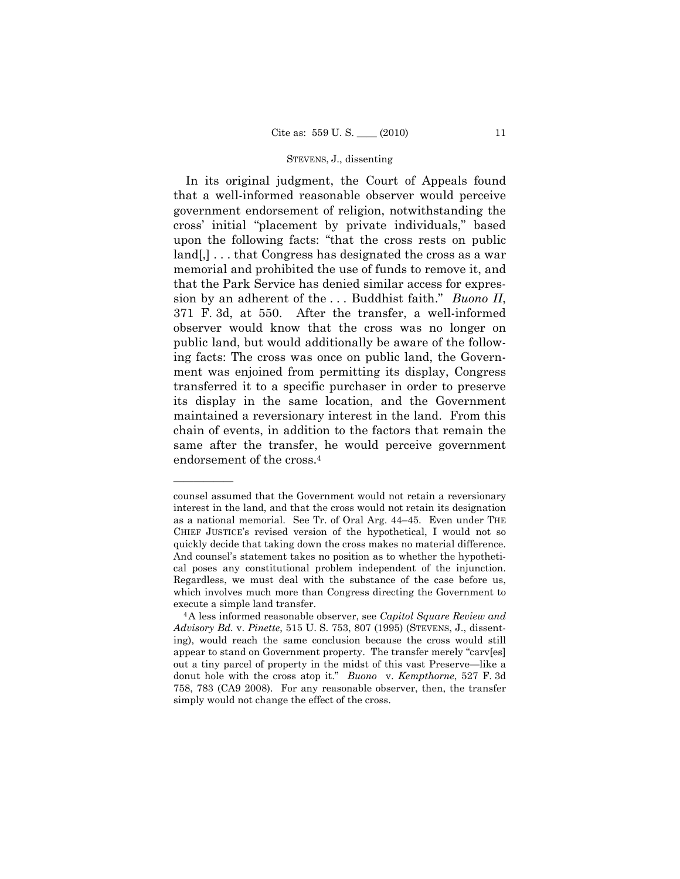In its original judgment, the Court of Appeals found that a well-informed reasonable observer would perceive government endorsement of religion, notwithstanding the cross' initial "placement by private individuals," based upon the following facts: "that the cross rests on public land[,] . . . that Congress has designated the cross as a war memorial and prohibited the use of funds to remove it, and that the Park Service has denied similar access for expression by an adherent of the . . . Buddhist faith." *Buono II*, 371 F. 3d, at 550. After the transfer, a well-informed observer would know that the cross was no longer on public land, but would additionally be aware of the following facts: The cross was once on public land, the Government was enjoined from permitting its display, Congress transferred it to a specific purchaser in order to preserve its display in the same location, and the Government maintained a reversionary interest in the land. From this chain of events, in addition to the factors that remain the same after the transfer, he would perceive government endorsement of the cross.[4]

---

counsel assumed that the Government would not retain a reversionary interest in the land, and that the cross would not retain its designation as a national memorial. See Tr. of Oral Arg. 44–45. Even under THE CHIEF JUSTICE's revised version of the hypothetical, I would not so quickly decide that taking down the cross makes no material difference. And counsel's statement takes no position as to whether the hypothetical poses any constitutional problem independent of the injunction. Regardless, we must deal with the substance of the case before us, which involves much more than Congress directing the Government to execute a simple land transfer.

[4] A less informed reasonable observer, see *Capitol Square Review and Advisory Bd.* v. *Pinette*, 515 U. S. 753, 807 (1995) (STEVENS, J., dissenting), would reach the same conclusion because the cross would still appear to stand on Government property. The transfer merely "carv[es] out a tiny parcel of property in the midst of this vast Preserve—like a donut hole with the cross atop it." *Buono* v. *Kempthorne*, 527 F. 3d 758, 783 (CA9 2008). For any reasonable observer, then, the transfer simply would not change the effect of the cross.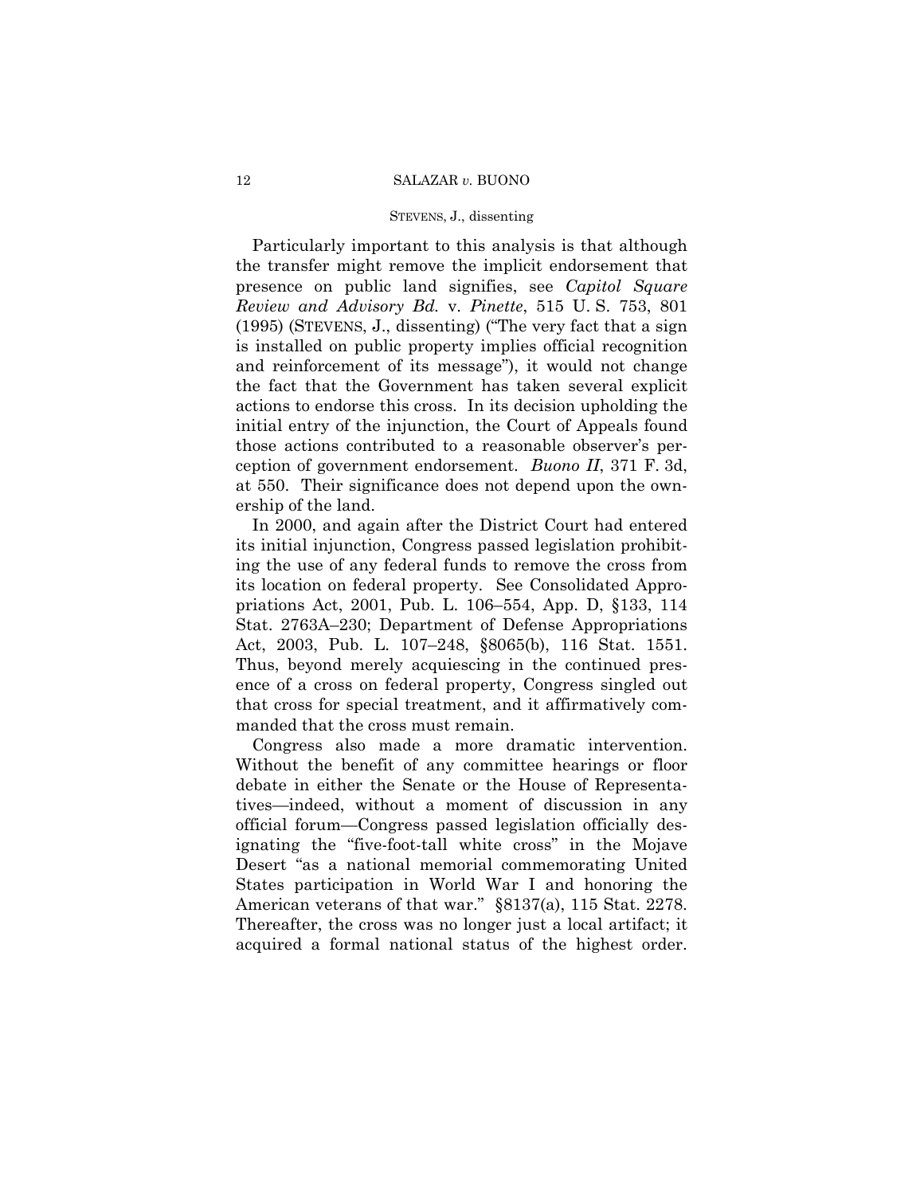Particularly important to this analysis is that although the transfer might remove the implicit endorsement that presence on public land signifies, see *Capitol Square Review and Advisory Bd.* v. *Pinette*, 515 U. S. 753, 801 (1995) (STEVENS, J., dissenting) ("The very fact that a sign is installed on public property implies official recognition and reinforcement of its message"), it would not change the fact that the Government has taken several explicit actions to endorse this cross. In its decision upholding the initial entry of the injunction, the Court of Appeals found those actions contributed to a reasonable observer's perception of government endorsement. *Buono II*, 371 F. 3d, at 550. Their significance does not depend upon the ownership of the land.

In 2000, and again after the District Court had entered its initial injunction, Congress passed legislation prohibiting the use of any federal funds to remove the cross from its location on federal property. See Consolidated Appropriations Act, 2001, Pub. L. 106–554, App. D, §133, 114 Stat. 2763A–230; Department of Defense Appropriations Act, 2003, Pub. L. 107–248, §8065(b), 116 Stat. 1551. Thus, beyond merely acquiescing in the continued presence of a cross on federal property, Congress singled out that cross for special treatment, and it affirmatively commanded that the cross must remain.

Congress also made a more dramatic intervention. Without the benefit of any committee hearings or floor debate in either the Senate or the House of Representatives—indeed, without a moment of discussion in any official forum—Congress passed legislation officially designating the "five-foot-tall white cross" in the Mojave Desert "as a national memorial commemorating United States participation in World War I and honoring the American veterans of that war." §8137(a), 115 Stat. 2278. Thereafter, the cross was no longer just a local artifact; it acquired a formal national status of the highest order.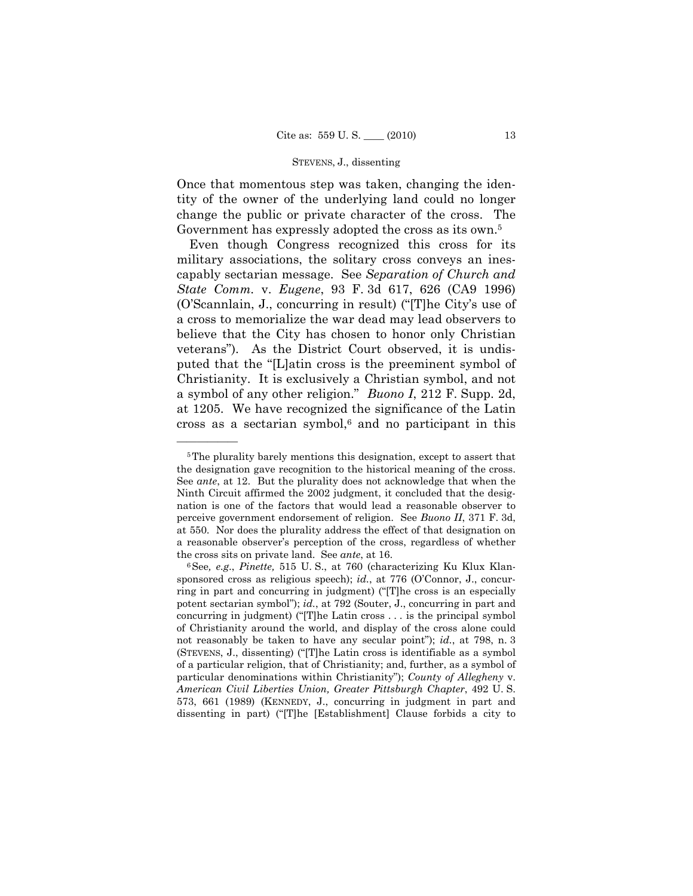Once that momentous step was taken, changing the identity of the owner of the underlying land could no longer change the public or private character of the cross. The Government has expressly adopted the cross as its own.[5]

Even though Congress recognized this cross for its military associations, the solitary cross conveys an inescapably sectarian message. See *Separation of Church and State Comm.* v. *Eugene*, 93 F. 3d 617, 626 (CA9 1996) (O'Scannlain, J., concurring in result) ("[T]he City's use of a cross to memorialize the war dead may lead observers to believe that the City has chosen to honor only Christian veterans"). As the District Court observed, it is undisputed that the "[L]atin cross is the preeminent symbol of Christianity. It is exclusively a Christian symbol, and not a symbol of any other religion." *Buono I*, 212 F. Supp. 2d, at 1205. We have recognized the significance of the Latin cross as a sectarian symbol,[6] and no participant in this

---

[5] The plurality barely mentions this designation, except to assert that the designation gave recognition to the historical meaning of the cross. See *ante*, at 12. But the plurality does not acknowledge that when the Ninth Circuit affirmed the 2002 judgment, it concluded that the designation is one of the factors that would lead a reasonable observer to perceive government endorsement of religion. See *Buono II*, 371 F. 3d, at 550. Nor does the plurality address the effect of that designation on a reasonable observer's perception of the cross, regardless of whether the cross sits on private land. See *ante*, at 16.

[6] See*, e.g.*, *Pinette,* 515 U. S., at 760 (characterizing Ku Klux Klan-sponsored cross as religious speech); *id.*, at 776 (O'Connor, J., concurring in part and concurring in judgment) ("[T]he cross is an especially potent sectarian symbol"); *id.*, at 792 (Souter, J., concurring in part and concurring in judgment) ("[T]he Latin cross . . . is the principal symbol of Christianity around the world, and display of the cross alone could not reasonably be taken to have any secular point"); *id.*, at 798, n. 3 (STEVENS, J., dissenting) ("[T]he Latin cross is identifiable as a symbol of a particular religion, that of Christianity; and, further, as a symbol of particular denominations within Christianity"); *County of Allegheny* v. *American Civil Liberties Union, Greater Pittsburgh Chapter*, 492 U. S. 573, 661 (1989) (KENNEDY, J., concurring in judgment in part and dissenting in part) ("[T]he [Establishment] Clause forbids a city to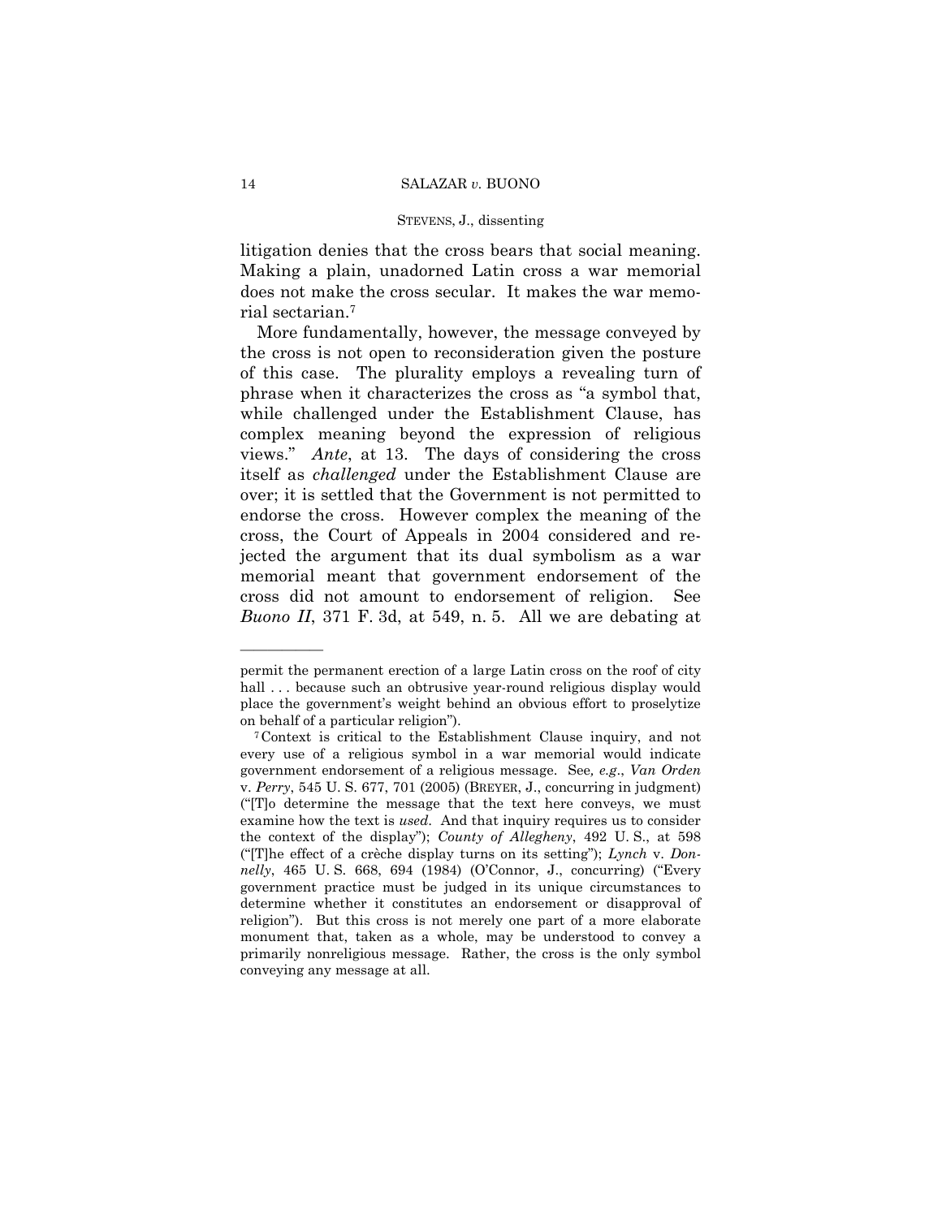litigation denies that the cross bears that social meaning. Making a plain, unadorned Latin cross a war memorial does not make the cross secular. It makes the war memorial sectarian.[7]

More fundamentally, however, the message conveyed by the cross is not open to reconsideration given the posture of this case. The plurality employs a revealing turn of phrase when it characterizes the cross as "a symbol that, while challenged under the Establishment Clause, has complex meaning beyond the expression of religious views." *Ante*, at 13. The days of considering the cross itself as *challenged* under the Establishment Clause are over; it is settled that the Government is not permitted to endorse the cross. However complex the meaning of the cross, the Court of Appeals in 2004 considered and rejected the argument that its dual symbolism as a war memorial meant that government endorsement of the cross did not amount to endorsement of religion. See *Buono II*, 371 F. 3d, at 549, n. 5. All we are debating at

---

permit the permanent erection of a large Latin cross on the roof of city hall . . . because such an obtrusive year-round religious display would place the government's weight behind an obvious effort to proselytize on behalf of a particular religion").

[7] Context is critical to the Establishment Clause inquiry, and not every use of a religious symbol in a war memorial would indicate government endorsement of a religious message. See, *e.g.*, *Van Orden* v. *Perry*, 545 U. S. 677, 701 (2005) (BREYER, J., concurring in judgment) ("[T]o determine the message that the text here conveys, we must examine how the text is *used*. And that inquiry requires us to consider the context of the display"); *County of Allegheny*, 492 U. S., at 598 ("[T]he effect of a crèche display turns on its setting"); *Lynch* v. *Donnelly*, 465 U. S. 668, 694 (1984) (O'Connor, J., concurring) ("Every government practice must be judged in its unique circumstances to determine whether it constitutes an endorsement or disapproval of religion"). But this cross is not merely one part of a more elaborate monument that, taken as a whole, may be understood to convey a primarily nonreligious message. Rather, the cross is the only symbol conveying any message at all.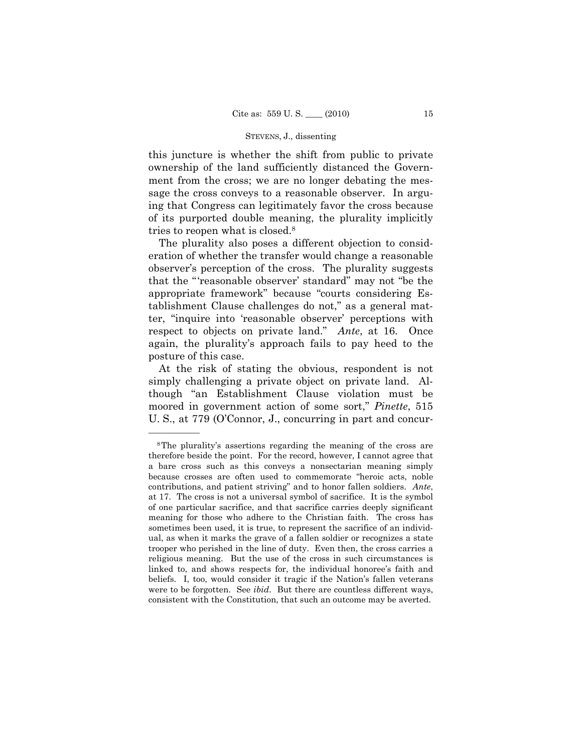this juncture is whether the shift from public to private ownership of the land sufficiently distanced the Government from the cross; we are no longer debating the message the cross conveys to a reasonable observer. In arguing that Congress can legitimately favor the cross because of its purported double meaning, the plurality implicitly tries to reopen what is closed.[8]

The plurality also poses a different objection to consideration of whether the transfer would change a reasonable observer's perception of the cross. The plurality suggests that the "'reasonable observer' standard" may not "be the appropriate framework" because "courts considering Establishment Clause challenges do not," as a general matter, "inquire into 'reasonable observer' perceptions with respect to objects on private land." *Ante*, at 16. Once again, the plurality's approach fails to pay heed to the posture of this case.

At the risk of stating the obvious, respondent is not simply challenging a private object on private land. Although "an Establishment Clause violation must be moored in government action of some sort," *Pinette*, 515 U. S., at 779 (O'Connor, J., concurring in part and concur-

---

[8]The plurality's assertions regarding the meaning of the cross are therefore beside the point. For the record, however, I cannot agree that a bare cross such as this conveys a nonsectarian meaning simply because crosses are often used to commemorate "heroic acts, noble contributions, and patient striving" and to honor fallen soldiers. *Ante*, at 17. The cross is not a universal symbol of sacrifice. It is the symbol of one particular sacrifice, and that sacrifice carries deeply significant meaning for those who adhere to the Christian faith. The cross has sometimes been used, it is true, to represent the sacrifice of an individual, as when it marks the grave of a fallen soldier or recognizes a state trooper who perished in the line of duty. Even then, the cross carries a religious meaning. But the use of the cross in such circumstances is linked to, and shows respects for, the individual honoree's faith and beliefs. I, too, would consider it tragic if the Nation's fallen veterans were to be forgotten. See *ibid*. But there are countless different ways, consistent with the Constitution, that such an outcome may be averted.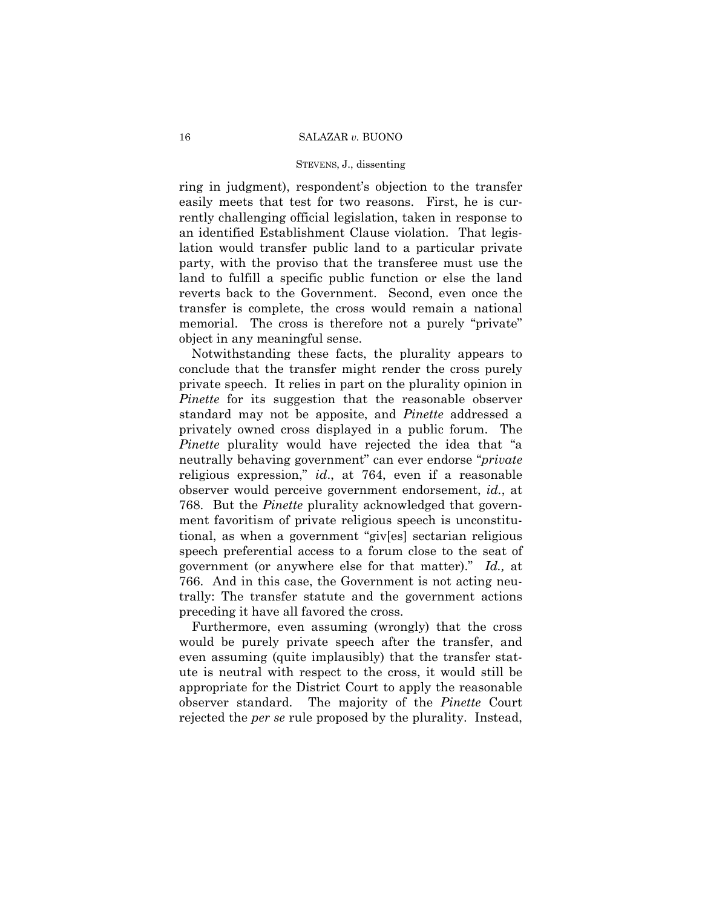ring in judgment), respondent's objection to the transfer easily meets that test for two reasons. First, he is currently challenging official legislation, taken in response to an identified Establishment Clause violation. That legislation would transfer public land to a particular private party, with the proviso that the transferee must use the land to fulfill a specific public function or else the land reverts back to the Government. Second, even once the transfer is complete, the cross would remain a national memorial. The cross is therefore not a purely "private" object in any meaningful sense.

Notwithstanding these facts, the plurality appears to conclude that the transfer might render the cross purely private speech. It relies in part on the plurality opinion in *Pinette* for its suggestion that the reasonable observer standard may not be apposite, and *Pinette* addressed a privately owned cross displayed in a public forum. The *Pinette* plurality would have rejected the idea that "a neutrally behaving government" can ever endorse "*private* religious expression," *id*., at 764, even if a reasonable observer would perceive government endorsement, *id.*, at 768. But the *Pinette* plurality acknowledged that government favoritism of private religious speech is unconstitutional, as when a government "giv[es] sectarian religious speech preferential access to a forum close to the seat of government (or anywhere else for that matter)." *Id.,* at 766. And in this case, the Government is not acting neutrally: The transfer statute and the government actions preceding it have all favored the cross.

Furthermore, even assuming (wrongly) that the cross would be purely private speech after the transfer, and even assuming (quite implausibly) that the transfer statute is neutral with respect to the cross, it would still be appropriate for the District Court to apply the reasonable observer standard. The majority of the *Pinette* Court rejected the *per se* rule proposed by the plurality. Instead,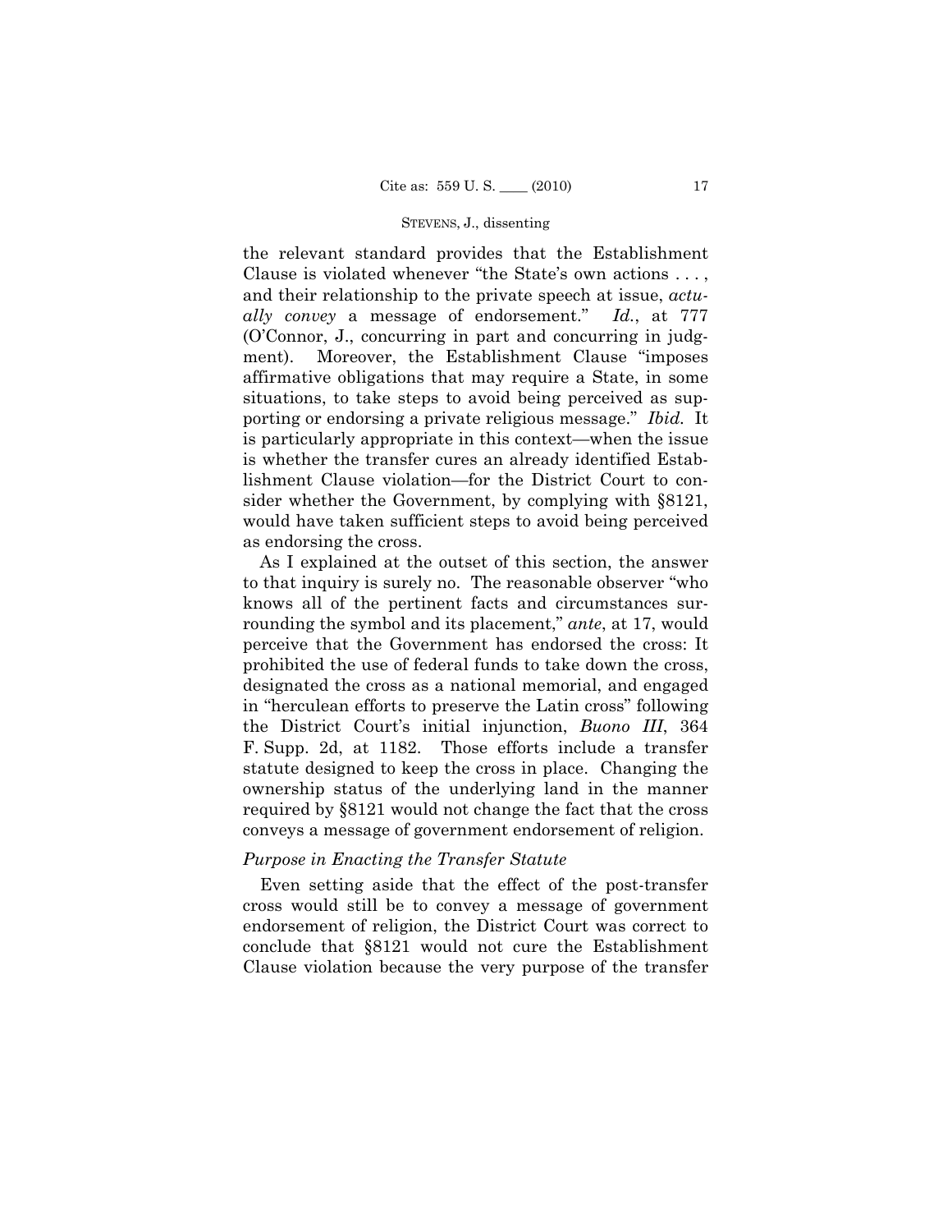the relevant standard provides that the Establishment Clause is violated whenever "the State's own actions . . . , and their relationship to the private speech at issue, *actually convey* a message of endorsement." *Id.*, at 777 (O'Connor, J., concurring in part and concurring in judgment). Moreover, the Establishment Clause "imposes affirmative obligations that may require a State, in some situations, to take steps to avoid being perceived as supporting or endorsing a private religious message." *Ibid.* It is particularly appropriate in this context—when the issue is whether the transfer cures an already identified Establishment Clause violation—for the District Court to consider whether the Government, by complying with §8121, would have taken sufficient steps to avoid being perceived as endorsing the cross.

As I explained at the outset of this section, the answer to that inquiry is surely no. The reasonable observer "who knows all of the pertinent facts and circumstances surrounding the symbol and its placement," *ante*, at 17, would perceive that the Government has endorsed the cross: It prohibited the use of federal funds to take down the cross, designated the cross as a national memorial, and engaged in "herculean efforts to preserve the Latin cross" following the District Court's initial injunction, *Buono III*, 364 F. Supp. 2d, at 1182. Those efforts include a transfer statute designed to keep the cross in place. Changing the ownership status of the underlying land in the manner required by §8121 would not change the fact that the cross conveys a message of government endorsement of religion.

*Purpose in Enacting the Transfer Statute*

Even setting aside that the effect of the post-transfer cross would still be to convey a message of government endorsement of religion, the District Court was correct to conclude that §8121 would not cure the Establishment Clause violation because the very purpose of the transfer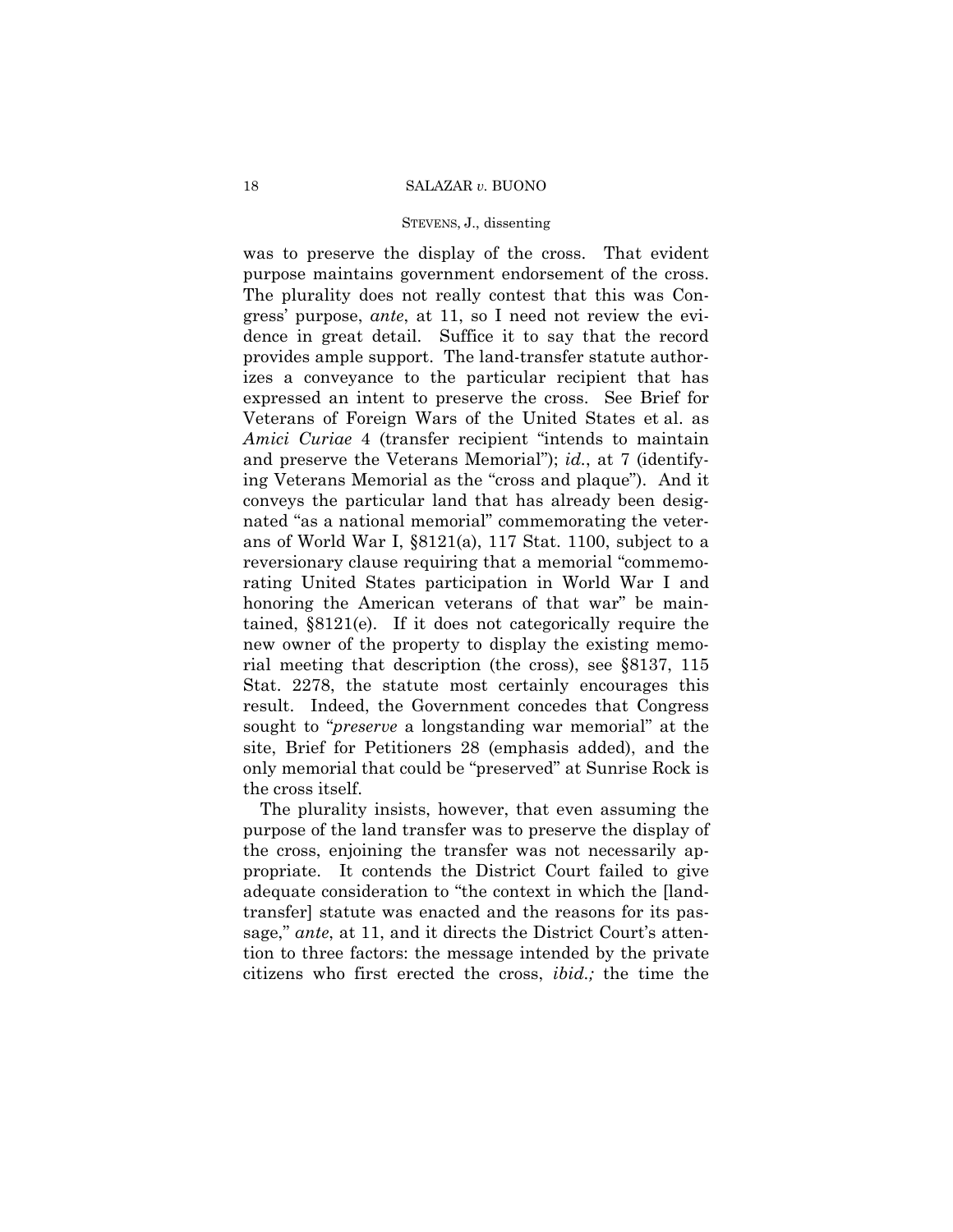was to preserve the display of the cross. That evident purpose maintains government endorsement of the cross. The plurality does not really contest that this was Congress' purpose, *ante*, at 11, so I need not review the evidence in great detail. Suffice it to say that the record provides ample support. The land-transfer statute authorizes a conveyance to the particular recipient that has expressed an intent to preserve the cross. See Brief for Veterans of Foreign Wars of the United States et al. as *Amici Curiae* 4 (transfer recipient "intends to maintain and preserve the Veterans Memorial"); *id.*, at 7 (identifying Veterans Memorial as the "cross and plaque"). And it conveys the particular land that has already been designated "as a national memorial" commemorating the veterans of World War I, §8121(a), 117 Stat. 1100, subject to a reversionary clause requiring that a memorial "commemorating United States participation in World War I and honoring the American veterans of that war" be maintained, §8121(e). If it does not categorically require the new owner of the property to display the existing memorial meeting that description (the cross), see §8137, 115 Stat. 2278, the statute most certainly encourages this result. Indeed, the Government concedes that Congress sought to "*preserve* a longstanding war memorial" at the site, Brief for Petitioners 28 (emphasis added), and the only memorial that could be "preserved" at Sunrise Rock is the cross itself.

The plurality insists, however, that even assuming the purpose of the land transfer was to preserve the display of the cross, enjoining the transfer was not necessarily appropriate. It contends the District Court failed to give adequate consideration to "the context in which the [land-transfer] statute was enacted and the reasons for its passage," *ante*, at 11, and it directs the District Court's attention to three factors: the message intended by the private citizens who first erected the cross, *ibid.;* the time the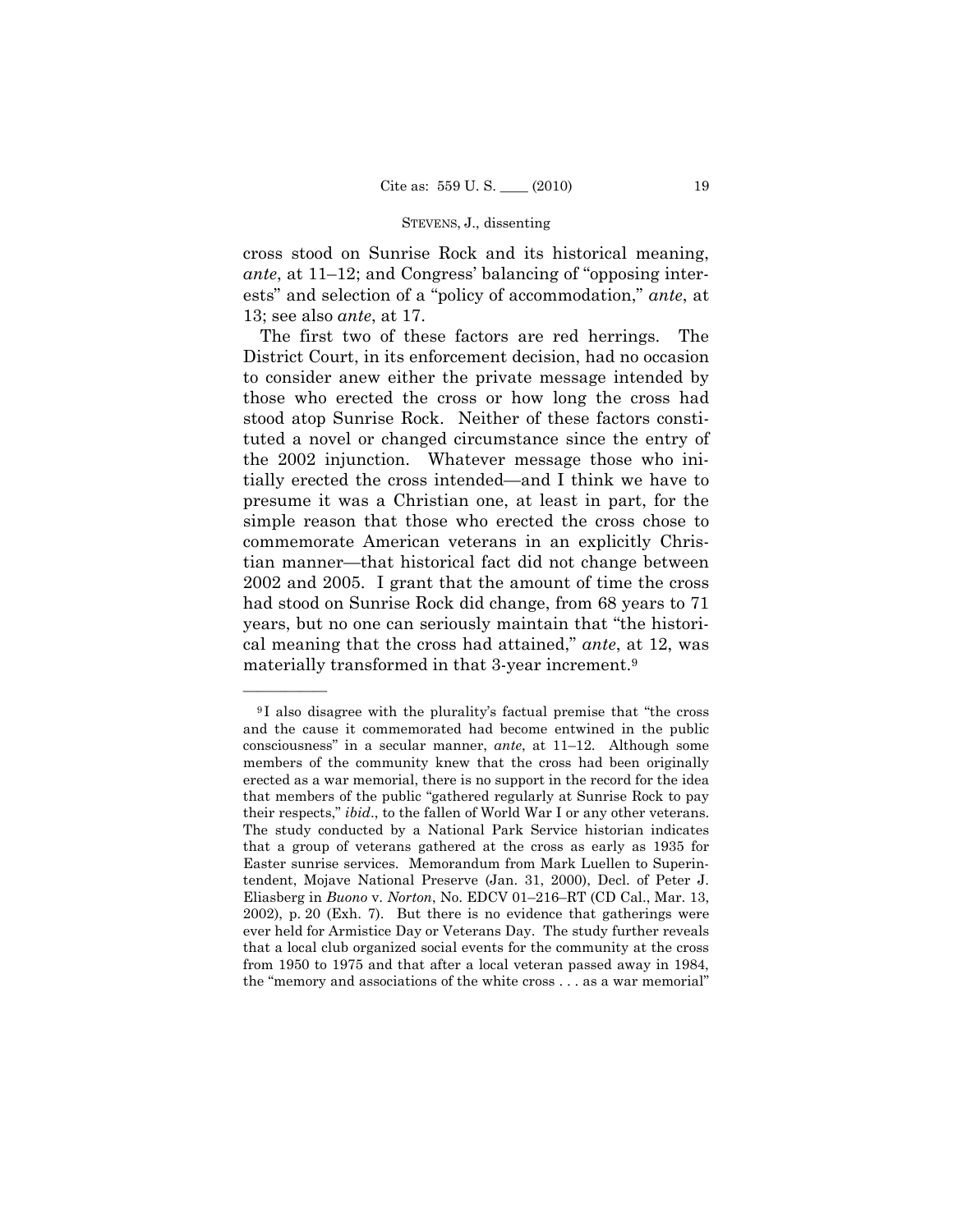cross stood on Sunrise Rock and its historical meaning, *ante*, at 11–12; and Congress' balancing of "opposing interests" and selection of a "policy of accommodation," *ante*, at 13; see also *ante*, at 17.

The first two of these factors are red herrings. The District Court, in its enforcement decision, had no occasion to consider anew either the private message intended by those who erected the cross or how long the cross had stood atop Sunrise Rock. Neither of these factors constituted a novel or changed circumstance since the entry of the 2002 injunction. Whatever message those who initially erected the cross intended—and I think we have to presume it was a Christian one, at least in part, for the simple reason that those who erected the cross chose to commemorate American veterans in an explicitly Christian manner—that historical fact did not change between 2002 and 2005. I grant that the amount of time the cross had stood on Sunrise Rock did change, from 68 years to 71 years, but no one can seriously maintain that "the historical meaning that the cross had attained," *ante*, at 12, was materially transformed in that 3-year increment.[9]

---

[9] I also disagree with the plurality's factual premise that "the cross and the cause it commemorated had become entwined in the public consciousness" in a secular manner, *ante*, at 11–12. Although some members of the community knew that the cross had been originally erected as a war memorial, there is no support in the record for the idea that members of the public "gathered regularly at Sunrise Rock to pay their respects," *ibid*., to the fallen of World War I or any other veterans. The study conducted by a National Park Service historian indicates that a group of veterans gathered at the cross as early as 1935 for Easter sunrise services. Memorandum from Mark Luellen to Superintendent, Mojave National Preserve (Jan. 31, 2000), Decl. of Peter J. Eliasberg in *Buono* v. *Norton*, No. EDCV 01–216–RT (CD Cal., Mar. 13, 2002), p. 20 (Exh. 7). But there is no evidence that gatherings were ever held for Armistice Day or Veterans Day. The study further reveals that a local club organized social events for the community at the cross from 1950 to 1975 and that after a local veteran passed away in 1984, the "memory and associations of the white cross . . . as a war memorial"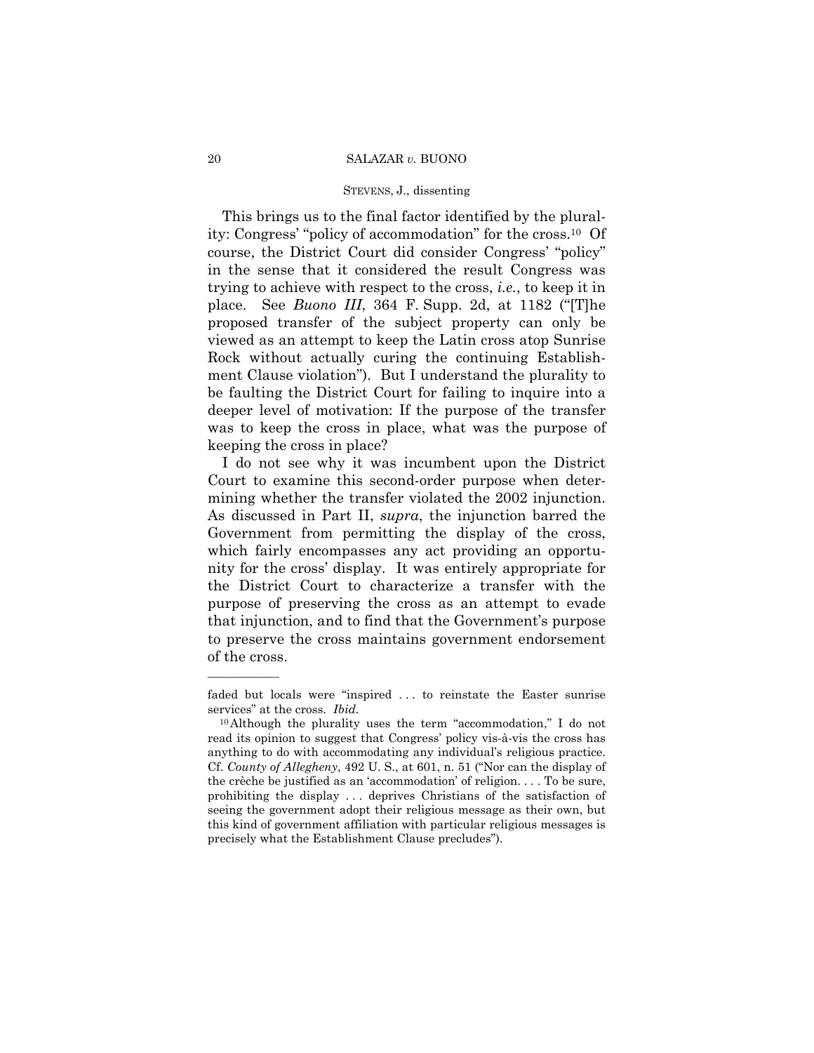This brings us to the final factor identified by the plurality: Congress' "policy of accommodation" for the cross.[10] Of course, the District Court did consider Congress' "policy" in the sense that it considered the result Congress was trying to achieve with respect to the cross, *i.e.*, to keep it in place. See *Buono III*, 364 F. Supp. 2d, at 1182 ("[T]he proposed transfer of the subject property can only be viewed as an attempt to keep the Latin cross atop Sunrise Rock without actually curing the continuing Establishment Clause violation"). But I understand the plurality to be faulting the District Court for failing to inquire into a deeper level of motivation: If the purpose of the transfer was to keep the cross in place, what was the purpose of keeping the cross in place?

I do not see why it was incumbent upon the District Court to examine this second-order purpose when determining whether the transfer violated the 2002 injunction. As discussed in Part II, *supra*, the injunction barred the Government from permitting the display of the cross, which fairly encompasses any act providing an opportunity for the cross' display. It was entirely appropriate for the District Court to characterize a transfer with the purpose of preserving the cross as an attempt to evade that injunction, and to find that the Government's purpose to preserve the cross maintains government endorsement of the cross.

---

faded but locals were "inspired . . . to reinstate the Easter sunrise services" at the cross. *Ibid.*

[10] Although the plurality uses the term "accommodation," I do not read its opinion to suggest that Congress' policy vis-à-vis the cross has anything to do with accommodating any individual's religious practice. Cf. *County of Allegheny*, 492 U. S., at 601, n. 51 ("Nor can the display of the crèche be justified as an 'accommodation' of religion. . . . To be sure, prohibiting the display . . . deprives Christians of the satisfaction of seeing the government adopt their religious message as their own, but this kind of government affiliation with particular religious messages is precisely what the Establishment Clause precludes").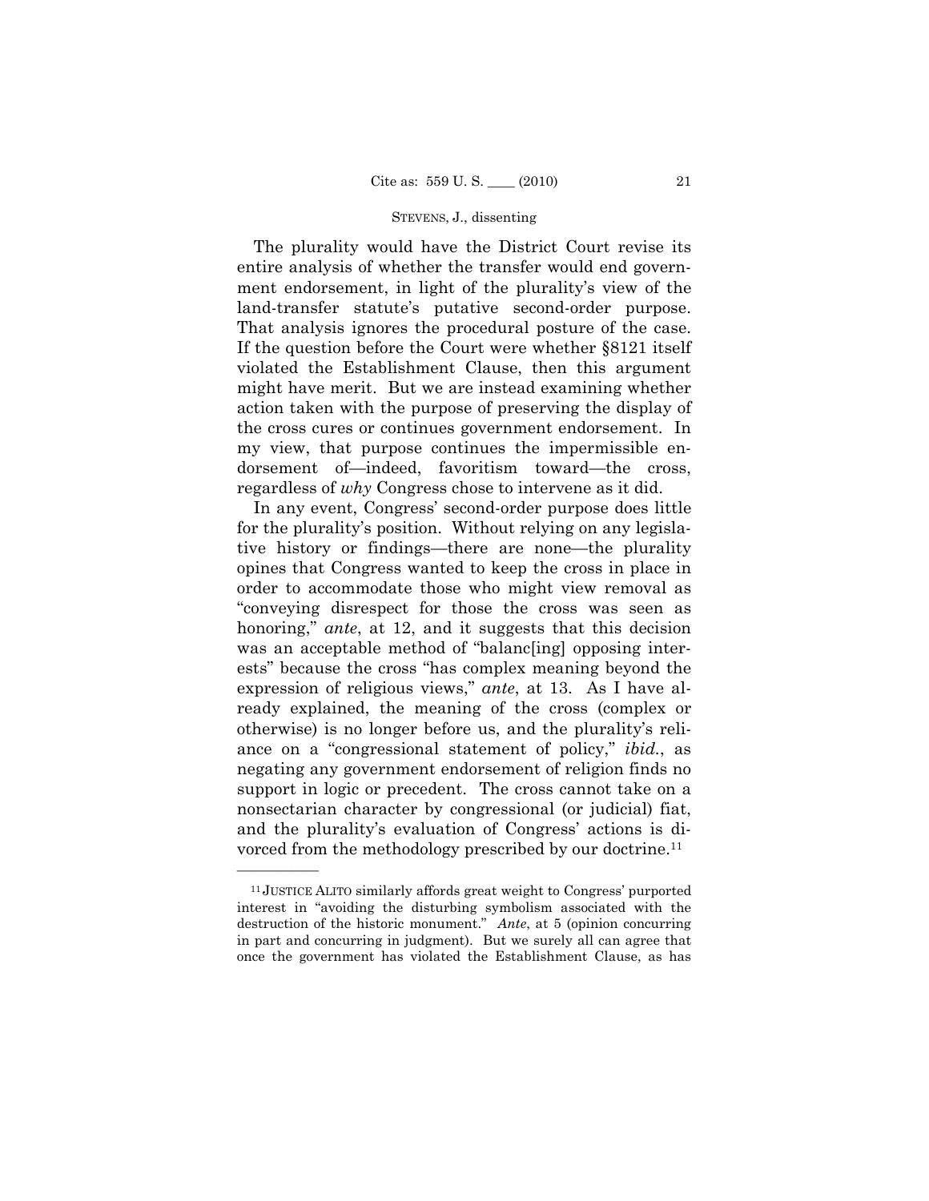The plurality would have the District Court revise its entire analysis of whether the transfer would end government endorsement, in light of the plurality's view of the land-transfer statute's putative second-order purpose. That analysis ignores the procedural posture of the case. If the question before the Court were whether §8121 itself violated the Establishment Clause, then this argument might have merit. But we are instead examining whether action taken with the purpose of preserving the display of the cross cures or continues government endorsement. In my view, that purpose continues the impermissible endorsement of—indeed, favoritism toward—the cross, regardless of *why* Congress chose to intervene as it did.

In any event, Congress' second-order purpose does little for the plurality's position. Without relying on any legislative history or findings—there are none—the plurality opines that Congress wanted to keep the cross in place in order to accommodate those who might view removal as "conveying disrespect for those the cross was seen as honoring," *ante*, at 12, and it suggests that this decision was an acceptable method of "balanc[ing] opposing interests" because the cross "has complex meaning beyond the expression of religious views," *ante*, at 13. As I have already explained, the meaning of the cross (complex or otherwise) is no longer before us, and the plurality's reliance on a "congressional statement of policy," *ibid.*, as negating any government endorsement of religion finds no support in logic or precedent. The cross cannot take on a nonsectarian character by congressional (or judicial) fiat, and the plurality's evaluation of Congress' actions is divorced from the methodology prescribed by our doctrine.[11]

---

[11] JUSTICE ALITO similarly affords great weight to Congress' purported interest in "avoiding the disturbing symbolism associated with the destruction of the historic monument." *Ante*, at 5 (opinion concurring in part and concurring in judgment). But we surely all can agree that once the government has violated the Establishment Clause, as has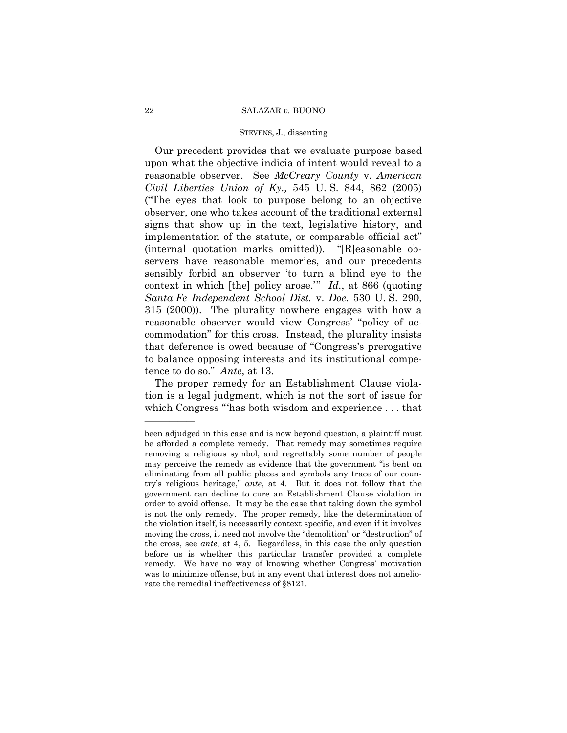Our precedent provides that we evaluate purpose based upon what the objective indicia of intent would reveal to a reasonable observer. See *McCreary County* v. *American Civil Liberties Union of Ky.,* 545 U. S. 844, 862 (2005) ("The eyes that look to purpose belong to an objective observer, one who takes account of the traditional external signs that show up in the text, legislative history, and implementation of the statute, or comparable official act" (internal quotation marks omitted)). "[R]easonable observers have reasonable memories, and our precedents sensibly forbid an observer 'to turn a blind eye to the context in which [the] policy arose.'" *Id.*, at 866 (quoting *Santa Fe Independent School Dist.* v. *Doe*, 530 U. S. 290, 315 (2000)). The plurality nowhere engages with how a reasonable observer would view Congress' "policy of accommodation" for this cross. Instead, the plurality insists that deference is owed because of "Congress's prerogative to balance opposing interests and its institutional competence to do so." *Ante*, at 13.

The proper remedy for an Establishment Clause violation is a legal judgment, which is not the sort of issue for which Congress "'has both wisdom and experience . . . that

---

been adjudged in this case and is now beyond question, a plaintiff must be afforded a complete remedy. That remedy may sometimes require removing a religious symbol, and regrettably some number of people may perceive the remedy as evidence that the government "is bent on eliminating from all public places and symbols any trace of our country's religious heritage," *ante*, at 4. But it does not follow that the government can decline to cure an Establishment Clause violation in order to avoid offense. It may be the case that taking down the symbol is not the only remedy. The proper remedy, like the determination of the violation itself, is necessarily context specific, and even if it involves moving the cross, it need not involve the "demolition" or "destruction" of the cross, see *ante*, at 4, 5. Regardless, in this case the only question before us is whether this particular transfer provided a complete remedy. We have no way of knowing whether Congress' motivation was to minimize offense, but in any event that interest does not ameliorate the remedial ineffectiveness of §8121.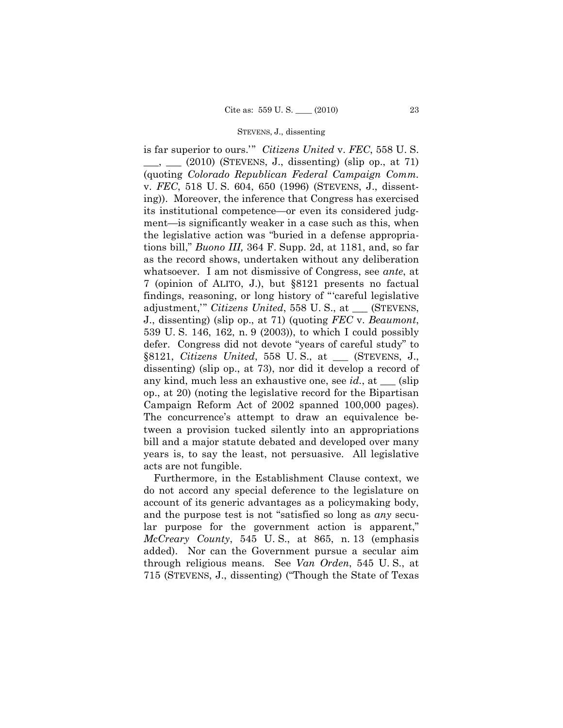is far superior to ours.'" *Citizens United* v. *FEC*, 558 U. S. \_\_\_, \_\_\_ (2010) (STEVENS, J., dissenting) (slip op., at 71) (quoting *Colorado Republican Federal Campaign Comm.* v. *FEC*, 518 U. S. 604, 650 (1996) (STEVENS, J., dissenting)). Moreover, the inference that Congress has exercised its institutional competence—or even its considered judgment—is significantly weaker in a case such as this, when the legislative action was "buried in a defense appropriations bill," *Buono III,* 364 F. Supp. 2d, at 1181, and, so far as the record shows, undertaken without any deliberation whatsoever. I am not dismissive of Congress, see *ante*, at 7 (opinion of ALITO, J.), but §8121 presents no factual findings, reasoning, or long history of "'careful legislative adjustment,'" *Citizens United*, 558 U. S., at \_\_\_ (STEVENS, J., dissenting) (slip op., at 71) (quoting *FEC* v. *Beaumont*, 539 U. S. 146, 162, n. 9 (2003)), to which I could possibly defer. Congress did not devote "years of careful study" to §8121, *Citizens United*, 558 U. S., at \_\_\_ (STEVENS, J., dissenting) (slip op., at 73), nor did it develop a record of any kind, much less an exhaustive one, see *id.*, at \_\_\_ (slip op., at 20) (noting the legislative record for the Bipartisan Campaign Reform Act of 2002 spanned 100,000 pages). The concurrence's attempt to draw an equivalence between a provision tucked silently into an appropriations bill and a major statute debated and developed over many years is, to say the least, not persuasive. All legislative acts are not fungible.

Furthermore, in the Establishment Clause context, we do not accord any special deference to the legislature on account of its generic advantages as a policymaking body, and the purpose test is not "satisfied so long as *any* secular purpose for the government action is apparent," *McCreary County*, 545 U. S., at 865, n. 13 (emphasis added). Nor can the Government pursue a secular aim through religious means. See *Van Orden*, 545 U. S., at 715 (STEVENS, J., dissenting) ("Though the State of Texas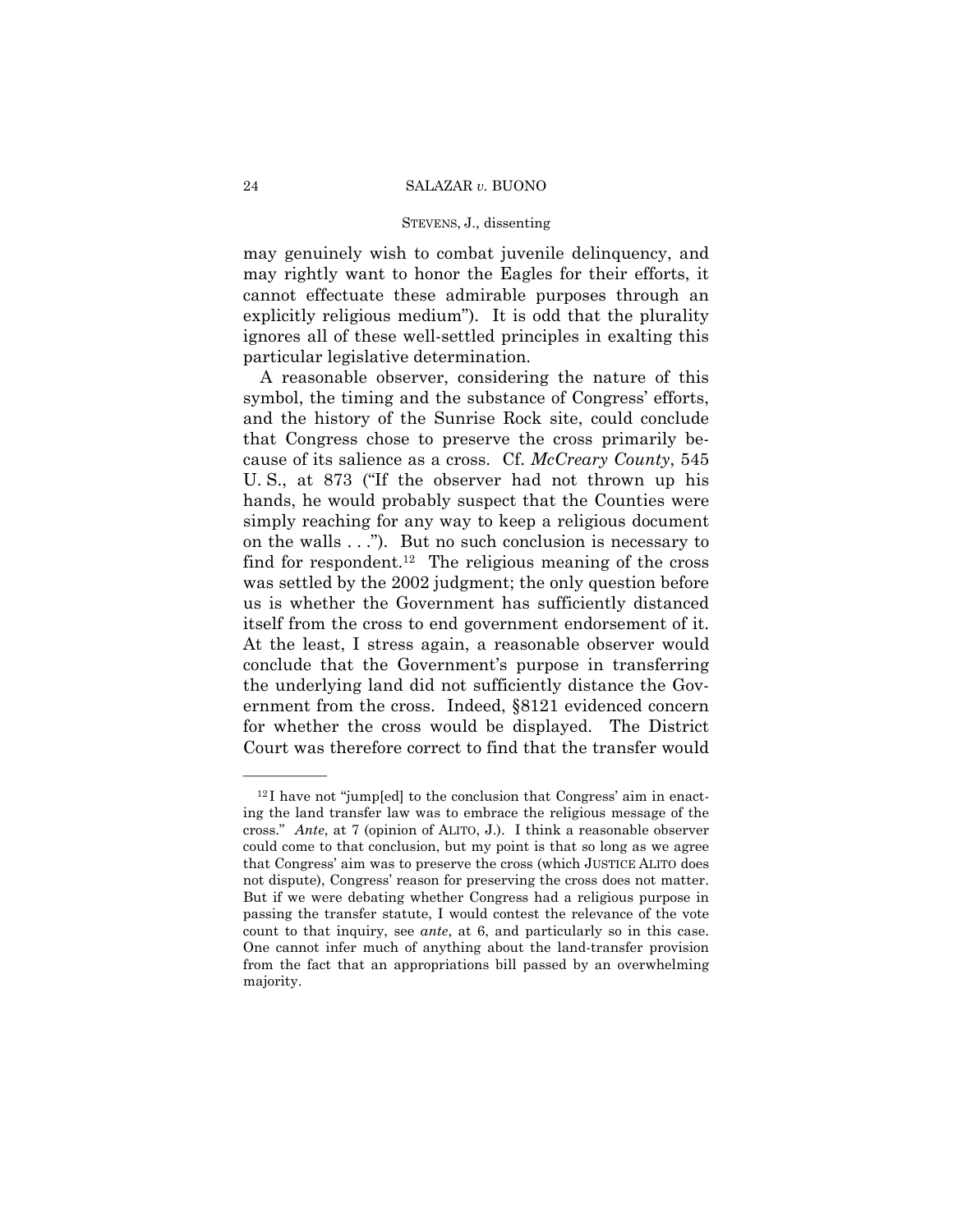may genuinely wish to combat juvenile delinquency, and may rightly want to honor the Eagles for their efforts, it cannot effectuate these admirable purposes through an explicitly religious medium"). It is odd that the plurality ignores all of these well-settled principles in exalting this particular legislative determination.

A reasonable observer, considering the nature of this symbol, the timing and the substance of Congress' efforts, and the history of the Sunrise Rock site, could conclude that Congress chose to preserve the cross primarily because of its salience as a cross. Cf. *McCreary County*, 545 U. S., at 873 ("If the observer had not thrown up his hands, he would probably suspect that the Counties were simply reaching for any way to keep a religious document on the walls . . ."). But no such conclusion is necessary to find for respondent.[12] The religious meaning of the cross was settled by the 2002 judgment; the only question before us is whether the Government has sufficiently distanced itself from the cross to end government endorsement of it. At the least, I stress again, a reasonable observer would conclude that the Government's purpose in transferring the underlying land did not sufficiently distance the Government from the cross. Indeed, §8121 evidenced concern for whether the cross would be displayed. The District Court was therefore correct to find that the transfer would

---

[12] I have not "jump[ed] to the conclusion that Congress' aim in enacting the land transfer law was to embrace the religious message of the cross." *Ante*, at 7 (opinion of ALITO, J.). I think a reasonable observer could come to that conclusion, but my point is that so long as we agree that Congress' aim was to preserve the cross (which JUSTICE ALITO does not dispute), Congress' reason for preserving the cross does not matter. But if we were debating whether Congress had a religious purpose in passing the transfer statute, I would contest the relevance of the vote count to that inquiry, see *ante*, at 6, and particularly so in this case. One cannot infer much of anything about the land-transfer provision from the fact that an appropriations bill passed by an overwhelming majority.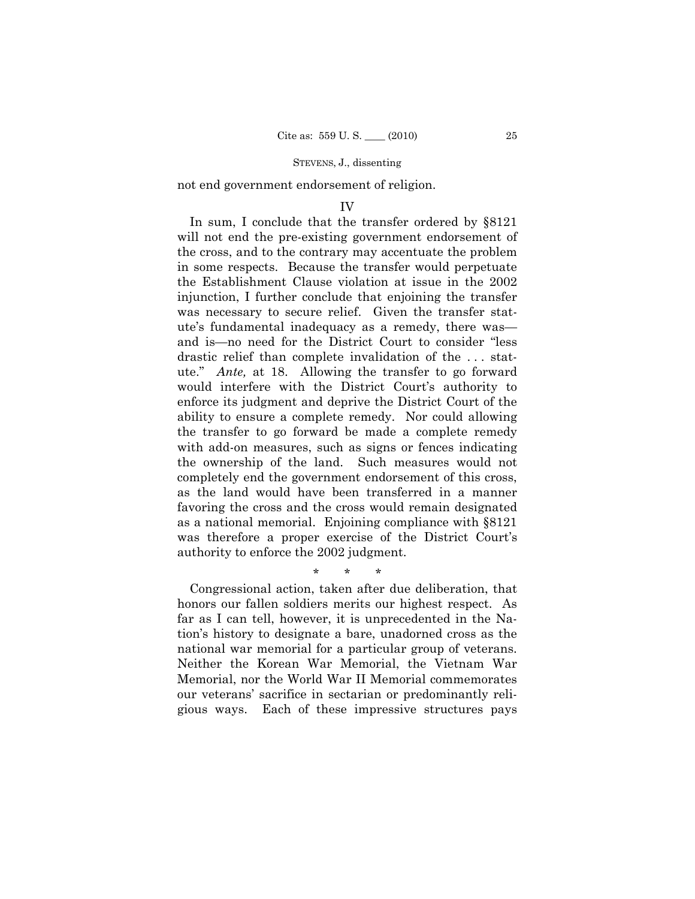not end government endorsement of religion.

## IV

In sum, I conclude that the transfer ordered by §8121 will not end the pre-existing government endorsement of the cross, and to the contrary may accentuate the problem in some respects. Because the transfer would perpetuate the Establishment Clause violation at issue in the 2002 injunction, I further conclude that enjoining the transfer was necessary to secure relief. Given the transfer statute's fundamental inadequacy as a remedy, there was—and is—no need for the District Court to consider "less drastic relief than complete invalidation of the . . . statute." *Ante,* at 18. Allowing the transfer to go forward would interfere with the District Court's authority to enforce its judgment and deprive the District Court of the ability to ensure a complete remedy. Nor could allowing the transfer to go forward be made a complete remedy with add-on measures, such as signs or fences indicating the ownership of the land. Such measures would not completely end the government endorsement of this cross, as the land would have been transferred in a manner favoring the cross and the cross would remain designated as a national memorial. Enjoining compliance with §8121 was therefore a proper exercise of the District Court's authority to enforce the 2002 judgment.

\* \* \*

Congressional action, taken after due deliberation, that honors our fallen soldiers merits our highest respect. As far as I can tell, however, it is unprecedented in the Nation's history to designate a bare, unadorned cross as the national war memorial for a particular group of veterans. Neither the Korean War Memorial, the Vietnam War Memorial, nor the World War II Memorial commemorates our veterans' sacrifice in sectarian or predominantly religious ways. Each of these impressive structures pays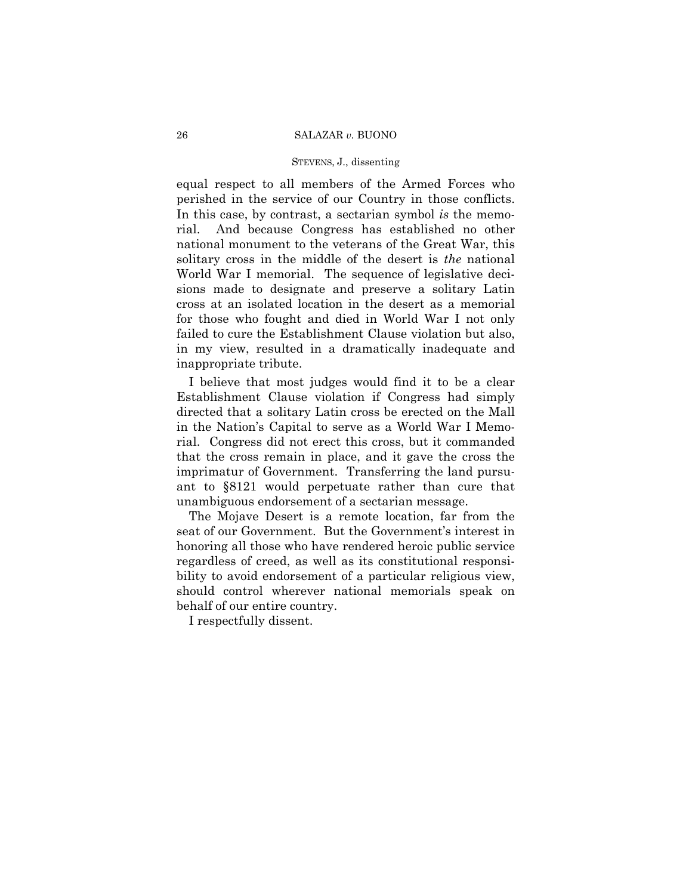equal respect to all members of the Armed Forces who perished in the service of our Country in those conflicts. In this case, by contrast, a sectarian symbol *is* the memorial. And because Congress has established no other national monument to the veterans of the Great War, this solitary cross in the middle of the desert is *the* national World War I memorial. The sequence of legislative decisions made to designate and preserve a solitary Latin cross at an isolated location in the desert as a memorial for those who fought and died in World War I not only failed to cure the Establishment Clause violation but also, in my view, resulted in a dramatically inadequate and inappropriate tribute.

I believe that most judges would find it to be a clear Establishment Clause violation if Congress had simply directed that a solitary Latin cross be erected on the Mall in the Nation's Capital to serve as a World War I Memorial. Congress did not erect this cross, but it commanded that the cross remain in place, and it gave the cross the imprimatur of Government. Transferring the land pursuant to §8121 would perpetuate rather than cure that unambiguous endorsement of a sectarian message.

The Mojave Desert is a remote location, far from the seat of our Government. But the Government's interest in honoring all those who have rendered heroic public service regardless of creed, as well as its constitutional responsibility to avoid endorsement of a particular religious view, should control wherever national memorials speak on behalf of our entire country.

I respectfully dissent.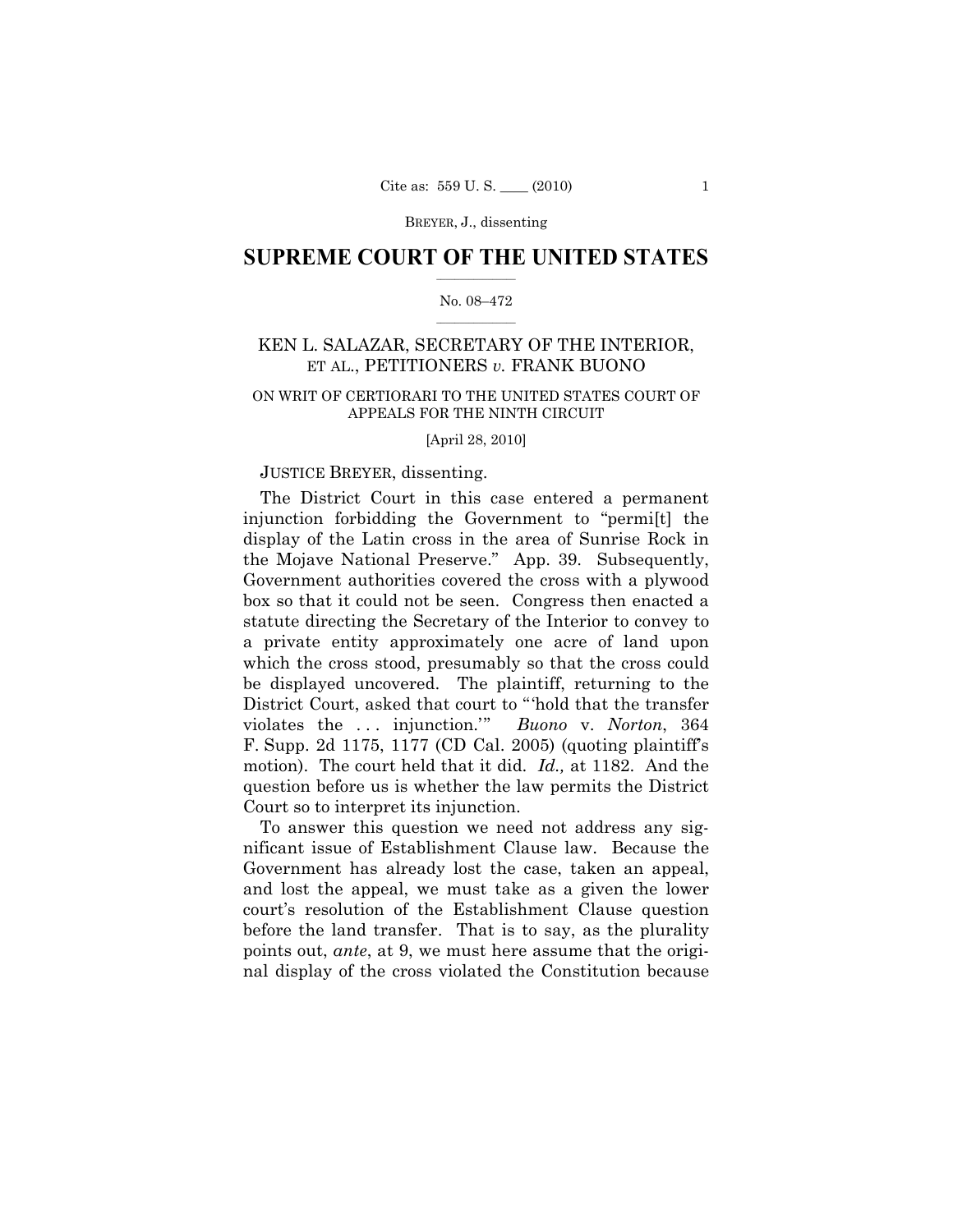BREYER, J., dissenting

# SUPREME COURT OF THE UNITED STATES

No. 08–472

## KEN L. SALAZAR, SECRETARY OF THE INTERIOR, ET AL., PETITIONERS *v.* FRANK BUONO

ON WRIT OF CERTIORARI TO THE UNITED STATES COURT OF APPEALS FOR THE NINTH CIRCUIT

[April 28, 2010]

JUSTICE BREYER, dissenting.

The District Court in this case entered a permanent injunction forbidding the Government to "permi[t] the display of the Latin cross in the area of Sunrise Rock in the Mojave National Preserve." App. 39. Subsequently, Government authorities covered the cross with a plywood box so that it could not be seen. Congress then enacted a statute directing the Secretary of the Interior to convey to a private entity approximately one acre of land upon which the cross stood, presumably so that the cross could be displayed uncovered. The plaintiff, returning to the District Court, asked that court to "'hold that the transfer violates the . . . injunction.'" *Buono* v. *Norton*, 364 F. Supp. 2d 1175, 1177 (CD Cal. 2005) (quoting plaintiff's motion). The court held that it did. *Id.,* at 1182. And the question before us is whether the law permits the District Court so to interpret its injunction.

To answer this question we need not address any significant issue of Establishment Clause law. Because the Government has already lost the case, taken an appeal, and lost the appeal, we must take as a given the lower court's resolution of the Establishment Clause question before the land transfer. That is to say, as the plurality points out, *ante*, at 9, we must here assume that the original display of the cross violated the Constitution because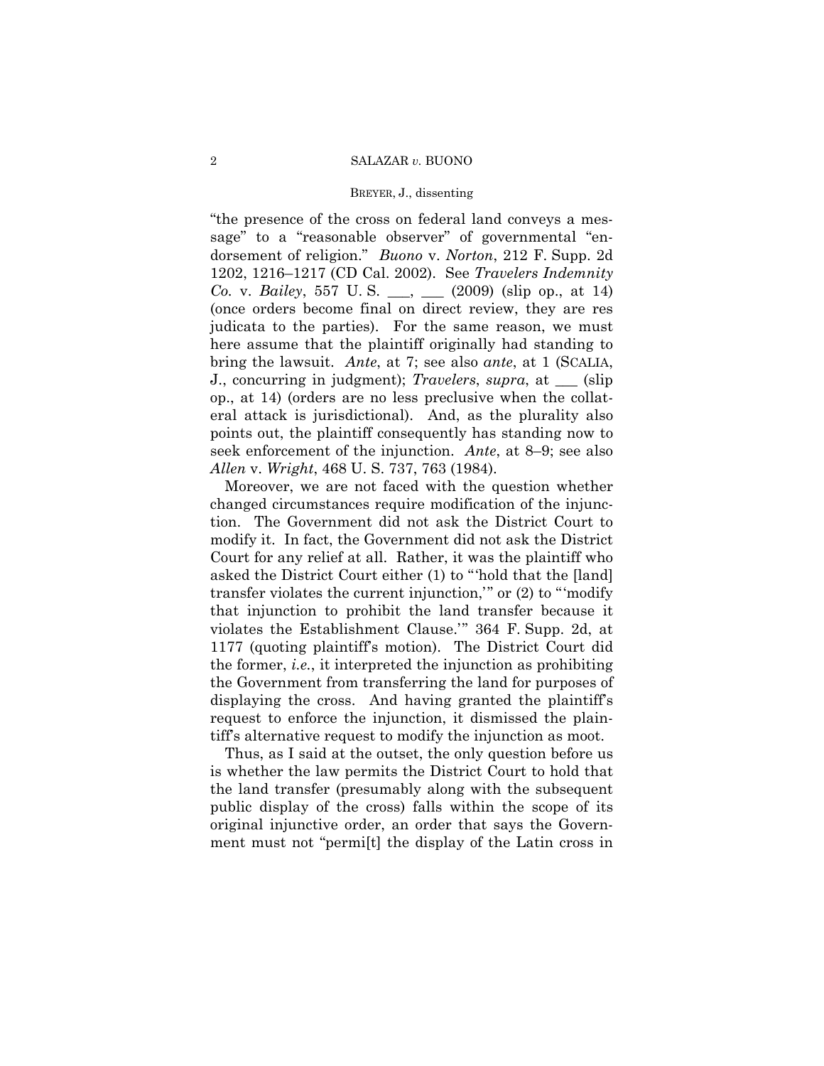"the presence of the cross on federal land conveys a message" to a "reasonable observer" of governmental "endorsement of religion." *Buono* v. *Norton*, 212 F. Supp. 2d 1202, 1216–1217 (CD Cal. 2002). See *Travelers Indemnity Co.* v. *Bailey*, 557 U. S. ___, ___ (2009) (slip op., at 14) (once orders become final on direct review, they are res judicata to the parties). For the same reason, we must here assume that the plaintiff originally had standing to bring the lawsuit. *Ante*, at 7; see also *ante*, at 1 (SCALIA, J., concurring in judgment); *Travelers*, *supra*, at ___ (slip op., at 14) (orders are no less preclusive when the collateral attack is jurisdictional). And, as the plurality also points out, the plaintiff consequently has standing now to seek enforcement of the injunction. *Ante*, at 8–9; see also *Allen* v. *Wright*, 468 U. S. 737, 763 (1984).

Moreover, we are not faced with the question whether changed circumstances require modification of the injunction. The Government did not ask the District Court to modify it. In fact, the Government did not ask the District Court for any relief at all. Rather, it was the plaintiff who asked the District Court either (1) to "'hold that the [land] transfer violates the current injunction,'" or (2) to "'modify that injunction to prohibit the land transfer because it violates the Establishment Clause.'" 364 F. Supp. 2d, at 1177 (quoting plaintiff's motion). The District Court did the former, *i.e.*, it interpreted the injunction as prohibiting the Government from transferring the land for purposes of displaying the cross. And having granted the plaintiff's request to enforce the injunction, it dismissed the plaintiff's alternative request to modify the injunction as moot.

Thus, as I said at the outset, the only question before us is whether the law permits the District Court to hold that the land transfer (presumably along with the subsequent public display of the cross) falls within the scope of its original injunctive order, an order that says the Government must not "permi[t] the display of the Latin cross in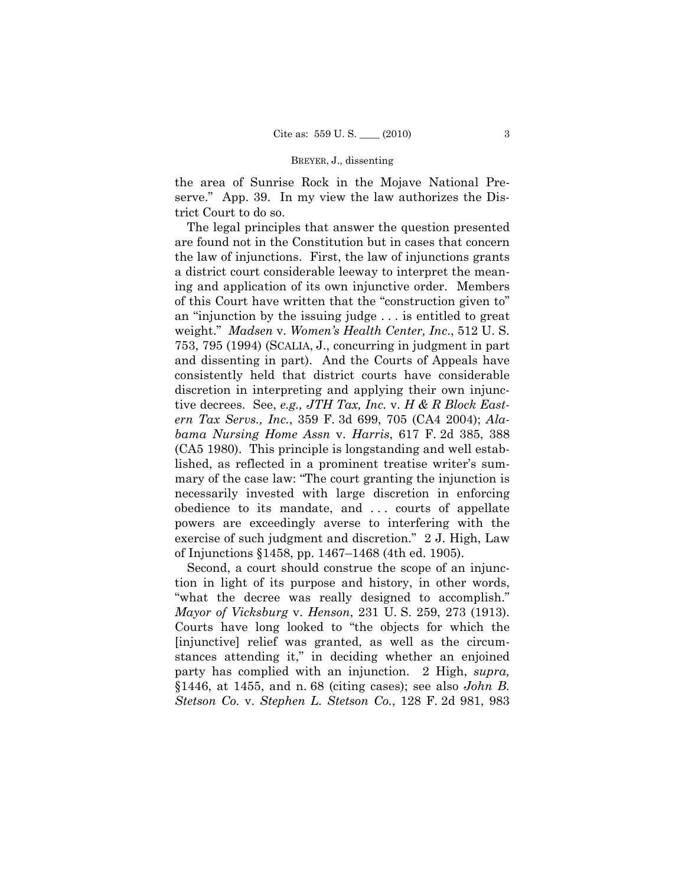the area of Sunrise Rock in the Mojave National Preserve." App. 39. In my view the law authorizes the District Court to do so.

The legal principles that answer the question presented are found not in the Constitution but in cases that concern the law of injunctions. First, the law of injunctions grants a district court considerable leeway to interpret the meaning and application of its own injunctive order. Members of this Court have written that the "construction given to" an "injunction by the issuing judge . . . is entitled to great weight." *Madsen* v. *Women's Health Center, Inc.*, 512 U. S. 753, 795 (1994) (SCALIA, J., concurring in judgment in part and dissenting in part). And the Courts of Appeals have consistently held that district courts have considerable discretion in interpreting and applying their own injunctive decrees. See, *e.g., JTH Tax, Inc.* v. *H & R Block Eastern Tax Servs., Inc.*, 359 F. 3d 699, 705 (CA4 2004); *Alabama Nursing Home Assn* v. *Harris*, 617 F. 2d 385, 388 (CA5 1980). This principle is longstanding and well established, as reflected in a prominent treatise writer's summary of the case law: "The court granting the injunction is necessarily invested with large discretion in enforcing obedience to its mandate, and . . . courts of appellate powers are exceedingly averse to interfering with the exercise of such judgment and discretion." 2 J. High, Law of Injunctions §1458, pp. 1467–1468 (4th ed. 1905).

Second, a court should construe the scope of an injunction in light of its purpose and history, in other words, "what the decree was really designed to accomplish." *Mayor of Vicksburg* v. *Henson*, 231 U. S. 259, 273 (1913). Courts have long looked to "the objects for which the [injunctive] relief was granted, as well as the circumstances attending it," in deciding whether an enjoined party has complied with an injunction. 2 High, *supra,* §1446, at 1455, and n. 68 (citing cases); see also *John B. Stetson Co.* v. *Stephen L. Stetson Co.*, 128 F. 2d 981, 983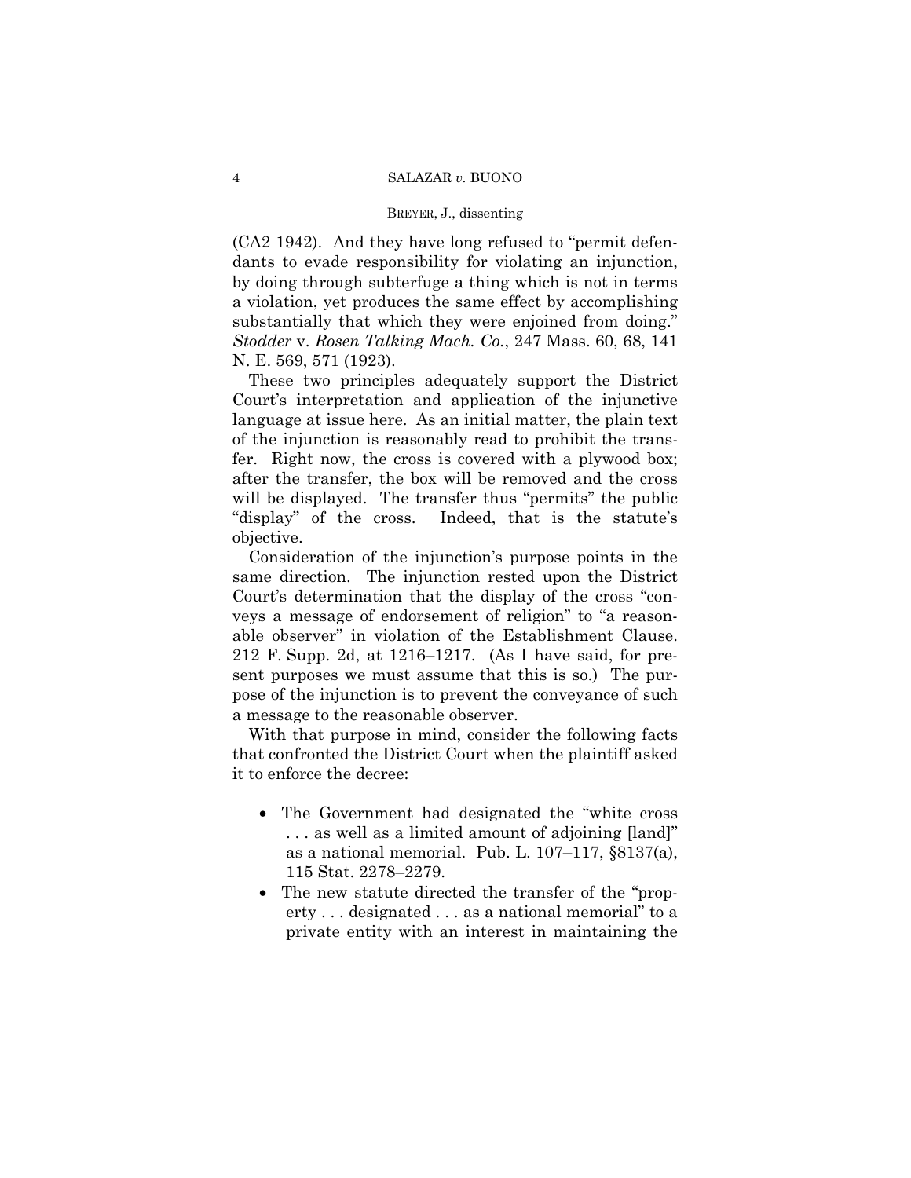(CA2 1942). And they have long refused to "permit defendants to evade responsibility for violating an injunction, by doing through subterfuge a thing which is not in terms a violation, yet produces the same effect by accomplishing substantially that which they were enjoined from doing." *Stodder* v. *Rosen Talking Mach. Co.*, 247 Mass. 60, 68, 141 N. E. 569, 571 (1923).

These two principles adequately support the District Court's interpretation and application of the injunctive language at issue here. As an initial matter, the plain text of the injunction is reasonably read to prohibit the transfer. Right now, the cross is covered with a plywood box; after the transfer, the box will be removed and the cross will be displayed. The transfer thus "permits" the public "display" of the cross. Indeed, that is the statute's objective.

Consideration of the injunction's purpose points in the same direction. The injunction rested upon the District Court's determination that the display of the cross "conveys a message of endorsement of religion" to "a reasonable observer" in violation of the Establishment Clause. 212 F. Supp. 2d, at 1216–1217. (As I have said, for present purposes we must assume that this is so.) The purpose of the injunction is to prevent the conveyance of such a message to the reasonable observer.

With that purpose in mind, consider the following facts that confronted the District Court when the plaintiff asked it to enforce the decree:

- The Government had designated the "white cross . . . as well as a limited amount of adjoining [land]" as a national memorial. Pub. L. 107–117, §8137(a), 115 Stat. 2278–2279.
- The new statute directed the transfer of the "property . . . designated . . . as a national memorial" to a private entity with an interest in maintaining the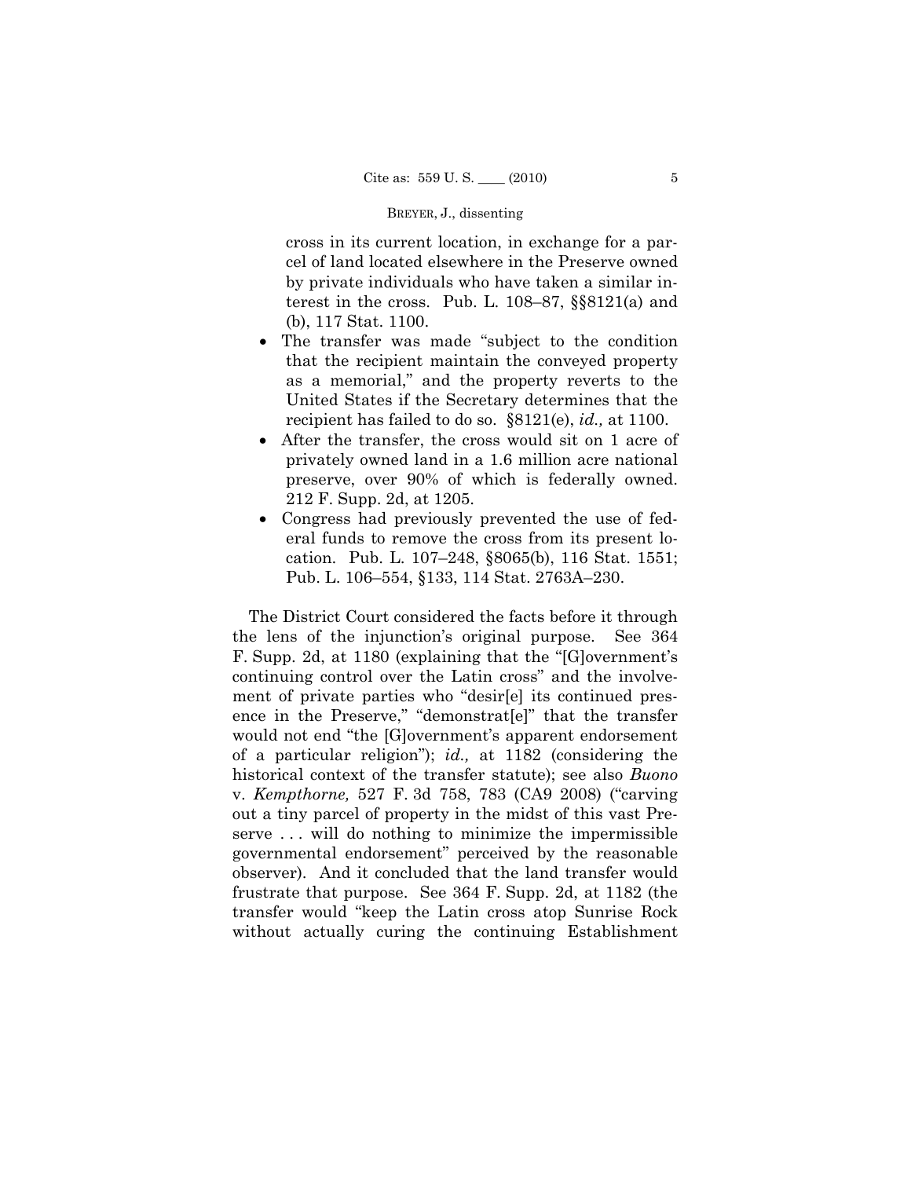cross in its current location, in exchange for a parcel of land located elsewhere in the Preserve owned by private individuals who have taken a similar interest in the cross. Pub. L. 108–87, §§8121(a) and (b), 117 Stat. 1100.

- The transfer was made "subject to the condition that the recipient maintain the conveyed property as a memorial," and the property reverts to the United States if the Secretary determines that the recipient has failed to do so. §8121(e), *id.,* at 1100.
- After the transfer, the cross would sit on 1 acre of privately owned land in a 1.6 million acre national preserve, over 90% of which is federally owned. 212 F. Supp. 2d, at 1205.
- Congress had previously prevented the use of federal funds to remove the cross from its present location. Pub. L. 107–248, §8065(b), 116 Stat. 1551; Pub. L. 106–554, §133, 114 Stat. 2763A–230.

The District Court considered the facts before it through the lens of the injunction's original purpose. See 364 F. Supp. 2d, at 1180 (explaining that the "[G]overnment's continuing control over the Latin cross" and the involvement of private parties who "desir[e] its continued presence in the Preserve," "demonstrat[e]" that the transfer would not end "the [G]overnment's apparent endorsement of a particular religion"); *id.,* at 1182 (considering the historical context of the transfer statute); see also *Buono* v. *Kempthorne,* 527 F. 3d 758, 783 (CA9 2008) ("carving out a tiny parcel of property in the midst of this vast Preserve . . . will do nothing to minimize the impermissible governmental endorsement" perceived by the reasonable observer). And it concluded that the land transfer would frustrate that purpose. See 364 F. Supp. 2d, at 1182 (the transfer would "keep the Latin cross atop Sunrise Rock without actually curing the continuing Establishment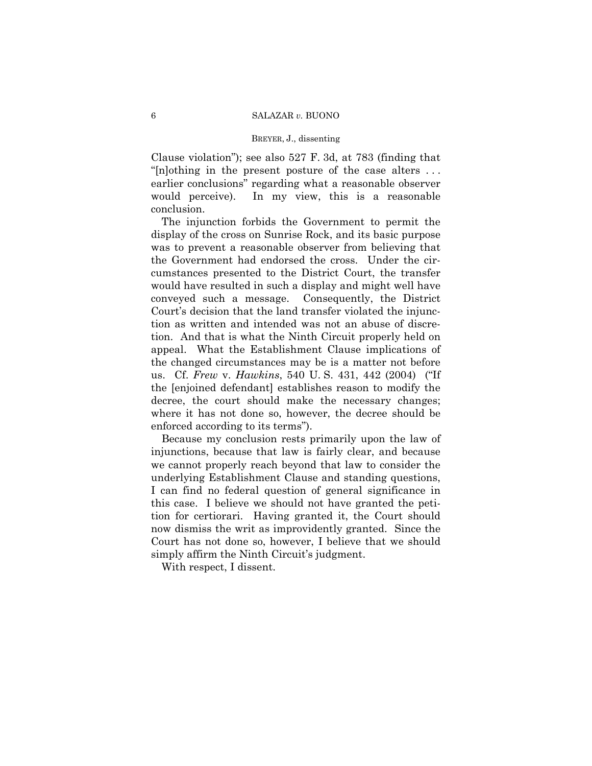Clause violation"); see also 527 F. 3d, at 783 (finding that "[n]othing in the present posture of the case alters . . . earlier conclusions" regarding what a reasonable observer would perceive). In my view, this is a reasonable conclusion.

The injunction forbids the Government to permit the display of the cross on Sunrise Rock, and its basic purpose was to prevent a reasonable observer from believing that the Government had endorsed the cross. Under the circumstances presented to the District Court, the transfer would have resulted in such a display and might well have conveyed such a message. Consequently, the District Court's decision that the land transfer violated the injunction as written and intended was not an abuse of discretion. And that is what the Ninth Circuit properly held on appeal. What the Establishment Clause implications of the changed circumstances may be is a matter not before us. Cf. *Frew* v. *Hawkins*, 540 U. S. 431, 442 (2004) ("If the [enjoined defendant] establishes reason to modify the decree, the court should make the necessary changes; where it has not done so, however, the decree should be enforced according to its terms").

Because my conclusion rests primarily upon the law of injunctions, because that law is fairly clear, and because we cannot properly reach beyond that law to consider the underlying Establishment Clause and standing questions, I can find no federal question of general significance in this case. I believe we should not have granted the petition for certiorari. Having granted it, the Court should now dismiss the writ as improvidently granted. Since the Court has not done so, however, I believe that we should simply affirm the Ninth Circuit's judgment.

With respect, I dissent.